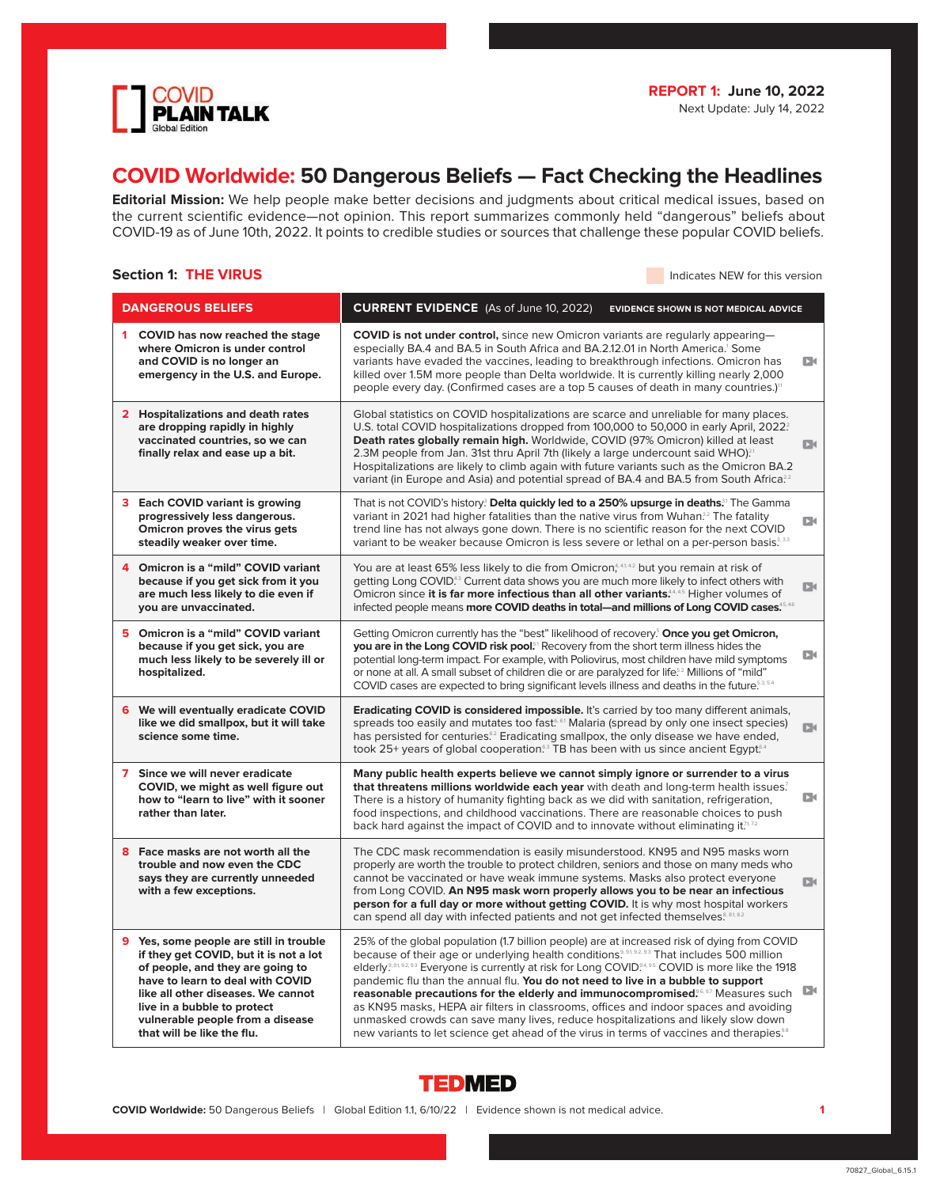COVID PLAIN TALK
Global Edition

**REPORT 1: June 10, 2022**
Next Update: July 14, 2022

# COVID Worldwide: 50 Dangerous Beliefs — Fact Checking the Headlines

**Editorial Mission:** We help people make better decisions and judgments about critical medical issues, based on the current scientific evidence—not opinion. This report summarizes commonly held "dangerous" beliefs about COVID-19 as of June 10th, 2022. It points to credible studies or sources that challenge these popular COVID beliefs.

## Section 1: THE VIRUS

Indicates NEW for this version

| DANGEROUS BELIEFS | CURRENT EVIDENCE (As of June 10, 2022) EVIDENCE SHOWN IS NOT MEDICAL ADVICE |
|---|---|
| **1 COVID has now reached the stage where Omicron is under control and COVID is no longer an emergency in the U.S. and Europe.** | **COVID is not under control,** since new Omicron variants are regularly appearing—especially BA.4 and BA.5 in South Africa and BA.2.12.01 in North America.[1] Some variants have evaded the vaccines, leading to breakthrough infections. Omicron has killed over 1.5M more people than Delta worldwide. It is currently killing nearly 2,000 people every day. (Confirmed cases are a top 5 causes of death in many countries.)[11] |
| **2 Hospitalizations and death rates are dropping rapidly in highly vaccinated countries, so we can finally relax and ease up a bit.** | Global statistics on COVID hospitalizations are scarce and unreliable for many places. U.S. total COVID hospitalizations dropped from 100,000 to 50,000 in early April, 2022.[2] **Death rates globally remain high.** Worldwide, COVID (97% Omicron) killed at least 2.3M people from Jan. 31st thru April 7th (likely a large undercount said WHO).[21] Hospitalizations are likely to climb again with future variants such as the Omicron BA.2 variant (in Europe and Asia) and potential spread of BA.4 and BA.5 from South Africa.[22] |
| **3 Each COVID variant is growing progressively less dangerous. Omicron proves the virus gets steadily weaker over time.** | That is not COVID's history.[3] **Delta quickly led to a 250% upsurge in deaths.**[31] The Gamma variant in 2021 had higher fatalities than the native virus from Wuhan.[32] The fatality trend line has not always gone down. There is no scientific reason for the next COVID variant to be weaker because Omicron is less severe or lethal on a per-person basis.[3,33] |
| **4 Omicron is a "mild" COVID variant because if you get sick from it you are much less likely to die even if you are unvaccinated.** | You are at least 65% less likely to die from Omicron,[4,41,42] but you remain at risk of getting Long COVID.[43] Current data shows you are much more likely to infect others with Omicron since **it is far more infectious than all other variants.**[44,45] Higher volumes of infected people means **more COVID deaths in total—and millions of Long COVID cases.**[45,46] |
| **5 Omicron is a "mild" COVID variant because if you get sick, you are much less likely to be severely ill or hospitalized.** | Getting Omicron currently has the "best" likelihood of recovery.[5] **Once you get Omicron, you are in the Long COVID risk pool.**[51] Recovery from the short term illness hides the potential long-term impact. For example, with Poliovirus, most children have mild symptoms or none at all. A small subset of children die or are paralyzed for life.[52] Millions of "mild" COVID cases are expected to bring significant levels illness and deaths in the future.[53,54] |
| **6 We will eventually eradicate COVID like we did smallpox, but it will take science some time.** | **Eradicating COVID is considered impossible.** It's carried by too many different animals, spreads too easily and mutates too fast.[6,61] Malaria (spread by only one insect species) has persisted for centuries.[62] Eradicating smallpox, the only disease we have ended, took 25+ years of global cooperation.[63] TB has been with us since ancient Egypt.[64] |
| **7 Since we will never eradicate COVID, we might as well figure out how to "learn to live" with it sooner rather than later.** | **Many public health experts believe we cannot simply ignore or surrender to a virus that threatens millions worldwide each year** with death and long-term health issues.[7] There is a history of humanity fighting back as we did with sanitation, refrigeration, food inspections, and childhood vaccinations. There are reasonable choices to push back hard against the impact of COVID and to innovate without eliminating it.[71,72] |
| **8 Face masks are not worth all the trouble and now even the CDC says they are currently unneeded with a few exceptions.** | The CDC mask recommendation is easily misunderstood. KN95 and N95 masks worn properly are worth the trouble to protect children, seniors and those on many meds who cannot be vaccinated or have weak immune systems. Masks also protect everyone from Long COVID. **An N95 mask worn properly allows you to be near an infectious person for a full day or more without getting COVID.** It is why most hospital workers can spend all day with infected patients and not get infected themselves.[8,81,82] |
| **9 Yes, some people are still in trouble if they get COVID, but it is not a lot of people, and they are going to have to learn to deal with COVID like all other diseases. We cannot live in a bubble to protect vulnerable people from a disease that will be like the flu.** | 25% of the global population (1.7 billion people) are at increased risk of dying from COVID because of their age or underlying health conditions.[9,91,92,93] That includes 500 million elderly.[9,91,92,93] Everyone is currently at risk for Long COVID.[94,95] COVID is more like the 1918 pandemic flu than the annual flu. **You do not need to live in a bubble to support reasonable precautions for the elderly and immunocompromised.**[96,97] Measures such as KN95 masks, HEPA air filters in classrooms, offices and indoor spaces and avoiding unmasked crowds can save many lives, reduce hospitalizations and likely slow down new variants to let science get ahead of the virus in terms of vaccines and therapies.[98] |

TEDMED

**COVID Worldwide:** 50 Dangerous Beliefs | Global Edition 1.1, 6/10/22 | Evidence shown is not medical advice.

70827_Global_6.15.1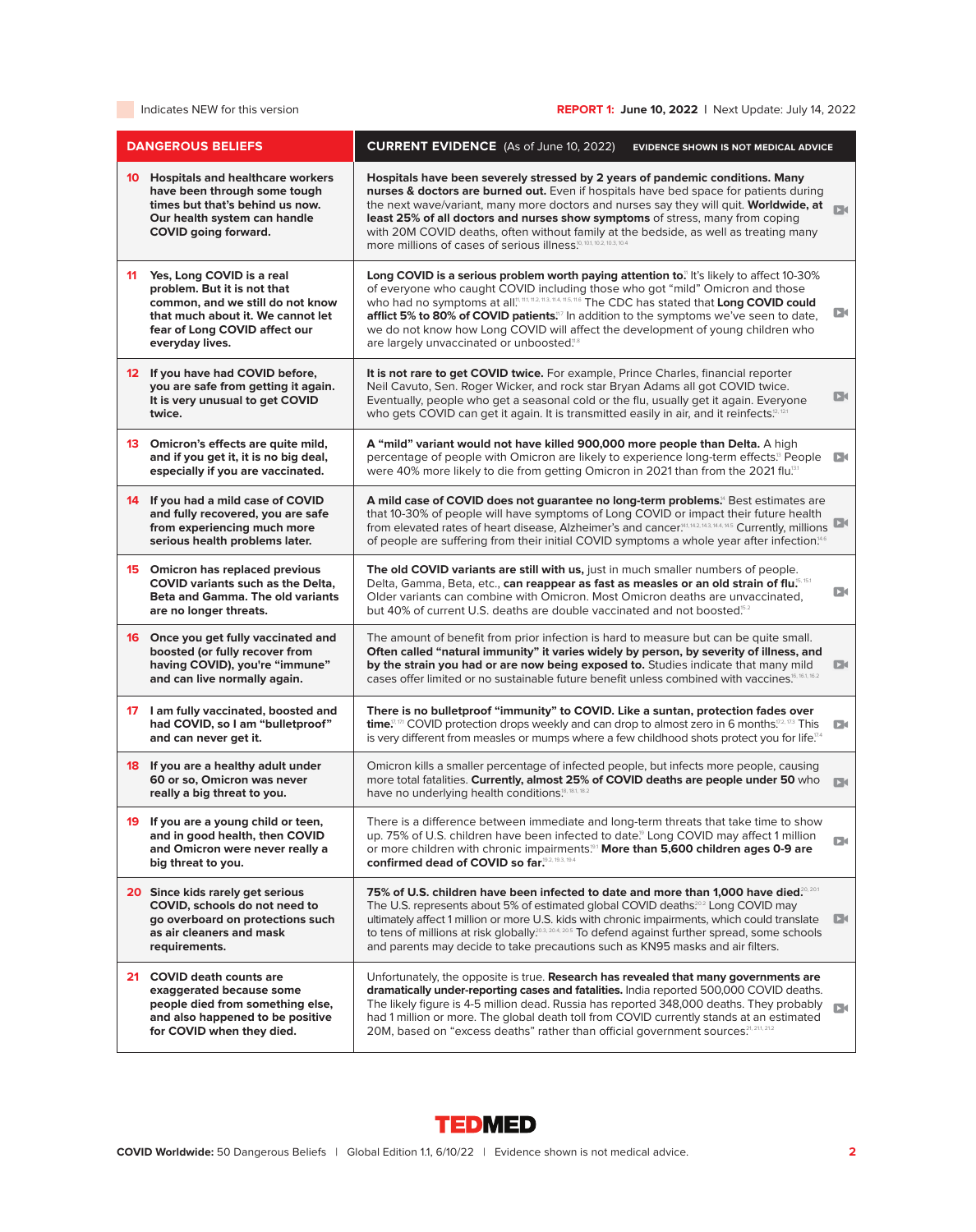Indicates NEW for this version

**REPORT 1: June 10, 2022** | Next Update: July 14, 2022

| DANGEROUS BELIEFS | CURRENT EVIDENCE (As of June 10, 2022) EVIDENCE SHOWN IS NOT MEDICAL ADVICE |
|---|---|
| **10** **Hospitals and healthcare workers have been through some tough times but that's behind us now. Our health system can handle COVID going forward.** | **Hospitals have been severely stressed by 2 years of pandemic conditions. Many nurses & doctors are burned out.** Even if hospitals have bed space for patients during the next wave/variant, many more doctors and nurses say they will quit. **Worldwide, at least 25% of all doctors and nurses show symptoms** of stress, many from coping with 20M COVID deaths, often without family at the bedside, as well as treating many more millions of cases of serious illness.[10, 10.1, 10.2, 10.3, 10.4] |
| **11** **Yes, Long COVID is a real problem. But it is not that common, and we still do not know that much about it. We cannot let fear of Long COVID affect our everyday lives.** | **Long COVID is a serious problem worth paying attention to.**[11] It's likely to affect 10-30% of everyone who caught COVID including those who got "mild" Omicron and those who had no symptoms at all.[11, 11.1, 11.2, 11.3, 11.4, 11.5, 11.6] The CDC has stated that **Long COVID could afflict 5% to 80% of COVID patients.**[11.7] In addition to the symptoms we've seen to date, we do not know how Long COVID will affect the development of young children who are largely unvaccinated or unboosted.[11.8] |
| **12** **If you have had COVID before, you are safe from getting it again. It is very unusual to get COVID twice.** | **It is not rare to get COVID twice.** For example, Prince Charles, financial reporter Neil Cavuto, Sen. Roger Wicker, and rock star Bryan Adams all got COVID twice. Eventually, people who get a seasonal cold or the flu, usually get it again. Everyone who gets COVID can get it again. It is transmitted easily in air, and it reinfects.[12, 12.1] |
| **13** **Omicron's effects are quite mild, and if you get it, it is no big deal, especially if you are vaccinated.** | **A "mild" variant would not have killed 900,000 more people than Delta.** A high percentage of people with Omicron are likely to experience long-term effects.[11] People were 40% more likely to die from getting Omicron in 2021 than from the 2021 flu.[13.1] |
| **14** **If you had a mild case of COVID and fully recovered, you are safe from experiencing much more serious health problems later.** | **A mild case of COVID does not guarantee no long-term problems.**[11] Best estimates are that 10-30% of people will have symptoms of Long COVID or impact their future health from elevated rates of heart disease, Alzheimer's and cancer.[14.1, 14.2, 14.3, 14.4, 14.5] Currently, millions of people are suffering from their initial COVID symptoms a whole year after infection.[14.6] |
| **15** **Omicron has replaced previous COVID variants such as the Delta, Beta and Gamma. The old variants are no longer threats.** | **The old COVID variants are still with us,** just in much smaller numbers of people. Delta, Gamma, Beta, etc., **can reappear as fast as measles or an old strain of flu.**[15, 15.1] Older variants can combine with Omicron. Most Omicron deaths are unvaccinated, but 40% of current U.S. deaths are double vaccinated and not boosted.[15.2] |
| **16** **Once you get fully vaccinated and boosted (or fully recover from having COVID), you're "immune" and can live normally again.** | The amount of benefit from prior infection is hard to measure but can be quite small. **Often called "natural immunity" it varies widely by person, by severity of illness, and by the strain you had or are now being exposed to.** Studies indicate that many mild cases offer limited or no sustainable future benefit unless combined with vaccines.[16, 16.1, 16.2] |
| **17** **I am fully vaccinated, boosted and had COVID, so I am "bulletproof" and can never get it.** | **There is no bulletproof "immunity" to COVID. Like a suntan, protection fades over time.**[17, 17.1] COVID protection drops weekly and can drop to almost zero in 6 months.[17.2, 17.3] This is very different from measles or mumps where a few childhood shots protect you for life.[17.4] |
| **18** **If you are a healthy adult under 60 or so, Omicron was never really a big threat to you.** | Omicron kills a smaller percentage of infected people, but infects more people, causing more total fatalities. **Currently, almost 25% of COVID deaths are people under 50** who have no underlying health conditions.[18, 18.1, 18.2] |
| **19** **If you are a young child or teen, and in good health, then COVID and Omicron were never really a big threat to you.** | There is a difference between immediate and long-term threats that take time to show up. 75% of U.S. children have been infected to date.[11] Long COVID may affect 1 million or more children with chronic impairments.[19.1] **More than 5,600 children ages 0-9 are confirmed dead of COVID so far.**[19.2, 19.3, 19.4] |
| **20** **Since kids rarely get serious COVID, schools do not need to go overboard on protections such as air cleaners and mask requirements.** | **75% of U.S. children have been infected to date and more than 1,000 have died.**[20, 20.1] The U.S. represents about 5% of estimated global COVID deaths.[20.2] Long COVID may ultimately affect 1 million or more U.S. kids with chronic impairments, which could translate to tens of millions at risk globally.[20.3, 20.4, 20.5] To defend against further spread, some schools and parents may decide to take precautions such as KN95 masks and air filters. |
| **21** **COVID death counts are exaggerated because some people died from something else, and also happened to be positive for COVID when they died.** | Unfortunately, the opposite is true. **Research has revealed that many governments are dramatically under-reporting cases and fatalities.** India reported 500,000 COVID deaths. The likely figure is 4-5 million dead. Russia has reported 348,000 deaths. They probably had 1 million or more. The global death toll from COVID currently stands at an estimated 20M, based on "excess deaths" rather than official government sources.[21, 21.1, 21.2] |

TEDMED

**COVID Worldwide:** 50 Dangerous Beliefs | Global Edition 1.1, 6/10/22 | Evidence shown is not medical advice.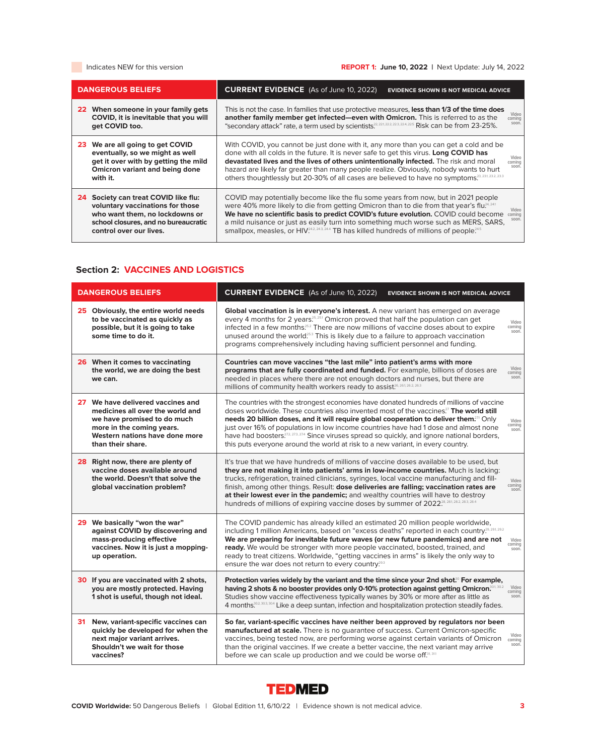Indicates NEW for this version

**REPORT 1: June 10, 2022** | Next Update: July 14, 2022

| DANGEROUS BELIEFS | CURRENT EVIDENCE (As of June 10, 2022) EVIDENCE SHOWN IS NOT MEDICAL ADVICE | |
|---|---|---|
| **22 When someone in your family gets COVID, it is inevitable that you will get COVID too.** | This is not the case. In families that use protective measures, **less than 1/3 of the time does another family member get infected—even with Omicron.** This is referred to as the "secondary attack" rate, a term used by scientists.[22, 22.1, 22.2, 22.3, 22.4, 22.5] Risk can be from 23-25%. | Video coming soon. |
| **23 We are all going to get COVID eventually, so we might as well get it over with by getting the mild Omicron variant and being done with it.** | With COVID, you cannot be just done with it, any more than you can get a cold and be done with all colds in the future. It is never safe to get this virus. **Long COVID has devastated lives and the lives of others unintentionally infected.** The risk and moral hazard are likely far greater than many people realize. Obviously, nobody wants to hurt others thoughtlessly but 20-30% of all cases are believed to have no symptoms.[23, 23.1, 23.2, 23.3] | Video coming soon. |
| **24 Society can treat COVID like flu: voluntary vaccinations for those who want them, no lockdowns or school closures, and no bureaucratic control over our lives.** | COVID may potentially become like the flu some years from now, but in 2021 people were 40% more likely to die from getting Omicron than to die from that year's flu.[24, 24.1] **We have no scientific basis to predict COVID's future evolution.** COVID could become a mild nuisance or just as easily turn into something much worse such as MERS, SARS, smallpox, measles, or HIV.[24.2, 24.3, 24.4] TB has killed hundreds of millions of people.[24.5] | Video coming soon. |

## Section 2: VACCINES AND LOGISTICS

| DANGEROUS BELIEFS | CURRENT EVIDENCE (As of June 10, 2022) EVIDENCE SHOWN IS NOT MEDICAL ADVICE | |
|---|---|---|
| **25 Obviously, the entire world needs to be vaccinated as quickly as possible, but it is going to take some time to do it.** | **Global vaccination is in everyone's interest.** A new variant has emerged on average every 4 months for 2 years.[25, 25.1] Omicron proved that half the population can get infected in a few months.[25.2] There are now millions of vaccine doses about to expire unused around the world.[25.3] This is likely due to a failure to approach vaccination programs comprehensively including having sufficient personnel and funding. | Video coming soon. |
| **26 When it comes to vaccinating the world, we are doing the best we can.** | **Countries can move vaccines "the last mile" into patient's arms with more programs that are fully coordinated and funded.** For example, billions of doses are needed in places where there are not enough doctors and nurses, but there are millions of community health workers ready to assist.[26, 26.1, 26.2, 26.3] | Video coming soon. |
| **27 We have delivered vaccines and medicines all over the world and we have promised to do much more in the coming years. Western nations have done more than their share.** | The countries with the strongest economies have donated hundreds of millions of vaccine doses worldwide. These countries also invented most of the vaccines.[27] **The world still needs 20 billion doses, and it will require global cooperation to deliver them.**[27.1] Only just over 16% of populations in low income countries have had 1 dose and almost none have had boosters.[27.2, 27.3, 27.4] Since viruses spread so quickly, and ignore national borders, this puts everyone around the world at risk to a new variant, in every country. | Video coming soon. |
| **28 Right now, there are plenty of vaccine doses available around the world. Doesn't that solve the global vaccination problem?** | It's true that we have hundreds of millions of vaccine doses available to be used, but **they are not making it into patients' arms in low-income countries.** Much is lacking: trucks, refrigeration, trained clinicians, syringes, local vaccine manufacturing and fill-finish, among other things. Result: **dose deliveries are falling; vaccination rates are at their lowest ever in the pandemic;** and wealthy countries will have to destroy hundreds of millions of expiring vaccine doses by summer of 2022.[28, 28.1, 28.2, 28.3, 28.4] | Video coming soon. |
| **29 We basically "won the war" against COVID by discovering and mass-producing effective vaccines. Now it is just a mopping-up operation.** | The COVID pandemic has already killed an estimated 20 million people worldwide, including 1 million Americans, based on "excess deaths" reported in each country.[29, 29.1, 29.2] **We are preparing for inevitable future waves (or new future pandemics) and are not ready.** We would be stronger with more people vaccinated, boosted, trained, and ready to treat citizens. Worldwide, "getting vaccines in arms" is likely the only way to ensure the war does not return to every country.[29.3] | Video coming soon. |
| **30 If you are vaccinated with 2 shots, you are mostly protected. Having 1 shot is useful, though not ideal.** | **Protection varies widely by the variant and the time since your 2nd shot.[30] For example, having 2 shots & no booster provides only 0-10% protection against getting Omicron.**[30.1, 30.2] Studies show vaccine effectiveness typically wanes by 30% or more after as little as 4 months.[30.2, 30.3, 30.4] Like a deep suntan, infection and hospitalization protection steadily fades. | Video coming soon. |
| **31 New, variant-specific vaccines can quickly be developed for when the next major variant arrives. Shouldn't we wait for those vaccines?** | **So far, variant-specific vaccines have neither been approved by regulators nor been manufactured at scale.** There is no guarantee of success. Current Omicron-specific vaccines, being tested now, are performing worse against certain variants of Omicron than the original vaccines. If we create a better vaccine, the next variant may arrive before we can scale up production and we could be worse off.[31, 31.1] | Video coming soon. |

TEDMED

**COVID Worldwide:** 50 Dangerous Beliefs | Global Edition 1.1, 6/10/22 | Evidence shown is not medical advice.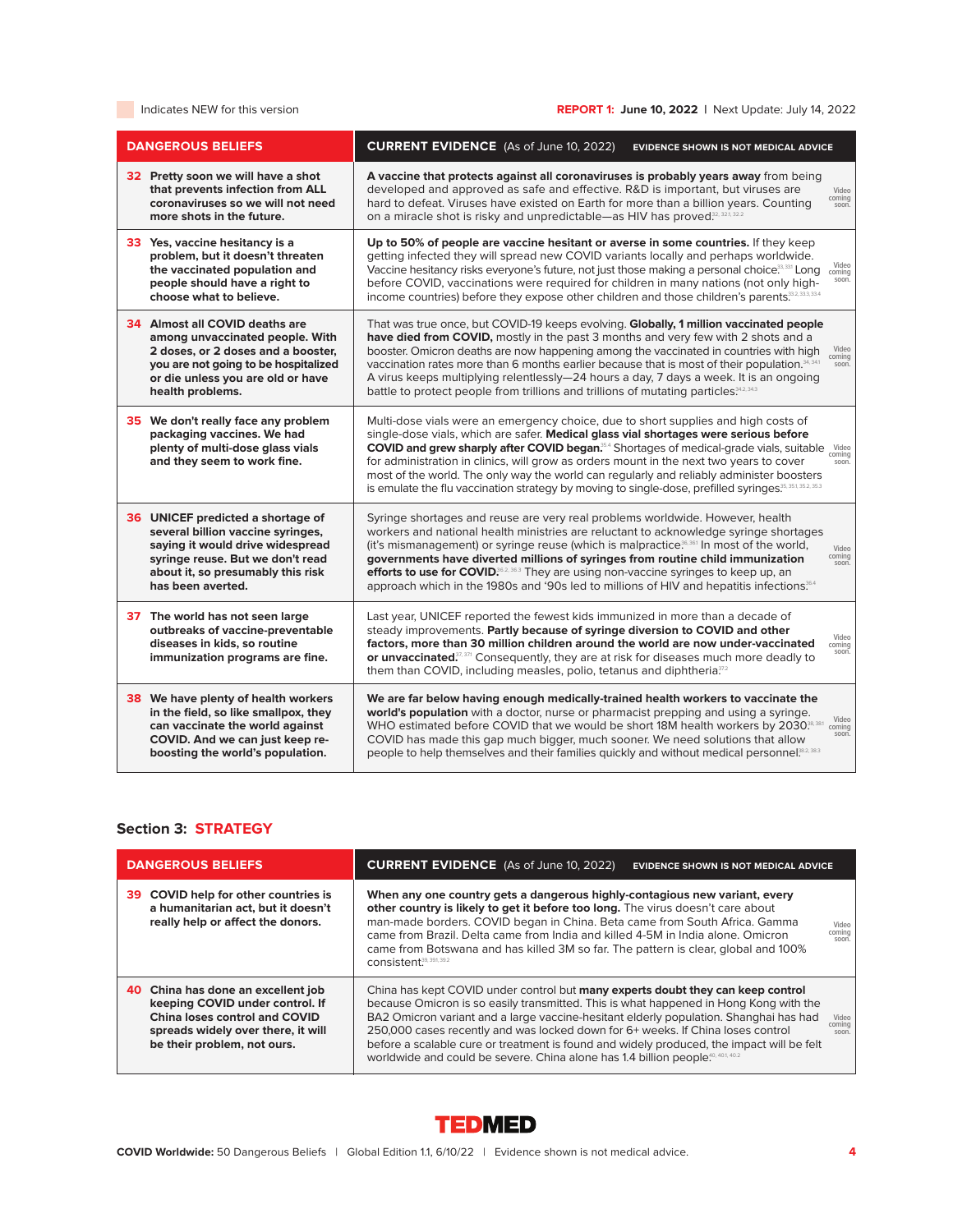Indicates NEW for this version

**REPORT 1: June 10, 2022** | Next Update: July 14, 2022

| DANGEROUS BELIEFS | CURRENT EVIDENCE (As of June 10, 2022) EVIDENCE SHOWN IS NOT MEDICAL ADVICE | |
|---|---|---|
| **32 Pretty soon we will have a shot that prevents infection from ALL coronaviruses so we will not need more shots in the future.** | **A vaccine that protects against all coronaviruses is probably years away** from being developed and approved as safe and effective. R&D is important, but viruses are hard to defeat. Viruses have existed on Earth for more than a billion years. Counting on a miracle shot is risky and unpredictable—as HIV has proved.[32, 32.1, 32.2] | Video coming soon. |
| **33 Yes, vaccine hesitancy is a problem, but it doesn't threaten the vaccinated population and people should have a right to choose what to believe.** | **Up to 50% of people are vaccine hesitant or averse in some countries.** If they keep getting infected they will spread new COVID variants locally and perhaps worldwide. Vaccine hesitancy risks everyone's future, not just those making a personal choice.[33, 33.1] Long before COVID, vaccinations were required for children in many nations (not only high-income countries) before they expose other children and those children's parents.[33.2, 33.3, 33.4] | Video coming soon. |
| **34 Almost all COVID deaths are among unvaccinated people. With 2 doses, or 2 doses and a booster, you are not going to be hospitalized or die unless you are old or have health problems.** | That was true once, but COVID-19 keeps evolving. **Globally, 1 million vaccinated people have died from COVID,** mostly in the past 3 months and very few with 2 shots and a booster. Omicron deaths are now happening among the vaccinated in countries with high vaccination rates more than 6 months earlier because that is most of their population.[34, 34.1] A virus keeps multiplying relentlessly—24 hours a day, 7 days a week. It is an ongoing battle to protect people from trillions and trillions of mutating particles.[34.2, 34.3] | Video coming soon. |
| **35 We don't really face any problem packaging vaccines. We had plenty of multi-dose glass vials and they seem to work fine.** | Multi-dose vials were an emergency choice, due to short supplies and high costs of single-dose vials, which are safer. **Medical glass vial shortages were serious before COVID and grew sharply after COVID began.**[35.4] Shortages of medical-grade vials, suitable for administration in clinics, will grow as orders mount in the next two years to cover most of the world. The only way the world can regularly and reliably administer boosters is emulate the flu vaccination strategy by moving to single-dose, prefilled syringes.[35, 35.1, 35.2, 35.3] | Video coming soon. |
| **36 UNICEF predicted a shortage of several billion vaccine syringes, saying it would drive widespread syringe reuse. But we don't read about it, so presumably this risk has been averted.** | Syringe shortages and reuse are very real problems worldwide. However, health workers and national health ministries are reluctant to acknowledge syringe shortages (it's mismanagement) or syringe reuse (which is malpractice.[36, 36.1] In most of the world, **governments have diverted millions of syringes from routine child immunization efforts to use for COVID.**[36.2, 36.3] They are using non-vaccine syringes to keep up, an approach which in the 1980s and '90s led to millions of HIV and hepatitis infections.[36.4] | Video coming soon. |
| **37 The world has not seen large outbreaks of vaccine-preventable diseases in kids, so routine immunization programs are fine.** | Last year, UNICEF reported the fewest kids immunized in more than a decade of steady improvements. **Partly because of syringe diversion to COVID and other factors, more than 30 million children around the world are now under-vaccinated or unvaccinated.**[37, 37.1] Consequently, they are at risk for diseases much more deadly to them than COVID, including measles, polio, tetanus and diphtheria.[37.2] | Video coming soon. |
| **38 We have plenty of health workers in the field, so like smallpox, they can vaccinate the world against COVID. And we can just keep re-boosting the world's population.** | **We are far below having enough medically-trained health workers to vaccinate the world's population** with a doctor, nurse or pharmacist prepping and using a syringe. WHO estimated before COVID that we would be short 18M health workers by 2030.[38, 38.1] COVID has made this gap much bigger, much sooner. We need solutions that allow people to help themselves and their families quickly and without medical personnel.[38.2, 38.3] | Video coming soon. |

## Section 3: STRATEGY

| DANGEROUS BELIEFS | CURRENT EVIDENCE (As of June 10, 2022) EVIDENCE SHOWN IS NOT MEDICAL ADVICE | |
|---|---|---|
| **39 COVID help for other countries is a humanitarian act, but it doesn't really help or affect the donors.** | **When any one country gets a dangerous highly-contagious new variant, every other country is likely to get it before too long.** The virus doesn't care about man-made borders. COVID began in China. Beta came from South Africa. Gamma came from Brazil. Delta came from India and killed 4-5M in India alone. Omicron came from Botswana and has killed 3M so far. The pattern is clear, global and 100% consistent.[39, 39.1, 39.2] | Video coming soon. |
| **40 China has done an excellent job keeping COVID under control. If China loses control and COVID spreads widely over there, it will be their problem, not ours.** | China has kept COVID under control but **many experts doubt they can keep control** because Omicron is so easily transmitted. This is what happened in Hong Kong with the BA2 Omicron variant and a large vaccine-hesitant elderly population. Shanghai has had 250,000 cases recently and was locked down for 6+ weeks. If China loses control before a scalable cure or treatment is found and widely produced, the impact will be felt worldwide and could be severe. China alone has 1.4 billion people.[40, 40.1, 40.2] | Video coming soon. |

TEDMED

**COVID Worldwide:** 50 Dangerous Beliefs | Global Edition 1.1, 6/10/22 | Evidence shown is not medical advice.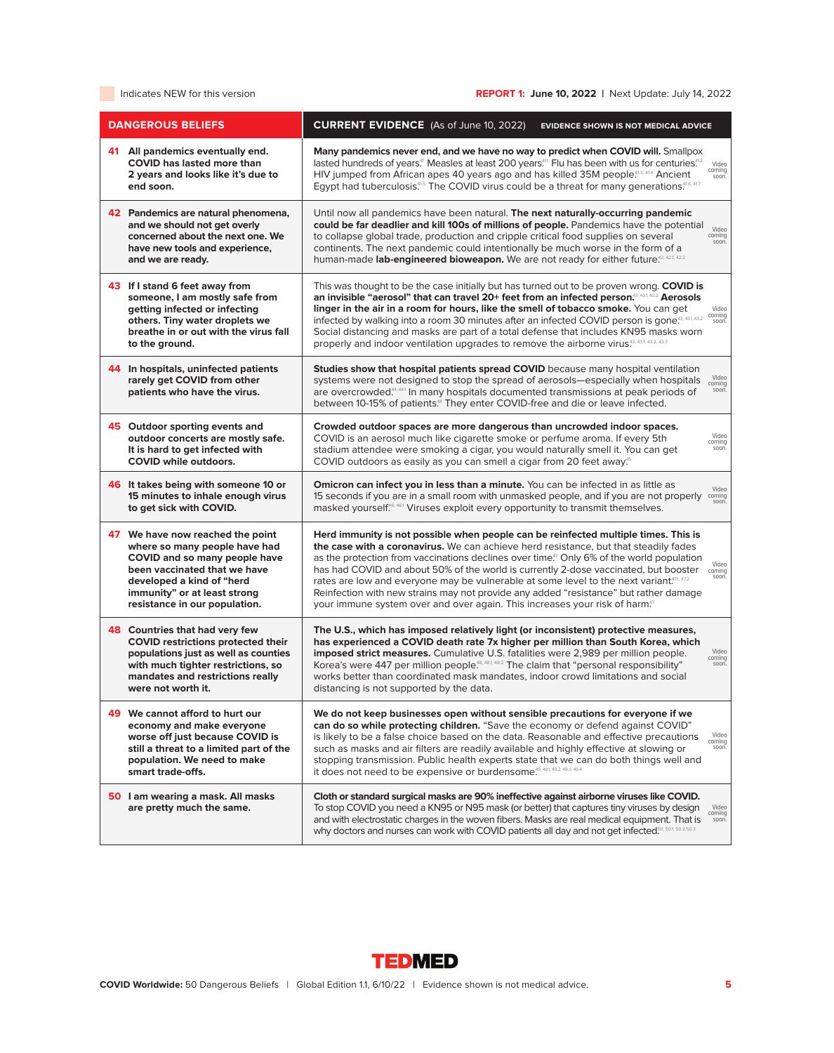Indicates NEW for this version

**REPORT 1: June 10, 2022** | Next Update: July 14, 2022

| DANGEROUS BELIEFS | CURRENT EVIDENCE (As of June 10, 2022) EVIDENCE SHOWN IS NOT MEDICAL ADVICE | |
|---|---|---|
| **41 All pandemics eventually end. COVID has lasted more than 2 years and looks like it's due to end soon.** | **Many pandemics never end, and we have no way to predict when COVID will.** Smallpox lasted hundreds of years.[41] Measles at least 200 years.[41.1] Flu has been with us for centuries.[41.2] HIV jumped from African apes 40 years ago and has killed 35M people.[41.3, 41.4] Ancient Egypt had tuberculosis.[41.5] The COVID virus could be a threat for many generations.[41.6, 41.7] | Video coming soon. |
| **42 Pandemics are natural phenomena, and we should not get overly concerned about the next one. We have new tools and experience, and we are ready.** | Until now all pandemics have been natural. **The next naturally-occurring pandemic could be far deadlier and kill 100s of millions of people.** Pandemics have the potential to collapse global trade, production and cripple critical food supplies on several continents. The next pandemic could intentionally be much worse in the form of a human-made **lab-engineered bioweapon.** We are not ready for either future.[42, 42.1, 42.2] | Video coming soon. |
| **43 If I stand 6 feet away from someone, I am mostly safe from getting infected or infecting others. Tiny water droplets we breathe in or out with the virus fall to the ground.** | This was thought to be the case initially but has turned out to be proven wrong. **COVID is an invisible "aerosol" that can travel 20+ feet from an infected person.**[43, 43.1, 43.2] **Aerosols linger in the air in a room for hours, like the smell of tobacco smoke.** You can get infected by walking into a room 30 minutes after an infected COVID person is gone.[43, 43.1, 43.2] Social distancing and masks are part of a total defense that includes KN95 masks worn properly and indoor ventilation upgrades to remove the airborne virus.[43, 43.1, 43.2, 43.3] | Video coming soon. |
| **44 In hospitals, uninfected patients rarely get COVID from other patients who have the virus.** | **Studies show that hospital patients spread COVID** because many hospital ventilation systems were not designed to stop the spread of aerosols—especially when hospitals are overcrowded.[44, 44.1] In many hospitals documented transmissions at peak periods of between 10-15% of patients.[44] They enter COVID-free and die or leave infected. | Video coming soon. |
| **45 Outdoor sporting events and outdoor concerts are mostly safe. It is hard to get infected with COVID while outdoors.** | **Crowded outdoor spaces are more dangerous than uncrowded indoor spaces.** COVID is an aerosol much like cigarette smoke or perfume aroma. If every 5th stadium attendee were smoking a cigar, you would naturally smell it. You can get COVID outdoors as easily as you can smell a cigar from 20 feet away.[45] | Video coming soon. |
| **46 It takes being with someone 10 or 15 minutes to inhale enough virus to get sick with COVID.** | **Omicron can infect you in less than a minute.** You can be infected in as little as 15 seconds if you are in a small room with unmasked people, and if you are not properly masked yourself.[46, 46.1] Viruses exploit every opportunity to transmit themselves. | Video coming soon. |
| **47 We have now reached the point where so many people have had COVID and so many people have been vaccinated that we have developed a kind of "herd immunity" or at least strong resistance in our population.** | **Herd immunity is not possible when people can be reinfected multiple times. This is the case with a coronavirus.** We can achieve herd resistance, but that steadily fades as the protection from vaccinations declines over time.[47] Only 6% of the world population has had COVID and about 50% of the world is currently 2-dose vaccinated, but booster rates are low and everyone may be vulnerable at some level to the next variant.[47.1, 47.2] Reinfection with new strains may not provide any added "resistance" but rather damage your immune system over and over again. This increases your risk of harm.[47] | Video coming soon. |
| **48 Countries that had very few COVID restrictions protected their populations just as well as counties with much tighter restrictions, so mandates and restrictions really were not worth it.** | **The U.S., which has imposed relatively light (or inconsistent) protective measures, has experienced a COVID death rate 7x higher per million than South Korea, which imposed strict measures.** Cumulative U.S. fatalities were 2,989 per million people. Korea's were 447 per million people.[48, 48.1, 48.2] The claim that "personal responsibility" works better than coordinated mask mandates, indoor crowd limitations and social distancing is not supported by the data. | Video coming soon. |
| **49 We cannot afford to hurt our economy and make everyone worse off just because COVID is still a threat to a limited part of the population. We need to make smart trade-offs.** | **We do not keep businesses open without sensible precautions for everyone if we can do so while protecting children.** "Save the economy or defend against COVID" is likely to be a false choice based on the data. Reasonable and effective precautions such as masks and air filters are readily available and highly effective at slowing or stopping transmission. Public health experts state that we can do both things well and it does not need to be expensive or burdensome.[49, 49.1, 49.2, 49.3, 49.4] | Video coming soon. |
| **50 I am wearing a mask. All masks are pretty much the same.** | **Cloth or standard surgical masks are 90% ineffective against airborne viruses like COVID.** To stop COVID you need a KN95 or N95 mask (or better) that captures tiny viruses by design and with electrostatic charges in the woven fibers. Masks are real medical equipment. That is why doctors and nurses can work with COVID patients all day and not get infected.[50, 50.1, 50.2, 50.3] | Video coming soon. |

TEDMED

**COVID Worldwide:** 50 Dangerous Beliefs | Global Edition 1.1, 6/10/22 | Evidence shown is not medical advice.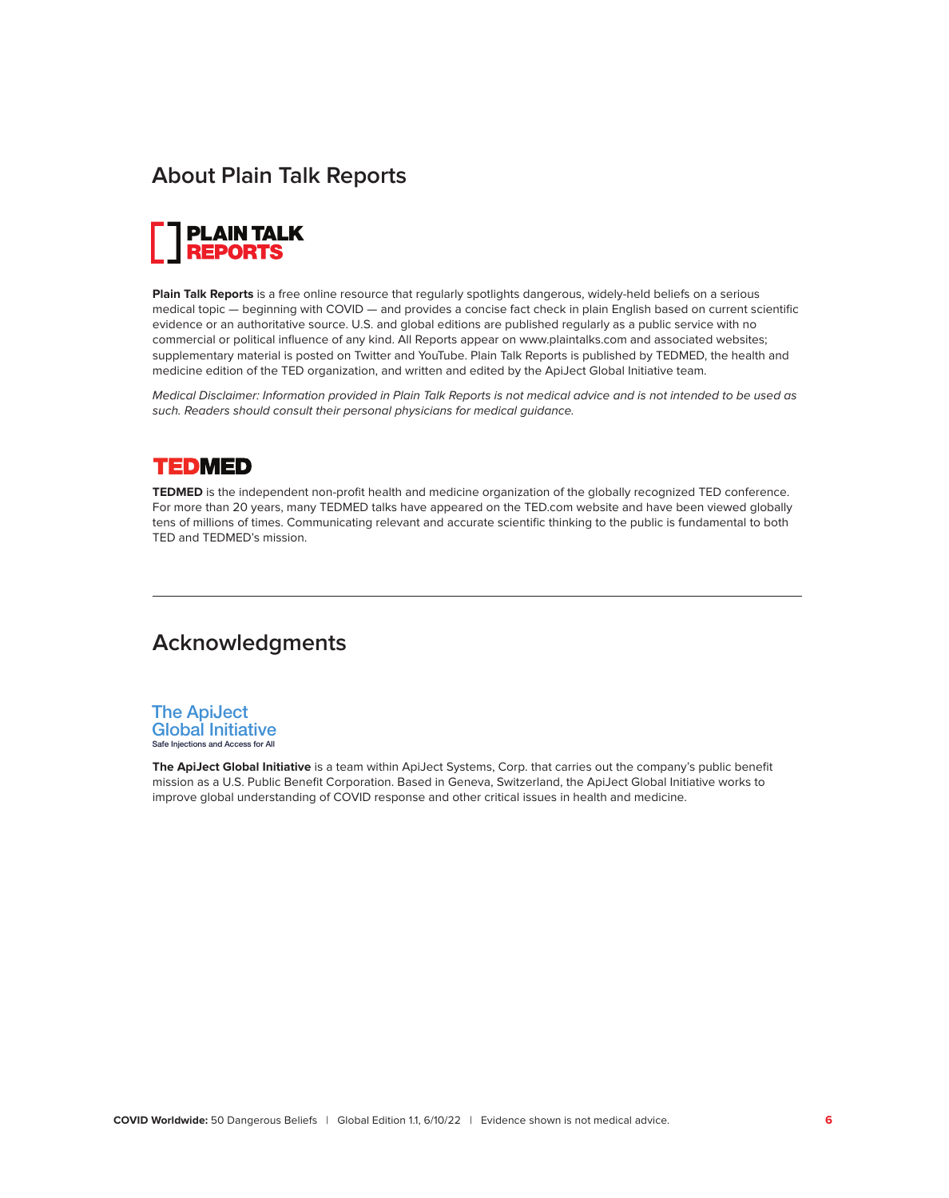## About Plain Talk Reports

PLAIN TALK REPORTS

**Plain Talk Reports** is a free online resource that regularly spotlights dangerous, widely-held beliefs on a serious medical topic — beginning with COVID — and provides a concise fact check in plain English based on current scientific evidence or an authoritative source. U.S. and global editions are published regularly as a public service with no commercial or political influence of any kind. All Reports appear on www.plaintalks.com and associated websites; supplementary material is posted on Twitter and YouTube. Plain Talk Reports is published by TEDMED, the health and medicine edition of the TED organization, and written and edited by the ApiJect Global Initiative team.

*Medical Disclaimer: Information provided in Plain Talk Reports is not medical advice and is not intended to be used as such. Readers should consult their personal physicians for medical guidance.*

TEDMED

**TEDMED** is the independent non-profit health and medicine organization of the globally recognized TED conference. For more than 20 years, many TEDMED talks have appeared on the TED.com website and have been viewed globally tens of millions of times. Communicating relevant and accurate scientific thinking to the public is fundamental to both TED and TEDMED's mission.

---

## Acknowledgments

The ApiJect Global Initiative
Safe Injections and Access for All

**The ApiJect Global Initiative** is a team within ApiJect Systems, Corp. that carries out the company's public benefit mission as a U.S. Public Benefit Corporation. Based in Geneva, Switzerland, the ApiJect Global Initiative works to improve global understanding of COVID response and other critical issues in health and medicine.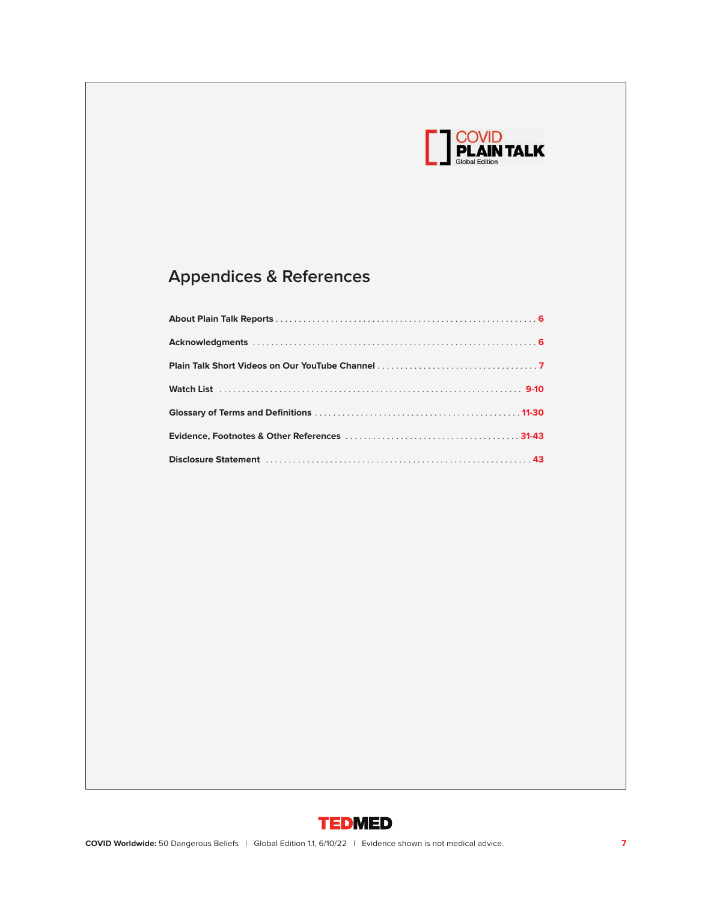COVID
**PLAIN TALK**
Global Edition

## Appendices & References

**About Plain Talk Reports** . . . . . . . . . . . . . . . . . . . . . . . . . . . . . . . . . . . . . . . . . . . . . . . . . . . . . . . 6

**Acknowledgments** . . . . . . . . . . . . . . . . . . . . . . . . . . . . . . . . . . . . . . . . . . . . . . . . . . . . . . . . . . . . . 6

**Plain Talk Short Videos on Our YouTube Channel** . . . . . . . . . . . . . . . . . . . . . . . . . . . . . . . . . . 7

**Watch List** . . . . . . . . . . . . . . . . . . . . . . . . . . . . . . . . . . . . . . . . . . . . . . . . . . . . . . . . . . . . . . . . . . 9-10

**Glossary of Terms and Definitions** . . . . . . . . . . . . . . . . . . . . . . . . . . . . . . . . . . . . . . . . . . . . 11-30

**Evidence, Footnotes & Other References** . . . . . . . . . . . . . . . . . . . . . . . . . . . . . . . . . . . . . 31-43

**Disclosure Statement** . . . . . . . . . . . . . . . . . . . . . . . . . . . . . . . . . . . . . . . . . . . . . . . . . . . . . . . . . 43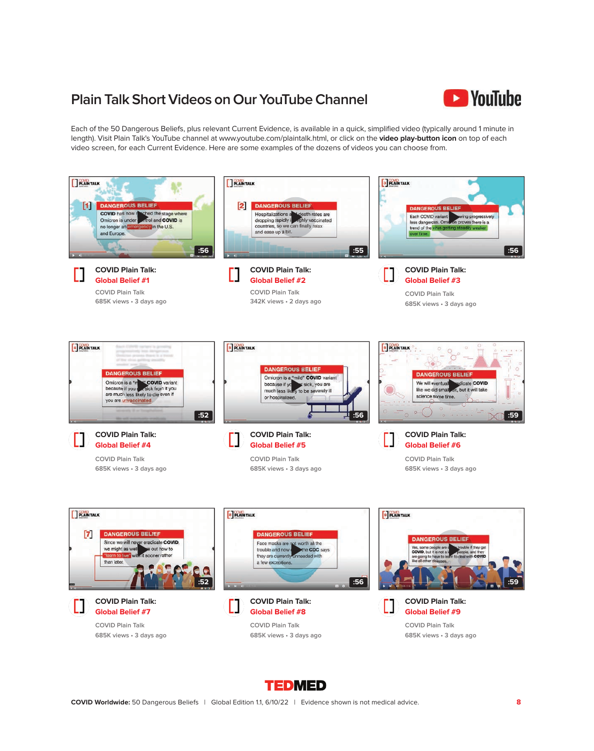## Plain Talk Short Videos on Our YouTube Channel

Each of the 50 Dangerous Beliefs, plus relevant Current Evidence, is available in a quick, simplified video (typically around 1 minute in length). Visit Plain Talk's YouTube channel at www.youtube.com/plaintalk.html, or click on the **video play-button icon** on top of each video screen, for each Current Evidence. Here are some examples of the dozens of videos you can choose from.

**COVID Plain Talk: Global Belief #1**
COVID Plain Talk
685K views • 3 days ago

**COVID Plain Talk: Global Belief #2**
COVID Plain Talk
342K views • 2 days ago

**COVID Plain Talk: Global Belief #3**
COVID Plain Talk
685K views • 3 days ago

**COVID Plain Talk: Global Belief #4**
COVID Plain Talk
685K views • 3 days ago

**COVID Plain Talk: Global Belief #5**
COVID Plain Talk
685K views • 3 days ago

**COVID Plain Talk: Global Belief #6**
COVID Plain Talk
685K views • 3 days ago

**COVID Plain Talk: Global Belief #7**
COVID Plain Talk
685K views • 3 days ago

**COVID Plain Talk: Global Belief #8**
COVID Plain Talk
685K views • 3 days ago

**COVID Plain Talk: Global Belief #9**
COVID Plain Talk
685K views • 3 days ago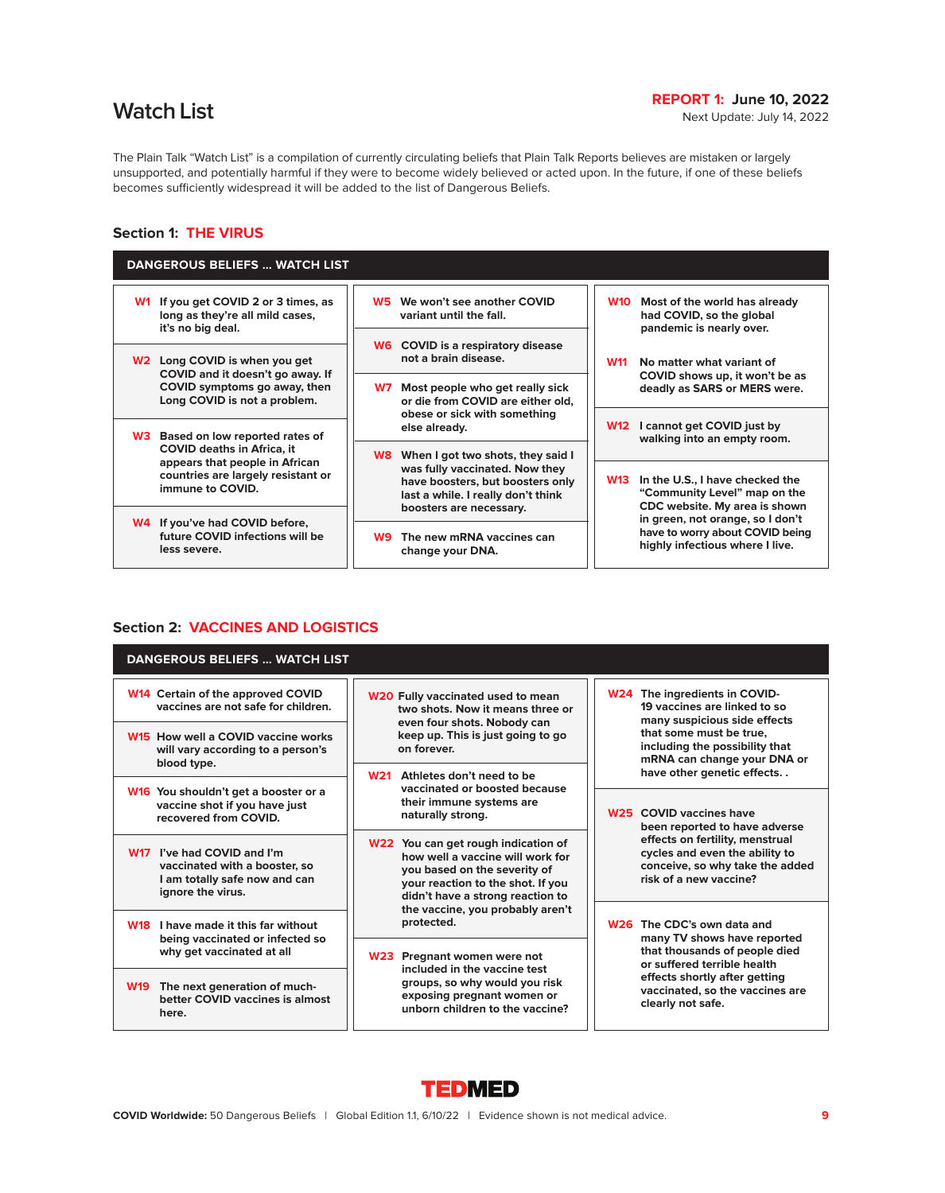# Watch List

**REPORT 1: June 10, 2022**
Next Update: July 14, 2022

The Plain Talk "Watch List" is a compilation of currently circulating beliefs that Plain Talk Reports believes are mistaken or largely unsupported, and potentially harmful if they were to become widely believed or acted upon. In the future, if one of these beliefs becomes sufficiently widespread it will be added to the list of Dangerous Beliefs.

## Section 1: THE VIRUS

### DANGEROUS BELIEFS ... WATCH LIST

- **W1** If you get COVID 2 or 3 times, as long as they're all mild cases, it's no big deal.
- **W2** Long COVID is when you get COVID and it doesn't go away. If COVID symptoms go away, then Long COVID is not a problem.
- **W3** Based on low reported rates of COVID deaths in Africa, it appears that people in African countries are largely resistant or immune to COVID.
- **W4** If you've had COVID before, future COVID infections will be less severe.
- **W5** We won't see another COVID variant until the fall.
- **W6** COVID is a respiratory disease not a brain disease.
- **W7** Most people who get really sick or die from COVID are either old, obese or sick with something else already.
- **W8** When I got two shots, they said I was fully vaccinated. Now they have boosters, but boosters only last a while. I really don't think boosters are necessary.
- **W9** The new mRNA vaccines can change your DNA.
- **W10** Most of the world has already had COVID, so the global pandemic is nearly over.
- **W11** No matter what variant of COVID shows up, it won't be as deadly as SARS or MERS were.
- **W12** I cannot get COVID just by walking into an empty room.
- **W13** In the U.S., I have checked the "Community Level" map on the CDC website. My area is shown in green, not orange, so I don't have to worry about COVID being highly infectious where I live.

## Section 2: VACCINES AND LOGISTICS

### DANGEROUS BELIEFS ... WATCH LIST

- **W14** Certain of the approved COVID vaccines are not safe for children.
- **W15** How well a COVID vaccine works will vary according to a person's blood type.
- **W16** You shouldn't get a booster or a vaccine shot if you have just recovered from COVID.
- **W17** I've had COVID and I'm vaccinated with a booster, so I am totally safe now and can ignore the virus.
- **W18** I have made it this far without being vaccinated or infected so why get vaccinated at all
- **W19** The next generation of much-better COVID vaccines is almost here.
- **W20** Fully vaccinated used to mean two shots. Now it means three or even four shots. Nobody can keep up. This is just going to go on forever.
- **W21** Athletes don't need to be vaccinated or boosted because their immune systems are naturally strong.
- **W22** You can get rough indication of how well a vaccine will work for you based on the severity of your reaction to the shot. If you didn't have a strong reaction to the vaccine, you probably aren't protected.
- **W23** Pregnant women were not included in the vaccine test groups, so why would you risk exposing pregnant women or unborn children to the vaccine?
- **W24** The ingredients in COVID-19 vaccines are linked to so many suspicious side effects that some must be true, including the possibility that mRNA can change your DNA or have other genetic effects. .
- **W25** COVID vaccines have been reported to have adverse effects on fertility, menstrual cycles and even the ability to conceive, so why take the added risk of a new vaccine?
- **W26** The CDC's own data and many TV shows have reported that thousands of people died or suffered terrible health effects shortly after getting vaccinated, so the vaccines are clearly not safe.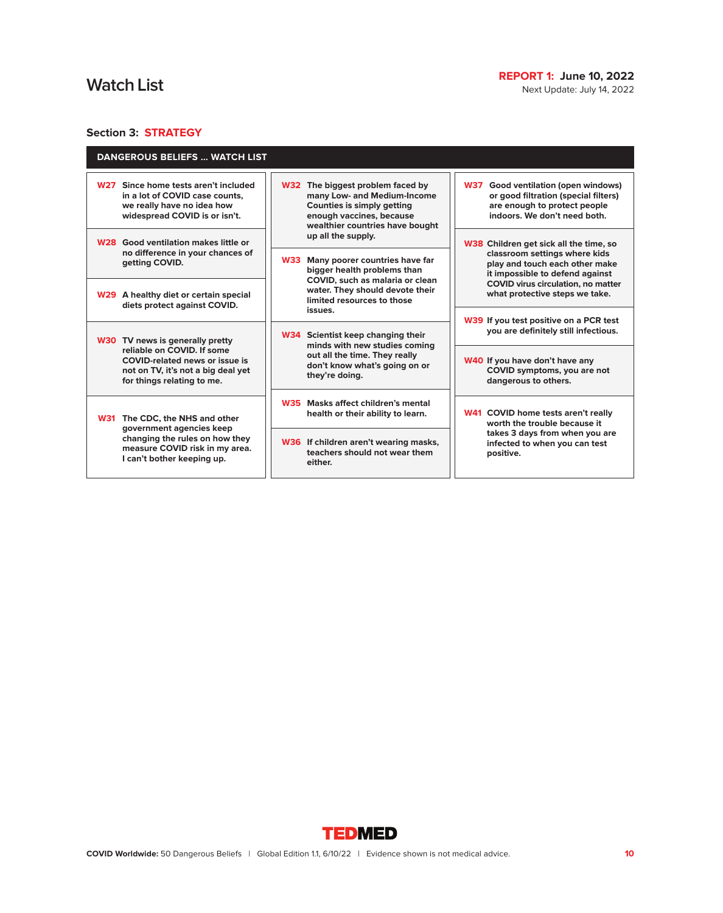# Watch List

**REPORT 1: June 10, 2022**
Next Update: July 14, 2022

## Section 3: STRATEGY

### DANGEROUS BELIEFS ... WATCH LIST

**W27** Since home tests aren't included in a lot of COVID case counts, we really have no idea how widespread COVID is or isn't.

**W28** Good ventilation makes little or no difference in your chances of getting COVID.

**W29** A healthy diet or certain special diets protect against COVID.

**W30** TV news is generally pretty reliable on COVID. If some COVID-related news or issue is not on TV, it's not a big deal yet for things relating to me.

**W31** The CDC, the NHS and other government agencies keep changing the rules on how they measure COVID risk in my area. I can't bother keeping up.

**W32** The biggest problem faced by many Low- and Medium-Income Counties is simply getting enough vaccines, because wealthier countries have bought up all the supply.

**W33** Many poorer countries have far bigger health problems than COVID, such as malaria or clean water. They should devote their limited resources to those issues.

**W34** Scientist keep changing their minds with new studies coming out all the time. They really don't know what's going on or they're doing.

**W35** Masks affect children's mental health or their ability to learn.

**W36** If children aren't wearing masks, teachers should not wear them either.

**W37** Good ventilation (open windows) or good filtration (special filters) are enough to protect people indoors. We don't need both.

**W38** Children get sick all the time, so classroom settings where kids play and touch each other make it impossible to defend against COVID virus circulation, no matter what protective steps we take.

**W39** If you test positive on a PCR test you are definitely still infectious.

**W40** If you have don't have any COVID symptoms, you are not dangerous to others.

**W41** COVID home tests aren't really worth the trouble because it takes 3 days from when you are infected to when you can test positive.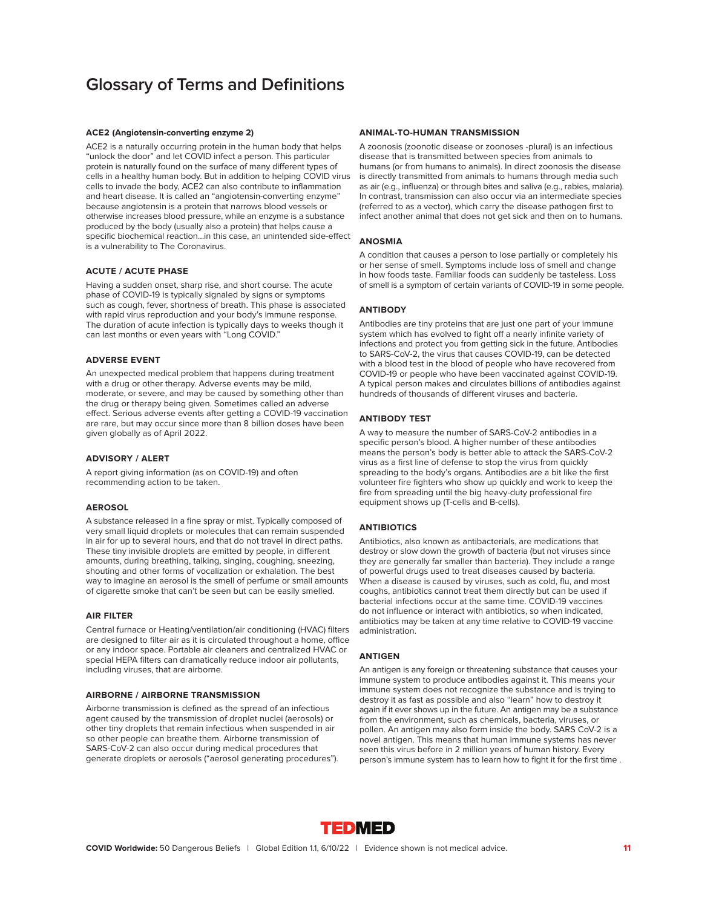# Glossary of Terms and Definitions

### ACE2 (Angiotensin-converting enzyme 2)

ACE2 is a naturally occurring protein in the human body that helps "unlock the door" and let COVID infect a person. This particular protein is naturally found on the surface of many different types of cells in a healthy human body. But in addition to helping COVID virus cells to invade the body, ACE2 can also contribute to inflammation and heart disease. It is called an "angiotensin-converting enzyme" because angiotensin is a protein that narrows blood vessels or otherwise increases blood pressure, while an enzyme is a substance produced by the body (usually also a protein) that helps cause a specific biochemical reaction...in this case, an unintended side-effect is a vulnerability to The Coronavirus.

### ACUTE / ACUTE PHASE

Having a sudden onset, sharp rise, and short course. The acute phase of COVID-19 is typically signaled by signs or symptoms such as cough, fever, shortness of breath. This phase is associated with rapid virus reproduction and your body's immune response. The duration of acute infection is typically days to weeks though it can last months or even years with "Long COVID."

### ADVERSE EVENT

An unexpected medical problem that happens during treatment with a drug or other therapy. Adverse events may be mild, moderate, or severe, and may be caused by something other than the drug or therapy being given. Sometimes called an adverse effect. Serious adverse events after getting a COVID-19 vaccination are rare, but may occur since more than 8 billion doses have been given globally as of April 2022.

### ADVISORY / ALERT

A report giving information (as on COVID-19) and often recommending action to be taken.

### AEROSOL

A substance released in a fine spray or mist. Typically composed of very small liquid droplets or molecules that can remain suspended in air for up to several hours, and that do not travel in direct paths. These tiny invisible droplets are emitted by people, in different amounts, during breathing, talking, singing, coughing, sneezing, shouting and other forms of vocalization or exhalation. The best way to imagine an aerosol is the smell of perfume or small amounts of cigarette smoke that can't be seen but can be easily smelled.

### AIR FILTER

Central furnace or Heating/ventilation/air conditioning (HVAC) filters are designed to filter air as it is circulated throughout a home, office or any indoor space. Portable air cleaners and centralized HVAC or special HEPA filters can dramatically reduce indoor air pollutants, including viruses, that are airborne.

### AIRBORNE / AIRBORNE TRANSMISSION

Airborne transmission is defined as the spread of an infectious agent caused by the transmission of droplet nuclei (aerosols) or other tiny droplets that remain infectious when suspended in air so other people can breathe them. Airborne transmission of SARS-CoV-2 can also occur during medical procedures that generate droplets or aerosols ("aerosol generating procedures").

### ANIMAL-TO-HUMAN TRANSMISSION

A zoonosis (zoonotic disease or zoonoses -plural) is an infectious disease that is transmitted between species from animals to humans (or from humans to animals). In direct zoonosis the disease is directly transmitted from animals to humans through media such as air (e.g., influenza) or through bites and saliva (e.g., rabies, malaria). In contrast, transmission can also occur via an intermediate species (referred to as a vector), which carry the disease pathogen first to infect another animal that does not get sick and then on to humans.

### ANOSMIA

A condition that causes a person to lose partially or completely his or her sense of smell. Symptoms include loss of smell and change in how foods taste. Familiar foods can suddenly be tasteless. Loss of smell is a symptom of certain variants of COVID-19 in some people.

### ANTIBODY

Antibodies are tiny proteins that are just one part of your immune system which has evolved to fight off a nearly infinite variety of infections and protect you from getting sick in the future. Antibodies to SARS-CoV-2, the virus that causes COVID-19, can be detected with a blood test in the blood of people who have recovered from COVID-19 or people who have been vaccinated against COVID-19. A typical person makes and circulates billions of antibodies against hundreds of thousands of different viruses and bacteria.

### ANTIBODY TEST

A way to measure the number of SARS-CoV-2 antibodies in a specific person's blood. A higher number of these antibodies means the person's body is better able to attack the SARS-CoV-2 virus as a first line of defense to stop the virus from quickly spreading to the body's organs. Antibodies are a bit like the first volunteer fire fighters who show up quickly and work to keep the fire from spreading until the big heavy-duty professional fire equipment shows up (T-cells and B-cells).

### ANTIBIOTICS

Antibiotics, also known as antibacterials, are medications that destroy or slow down the growth of bacteria (but not viruses since they are generally far smaller than bacteria). They include a range of powerful drugs used to treat diseases caused by bacteria. When a disease is caused by viruses, such as cold, flu, and most coughs, antibiotics cannot treat them directly but can be used if bacterial infections occur at the same time. COVID-19 vaccines do not influence or interact with antibiotics, so when indicated, antibiotics may be taken at any time relative to COVID-19 vaccine administration.

### ANTIGEN

An antigen is any foreign or threatening substance that causes your immune system to produce antibodies against it. This means your immune system does not recognize the substance and is trying to destroy it as fast as possible and also "learn" how to destroy it again if it ever shows up in the future. An antigen may be a substance from the environment, such as chemicals, bacteria, viruses, or pollen. An antigen may also form inside the body. SARS CoV-2 is a novel antigen. This means that human immune systems has never seen this virus before in 2 million years of human history. Every person's immune system has to learn how to fight it for the first time .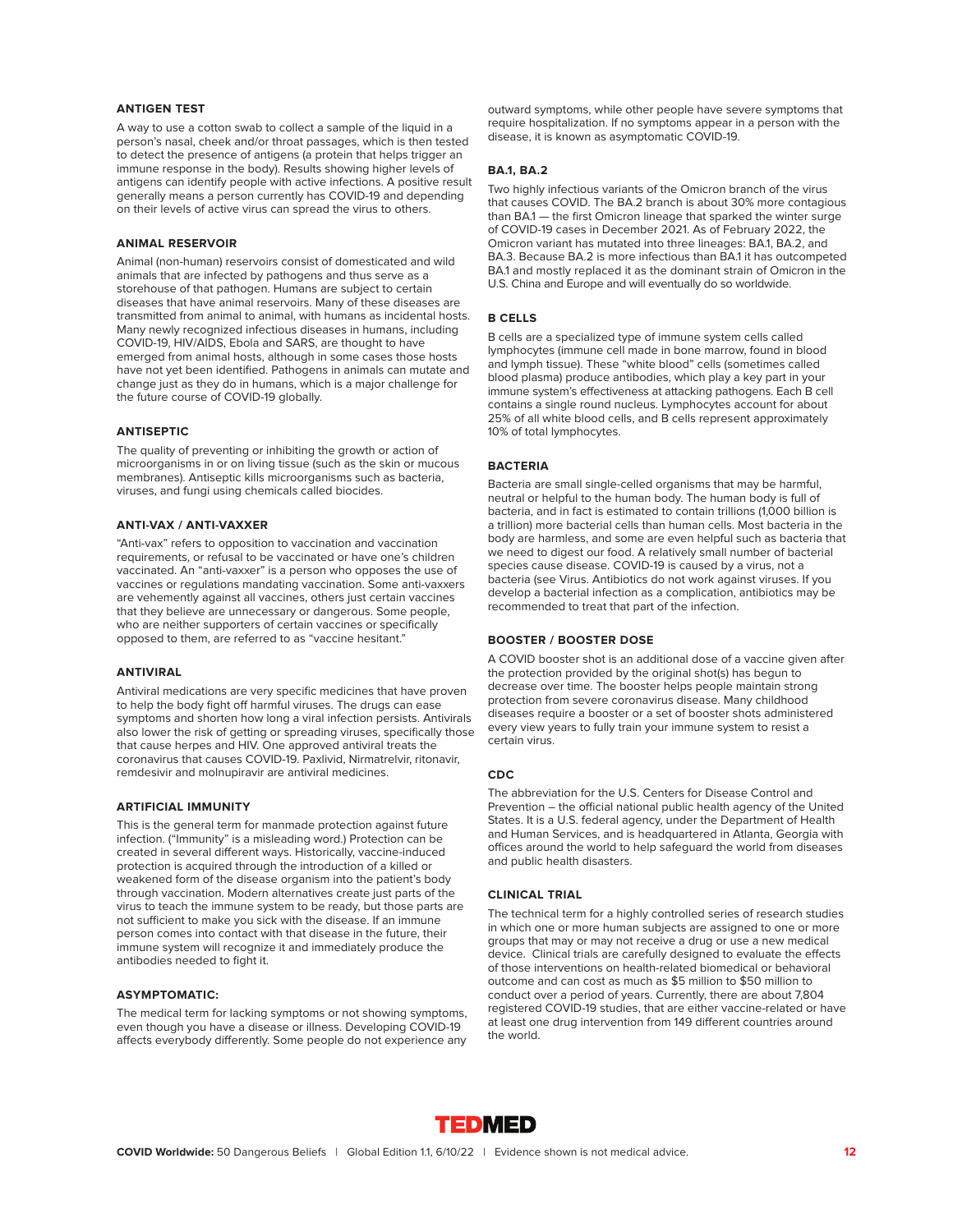### ANTIGEN TEST

A way to use a cotton swab to collect a sample of the liquid in a person's nasal, cheek and/or throat passages, which is then tested to detect the presence of antigens (a protein that helps trigger an immune response in the body). Results showing higher levels of antigens can identify people with active infections. A positive result generally means a person currently has COVID-19 and depending on their levels of active virus can spread the virus to others.

### ANIMAL RESERVOIR

Animal (non-human) reservoirs consist of domesticated and wild animals that are infected by pathogens and thus serve as a storehouse of that pathogen. Humans are subject to certain diseases that have animal reservoirs. Many of these diseases are transmitted from animal to animal, with humans as incidental hosts. Many newly recognized infectious diseases in humans, including COVID-19, HIV/AIDS, Ebola and SARS, are thought to have emerged from animal hosts, although in some cases those hosts have not yet been identified. Pathogens in animals can mutate and change just as they do in humans, which is a major challenge for the future course of COVID-19 globally.

### ANTISEPTIC

The quality of preventing or inhibiting the growth or action of microorganisms in or on living tissue (such as the skin or mucous membranes). Antiseptic kills microorganisms such as bacteria, viruses, and fungi using chemicals called biocides.

### ANTI-VAX / ANTI-VAXXER

"Anti-vax" refers to opposition to vaccination and vaccination requirements, or refusal to be vaccinated or have one's children vaccinated. An "anti-vaxxer" is a person who opposes the use of vaccines or regulations mandating vaccination. Some anti-vaxxers are vehemently against all vaccines, others just certain vaccines that they believe are unnecessary or dangerous. Some people, who are neither supporters of certain vaccines or specifically opposed to them, are referred to as "vaccine hesitant."

### ANTIVIRAL

Antiviral medications are very specific medicines that have proven to help the body fight off harmful viruses. The drugs can ease symptoms and shorten how long a viral infection persists. Antivirals also lower the risk of getting or spreading viruses, specifically those that cause herpes and HIV. One approved antiviral treats the coronavirus that causes COVID-19. Paxlivid, Nirmatrelvir, ritonavir, remdesivir and molnupiravir are antiviral medicines.

### ARTIFICIAL IMMUNITY

This is the general term for manmade protection against future infection. ("Immunity" is a misleading word.) Protection can be created in several different ways. Historically, vaccine-induced protection is acquired through the introduction of a killed or weakened form of the disease organism into the patient's body through vaccination. Modern alternatives create just parts of the virus to teach the immune system to be ready, but those parts are not sufficient to make you sick with the disease. If an immune person comes into contact with that disease in the future, their immune system will recognize it and immediately produce the antibodies needed to fight it.

### ASYMPTOMATIC:

The medical term for lacking symptoms or not showing symptoms, even though you have a disease or illness. Developing COVID-19 affects everybody differently. Some people do not experience any outward symptoms, while other people have severe symptoms that require hospitalization. If no symptoms appear in a person with the disease, it is known as asymptomatic COVID-19.

### BA.1, BA.2

Two highly infectious variants of the Omicron branch of the virus that causes COVID. The BA.2 branch is about 30% more contagious than BA.1 — the first Omicron lineage that sparked the winter surge of COVID-19 cases in December 2021. As of February 2022, the Omicron variant has mutated into three lineages: BA.1, BA.2, and BA.3. Because BA.2 is more infectious than BA.1 it has outcompeted BA.1 and mostly replaced it as the dominant strain of Omicron in the U.S. China and Europe and will eventually do so worldwide.

### B CELLS

B cells are a specialized type of immune system cells called lymphocytes (immune cell made in bone marrow, found in blood and lymph tissue). These "white blood" cells (sometimes called blood plasma) produce antibodies, which play a key part in your immune system's effectiveness at attacking pathogens. Each B cell contains a single round nucleus. Lymphocytes account for about 25% of all white blood cells, and B cells represent approximately 10% of total lymphocytes.

### BACTERIA

Bacteria are small single-celled organisms that may be harmful, neutral or helpful to the human body. The human body is full of bacteria, and in fact is estimated to contain trillions (1,000 billion is a trillion) more bacterial cells than human cells. Most bacteria in the body are harmless, and some are even helpful such as bacteria that we need to digest our food. A relatively small number of bacterial species cause disease. COVID-19 is caused by a virus, not a bacteria (see Virus. Antibiotics do not work against viruses. If you develop a bacterial infection as a complication, antibiotics may be recommended to treat that part of the infection.

### BOOSTER / BOOSTER DOSE

A COVID booster shot is an additional dose of a vaccine given after the protection provided by the original shot(s) has begun to decrease over time. The booster helps people maintain strong protection from severe coronavirus disease. Many childhood diseases require a booster or a set of booster shots administered every view years to fully train your immune system to resist a certain virus.

### CDC

The abbreviation for the U.S. Centers for Disease Control and Prevention – the official national public health agency of the United States. It is a U.S. federal agency, under the Department of Health and Human Services, and is headquartered in Atlanta, Georgia with offices around the world to help safeguard the world from diseases and public health disasters.

### CLINICAL TRIAL

The technical term for a highly controlled series of research studies in which one or more human subjects are assigned to one or more groups that may or may not receive a drug or use a new medical device. Clinical trials are carefully designed to evaluate the effects of those interventions on health-related biomedical or behavioral outcome and can cost as much as $5 million to $50 million to conduct over a period of years. Currently, there are about 7,804 registered COVID-19 studies, that are either vaccine-related or have at least one drug intervention from 149 different countries around the world.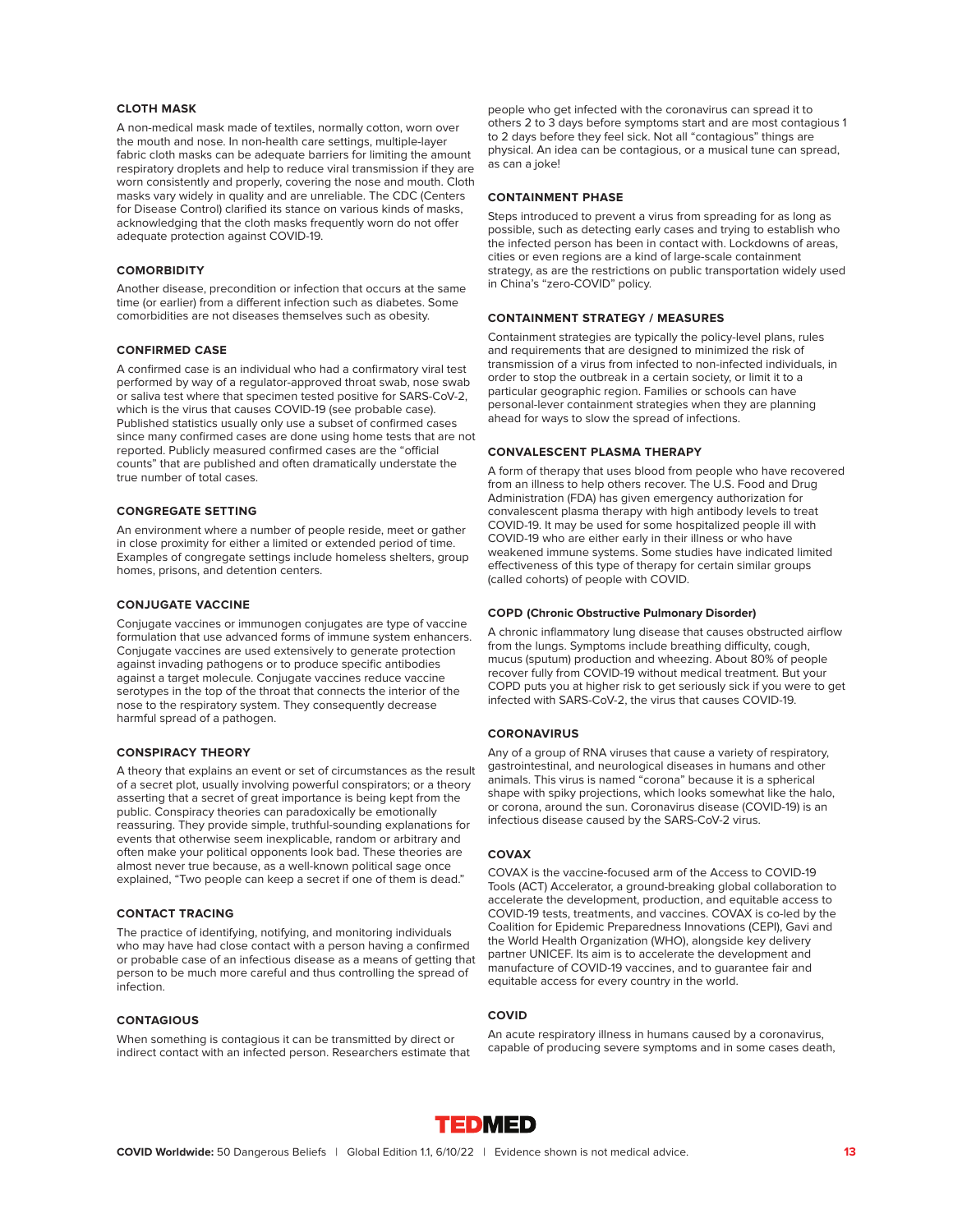### CLOTH MASK

A non-medical mask made of textiles, normally cotton, worn over the mouth and nose. In non-health care settings, multiple-layer fabric cloth masks can be adequate barriers for limiting the amount respiratory droplets and help to reduce viral transmission if they are worn consistently and properly, covering the nose and mouth. Cloth masks vary widely in quality and are unreliable. The CDC (Centers for Disease Control) clarified its stance on various kinds of masks, acknowledging that the cloth masks frequently worn do not offer adequate protection against COVID-19.

### COMORBIDITY

Another disease, precondition or infection that occurs at the same time (or earlier) from a different infection such as diabetes. Some comorbidities are not diseases themselves such as obesity.

### CONFIRMED CASE

A confirmed case is an individual who had a confirmatory viral test performed by way of a regulator-approved throat swab, nose swab or saliva test where that specimen tested positive for SARS-CoV-2, which is the virus that causes COVID-19 (see probable case). Published statistics usually only use a subset of confirmed cases since many confirmed cases are done using home tests that are not reported. Publicly measured confirmed cases are the "official counts" that are published and often dramatically understate the true number of total cases.

### CONGREGATE SETTING

An environment where a number of people reside, meet or gather in close proximity for either a limited or extended period of time. Examples of congregate settings include homeless shelters, group homes, prisons, and detention centers.

### CONJUGATE VACCINE

Conjugate vaccines or immunogen conjugates are type of vaccine formulation that use advanced forms of immune system enhancers. Conjugate vaccines are used extensively to generate protection against invading pathogens or to produce specific antibodies against a target molecule. Conjugate vaccines reduce vaccine serotypes in the top of the throat that connects the interior of the nose to the respiratory system. They consequently decrease harmful spread of a pathogen.

### CONSPIRACY THEORY

A theory that explains an event or set of circumstances as the result of a secret plot, usually involving powerful conspirators; or a theory asserting that a secret of great importance is being kept from the public. Conspiracy theories can paradoxically be emotionally reassuring. They provide simple, truthful-sounding explanations for events that otherwise seem inexplicable, random or arbitrary and often make your political opponents look bad. These theories are almost never true because, as a well-known political sage once explained, "Two people can keep a secret if one of them is dead."

### CONTACT TRACING

The practice of identifying, notifying, and monitoring individuals who may have had close contact with a person having a confirmed or probable case of an infectious disease as a means of getting that person to be much more careful and thus controlling the spread of infection.

### CONTAGIOUS

When something is contagious it can be transmitted by direct or indirect contact with an infected person. Researchers estimate that people who get infected with the coronavirus can spread it to others 2 to 3 days before symptoms start and are most contagious 1 to 2 days before they feel sick. Not all "contagious" things are physical. An idea can be contagious, or a musical tune can spread, as can a joke!

### CONTAINMENT PHASE

Steps introduced to prevent a virus from spreading for as long as possible, such as detecting early cases and trying to establish who the infected person has been in contact with. Lockdowns of areas, cities or even regions are a kind of large-scale containment strategy, as are the restrictions on public transportation widely used in China's "zero-COVID" policy.

### CONTAINMENT STRATEGY / MEASURES

Containment strategies are typically the policy-level plans, rules and requirements that are designed to minimized the risk of transmission of a virus from infected to non-infected individuals, in order to stop the outbreak in a certain society, or limit it to a particular geographic region. Families or schools can have personal-lever containment strategies when they are planning ahead for ways to slow the spread of infections.

### CONVALESCENT PLASMA THERAPY

A form of therapy that uses blood from people who have recovered from an illness to help others recover. The U.S. Food and Drug Administration (FDA) has given emergency authorization for convalescent plasma therapy with high antibody levels to treat COVID-19. It may be used for some hospitalized people ill with COVID-19 who are either early in their illness or who have weakened immune systems. Some studies have indicated limited effectiveness of this type of therapy for certain similar groups (called cohorts) of people with COVID.

### COPD (Chronic Obstructive Pulmonary Disorder)

A chronic inflammatory lung disease that causes obstructed airflow from the lungs. Symptoms include breathing difficulty, cough, mucus (sputum) production and wheezing. About 80% of people recover fully from COVID-19 without medical treatment. But your COPD puts you at higher risk to get seriously sick if you were to get infected with SARS-CoV-2, the virus that causes COVID-19.

### CORONAVIRUS

Any of a group of RNA viruses that cause a variety of respiratory, gastrointestinal, and neurological diseases in humans and other animals. This virus is named "corona" because it is a spherical shape with spiky projections, which looks somewhat like the halo, or corona, around the sun. Coronavirus disease (COVID-19) is an infectious disease caused by the SARS-CoV-2 virus.

### COVAX

COVAX is the vaccine-focused arm of the Access to COVID-19 Tools (ACT) Accelerator, a ground-breaking global collaboration to accelerate the development, production, and equitable access to COVID-19 tests, treatments, and vaccines. COVAX is co-led by the Coalition for Epidemic Preparedness Innovations (CEPI), Gavi and the World Health Organization (WHO), alongside key delivery partner UNICEF. Its aim is to accelerate the development and manufacture of COVID-19 vaccines, and to guarantee fair and equitable access for every country in the world.

### COVID

An acute respiratory illness in humans caused by a coronavirus, capable of producing severe symptoms and in some cases death,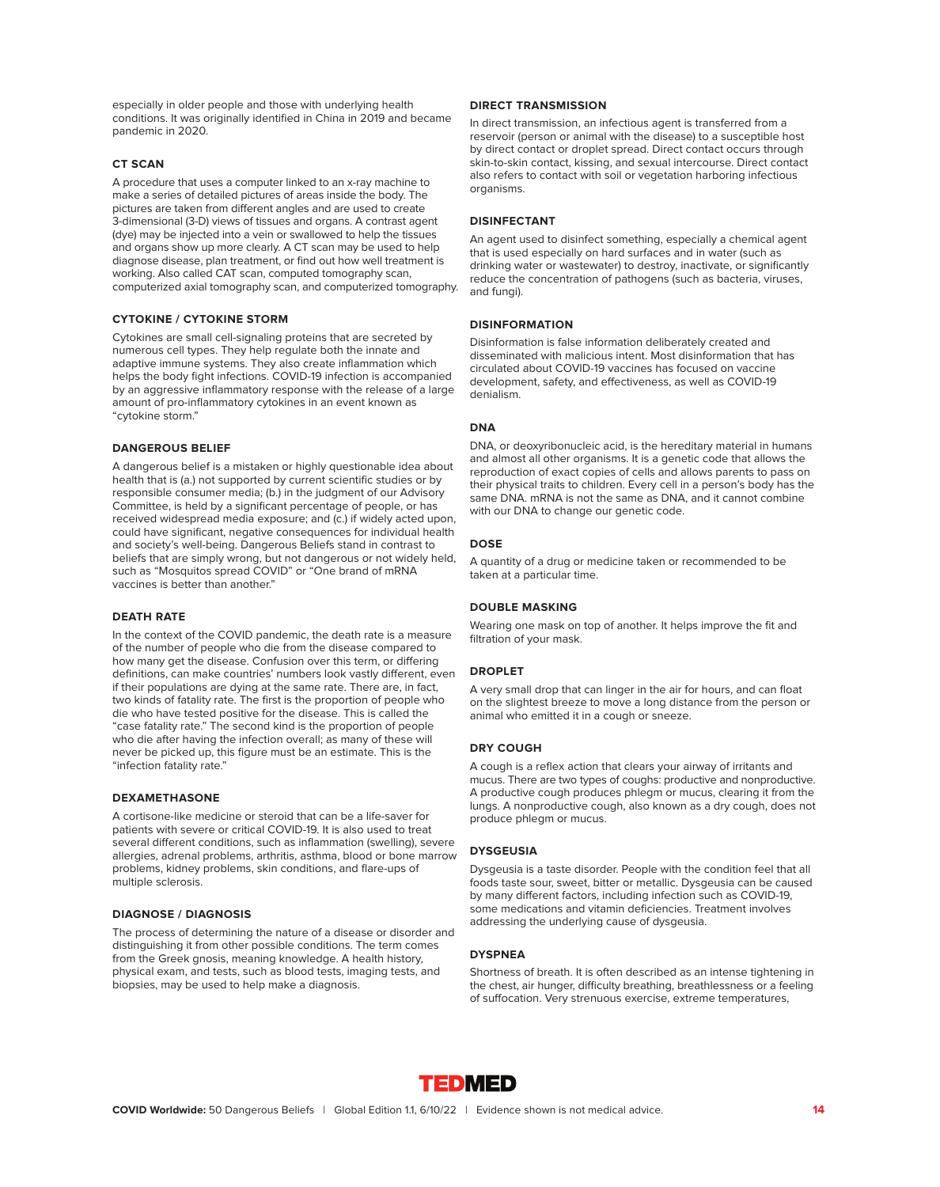especially in older people and those with underlying health conditions. It was originally identified in China in 2019 and became pandemic in 2020.

### CT SCAN

A procedure that uses a computer linked to an x-ray machine to make a series of detailed pictures of areas inside the body. The pictures are taken from different angles and are used to create 3-dimensional (3-D) views of tissues and organs. A contrast agent (dye) may be injected into a vein or swallowed to help the tissues and organs show up more clearly. A CT scan may be used to help diagnose disease, plan treatment, or find out how well treatment is working. Also called CAT scan, computed tomography scan, computerized axial tomography scan, and computerized tomography.

### CYTOKINE / CYTOKINE STORM

Cytokines are small cell-signaling proteins that are secreted by numerous cell types. They help regulate both the innate and adaptive immune systems. They also create inflammation which helps the body fight infections. COVID-19 infection is accompanied by an aggressive inflammatory response with the release of a large amount of pro-inflammatory cytokines in an event known as "cytokine storm."

### DANGEROUS BELIEF

A dangerous belief is a mistaken or highly questionable idea about health that is (a.) not supported by current scientific studies or by responsible consumer media; (b.) in the judgment of our Advisory Committee, is held by a significant percentage of people, or has received widespread media exposure; and (c.) if widely acted upon, could have significant, negative consequences for individual health and society's well-being. Dangerous Beliefs stand in contrast to beliefs that are simply wrong, but not dangerous or not widely held, such as "Mosquitos spread COVID" or "One brand of mRNA vaccines is better than another."

### DEATH RATE

In the context of the COVID pandemic, the death rate is a measure of the number of people who die from the disease compared to how many get the disease. Confusion over this term, or differing definitions, can make countries' numbers look vastly different, even if their populations are dying at the same rate. There are, in fact, two kinds of fatality rate. The first is the proportion of people who die who have tested positive for the disease. This is called the "case fatality rate." The second kind is the proportion of people who die after having the infection overall; as many of these will never be picked up, this figure must be an estimate. This is the "infection fatality rate."

### DEXAMETHASONE

A cortisone-like medicine or steroid that can be a life-saver for patients with severe or critical COVID-19. It is also used to treat several different conditions, such as inflammation (swelling), severe allergies, adrenal problems, arthritis, asthma, blood or bone marrow problems, kidney problems, skin conditions, and flare-ups of multiple sclerosis.

### DIAGNOSE / DIAGNOSIS

The process of determining the nature of a disease or disorder and distinguishing it from other possible conditions. The term comes from the Greek gnosis, meaning knowledge. A health history, physical exam, and tests, such as blood tests, imaging tests, and biopsies, may be used to help make a diagnosis.

### DIRECT TRANSMISSION

In direct transmission, an infectious agent is transferred from a reservoir (person or animal with the disease) to a susceptible host by direct contact or droplet spread. Direct contact occurs through skin-to-skin contact, kissing, and sexual intercourse. Direct contact also refers to contact with soil or vegetation harboring infectious organisms.

### DISINFECTANT

An agent used to disinfect something, especially a chemical agent that is used especially on hard surfaces and in water (such as drinking water or wastewater) to destroy, inactivate, or significantly reduce the concentration of pathogens (such as bacteria, viruses, and fungi).

### DISINFORMATION

Disinformation is false information deliberately created and disseminated with malicious intent. Most disinformation that has circulated about COVID-19 vaccines has focused on vaccine development, safety, and effectiveness, as well as COVID-19 denialism.

### DNA

DNA, or deoxyribonucleic acid, is the hereditary material in humans and almost all other organisms. It is a genetic code that allows the reproduction of exact copies of cells and allows parents to pass on their physical traits to children. Every cell in a person's body has the same DNA. mRNA is not the same as DNA, and it cannot combine with our DNA to change our genetic code.

### DOSE

A quantity of a drug or medicine taken or recommended to be taken at a particular time.

### DOUBLE MASKING

Wearing one mask on top of another. It helps improve the fit and filtration of your mask.

### DROPLET

A very small drop that can linger in the air for hours, and can float on the slightest breeze to move a long distance from the person or animal who emitted it in a cough or sneeze.

### DRY COUGH

A cough is a reflex action that clears your airway of irritants and mucus. There are two types of coughs: productive and nonproductive. A productive cough produces phlegm or mucus, clearing it from the lungs. A nonproductive cough, also known as a dry cough, does not produce phlegm or mucus.

### DYSGEUSIA

Dysgeusia is a taste disorder. People with the condition feel that all foods taste sour, sweet, bitter or metallic. Dysgeusia can be caused by many different factors, including infection such as COVID-19, some medications and vitamin deficiencies. Treatment involves addressing the underlying cause of dysgeusia.

### DYSPNEA

Shortness of breath. It is often described as an intense tightening in the chest, air hunger, difficulty breathing, breathlessness or a feeling of suffocation. Very strenuous exercise, extreme temperatures,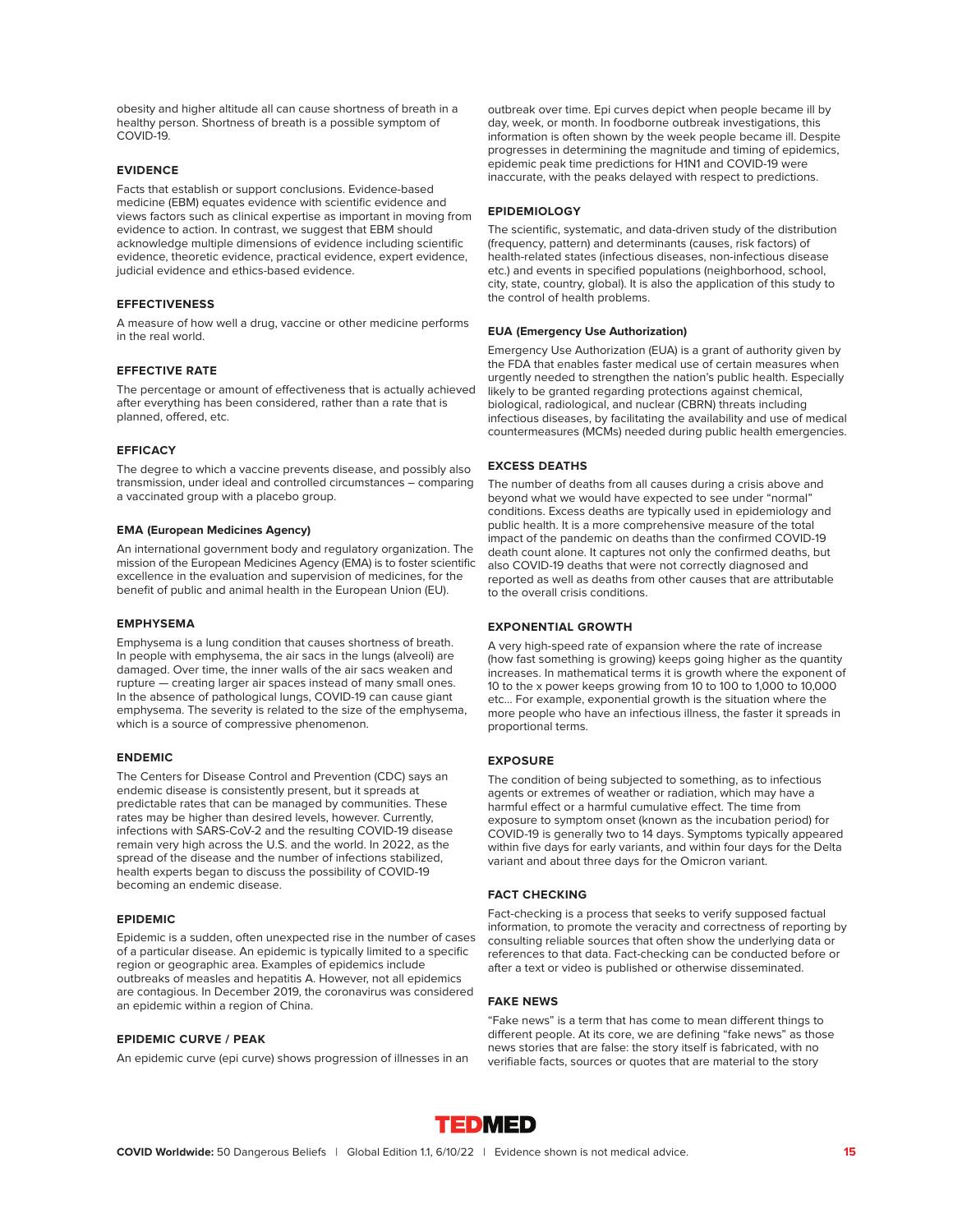obesity and higher altitude all can cause shortness of breath in a healthy person. Shortness of breath is a possible symptom of COVID-19.

### EVIDENCE

Facts that establish or support conclusions. Evidence-based medicine (EBM) equates evidence with scientific evidence and views factors such as clinical expertise as important in moving from evidence to action. In contrast, we suggest that EBM should acknowledge multiple dimensions of evidence including scientific evidence, theoretic evidence, practical evidence, expert evidence, judicial evidence and ethics-based evidence.

### EFFECTIVENESS

A measure of how well a drug, vaccine or other medicine performs in the real world.

### EFFECTIVE RATE

The percentage or amount of effectiveness that is actually achieved after everything has been considered, rather than a rate that is planned, offered, etc.

### EFFICACY

The degree to which a vaccine prevents disease, and possibly also transmission, under ideal and controlled circumstances – comparing a vaccinated group with a placebo group.

### EMA (European Medicines Agency)

An international government body and regulatory organization. The mission of the European Medicines Agency (EMA) is to foster scientific excellence in the evaluation and supervision of medicines, for the benefit of public and animal health in the European Union (EU).

### EMPHYSEMA

Emphysema is a lung condition that causes shortness of breath. In people with emphysema, the air sacs in the lungs (alveoli) are damaged. Over time, the inner walls of the air sacs weaken and rupture — creating larger air spaces instead of many small ones. In the absence of pathological lungs, COVID-19 can cause giant emphysema. The severity is related to the size of the emphysema, which is a source of compressive phenomenon.

### ENDEMIC

The Centers for Disease Control and Prevention (CDC) says an endemic disease is consistently present, but it spreads at predictable rates that can be managed by communities. These rates may be higher than desired levels, however. Currently, infections with SARS-CoV-2 and the resulting COVID-19 disease remain very high across the U.S. and the world. In 2022, as the spread of the disease and the number of infections stabilized, health experts began to discuss the possibility of COVID-19 becoming an endemic disease.

### EPIDEMIC

Epidemic is a sudden, often unexpected rise in the number of cases of a particular disease. An epidemic is typically limited to a specific region or geographic area. Examples of epidemics include outbreaks of measles and hepatitis A. However, not all epidemics are contagious. In December 2019, the coronavirus was considered an epidemic within a region of China.

### EPIDEMIC CURVE / PEAK

An epidemic curve (epi curve) shows progression of illnesses in an outbreak over time. Epi curves depict when people became ill by day, week, or month. In foodborne outbreak investigations, this information is often shown by the week people became ill. Despite progresses in determining the magnitude and timing of epidemics, epidemic peak time predictions for H1N1 and COVID-19 were inaccurate, with the peaks delayed with respect to predictions.

### EPIDEMIOLOGY

The scientific, systematic, and data-driven study of the distribution (frequency, pattern) and determinants (causes, risk factors) of health-related states (infectious diseases, non-infectious disease etc.) and events in specified populations (neighborhood, school, city, state, country, global). It is also the application of this study to the control of health problems.

### EUA (Emergency Use Authorization)

Emergency Use Authorization (EUA) is a grant of authority given by the FDA that enables faster medical use of certain measures when urgently needed to strengthen the nation's public health. Especially likely to be granted regarding protections against chemical, biological, radiological, and nuclear (CBRN) threats including infectious diseases, by facilitating the availability and use of medical countermeasures (MCMs) needed during public health emergencies.

### EXCESS DEATHS

The number of deaths from all causes during a crisis above and beyond what we would have expected to see under "normal" conditions. Excess deaths are typically used in epidemiology and public health. It is a more comprehensive measure of the total impact of the pandemic on deaths than the confirmed COVID-19 death count alone. It captures not only the confirmed deaths, but also COVID-19 deaths that were not correctly diagnosed and reported as well as deaths from other causes that are attributable to the overall crisis conditions.

### EXPONENTIAL GROWTH

A very high-speed rate of expansion where the rate of increase (how fast something is growing) keeps going higher as the quantity increases. In mathematical terms it is growth where the exponent of 10 to the x power keeps growing from 10 to 100 to 1,000 to 10,000 etc… For example, exponential growth is the situation where the more people who have an infectious illness, the faster it spreads in proportional terms.

### EXPOSURE

The condition of being subjected to something, as to infectious agents or extremes of weather or radiation, which may have a harmful effect or a harmful cumulative effect. The time from exposure to symptom onset (known as the incubation period) for COVID-19 is generally two to 14 days. Symptoms typically appeared within five days for early variants, and within four days for the Delta variant and about three days for the Omicron variant.

### FACT CHECKING

Fact-checking is a process that seeks to verify supposed factual information, to promote the veracity and correctness of reporting by consulting reliable sources that often show the underlying data or references to that data. Fact-checking can be conducted before or after a text or video is published or otherwise disseminated.

### FAKE NEWS

"Fake news" is a term that has come to mean different things to different people. At its core, we are defining "fake news" as those news stories that are false: the story itself is fabricated, with no verifiable facts, sources or quotes that are material to the story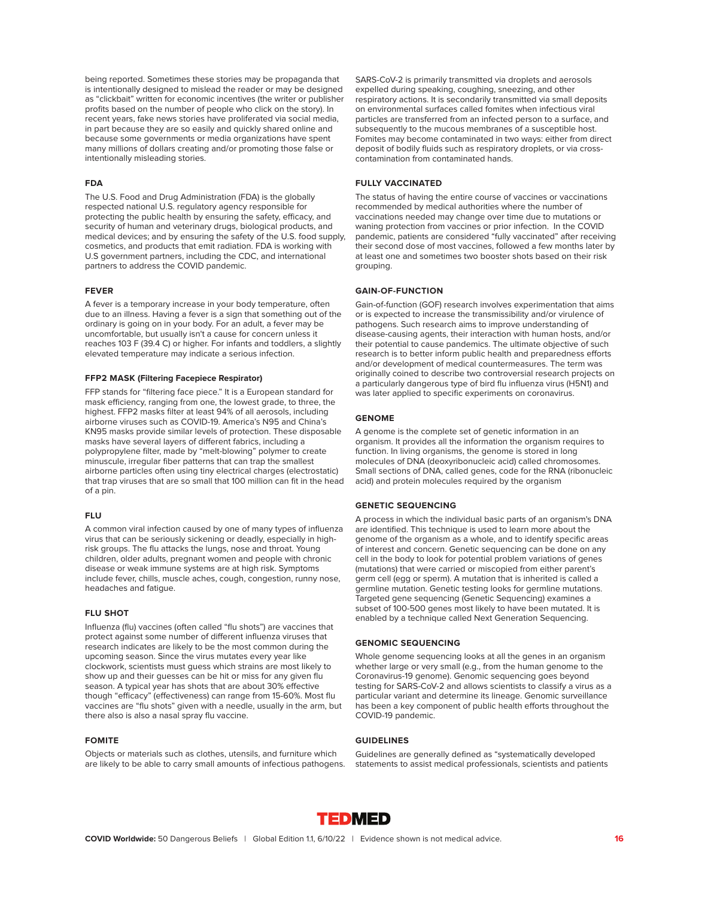being reported. Sometimes these stories may be propaganda that is intentionally designed to mislead the reader or may be designed as "clickbait" written for economic incentives (the writer or publisher profits based on the number of people who click on the story). In recent years, fake news stories have proliferated via social media, in part because they are so easily and quickly shared online and because some governments or media organizations have spent many millions of dollars creating and/or promoting those false or intentionally misleading stories.

#### FDA

The U.S. Food and Drug Administration (FDA) is the globally respected national U.S. regulatory agency responsible for protecting the public health by ensuring the safety, efficacy, and security of human and veterinary drugs, biological products, and medical devices; and by ensuring the safety of the U.S. food supply, cosmetics, and products that emit radiation. FDA is working with U.S government partners, including the CDC, and international partners to address the COVID pandemic.

#### FEVER

A fever is a temporary increase in your body temperature, often due to an illness. Having a fever is a sign that something out of the ordinary is going on in your body. For an adult, a fever may be uncomfortable, but usually isn't a cause for concern unless it reaches 103 F (39.4 C) or higher. For infants and toddlers, a slightly elevated temperature may indicate a serious infection.

#### FFP2 MASK (Filtering Facepiece Respirator)

FFP stands for "filtering face piece." It is a European standard for mask efficiency, ranging from one, the lowest grade, to three, the highest. FFP2 masks filter at least 94% of all aerosols, including airborne viruses such as COVID-19. America's N95 and China's KN95 masks provide similar levels of protection. These disposable masks have several layers of different fabrics, including a polypropylene filter, made by "melt-blowing" polymer to create minuscule, irregular fiber patterns that can trap the smallest airborne particles often using tiny electrical charges (electrostatic) that trap viruses that are so small that 100 million can fit in the head of a pin.

#### FLU

A common viral infection caused by one of many types of influenza virus that can be seriously sickening or deadly, especially in high-risk groups. The flu attacks the lungs, nose and throat. Young children, older adults, pregnant women and people with chronic disease or weak immune systems are at high risk. Symptoms include fever, chills, muscle aches, cough, congestion, runny nose, headaches and fatigue.

#### FLU SHOT

Influenza (flu) vaccines (often called "flu shots") are vaccines that protect against some number of different influenza viruses that research indicates are likely to be the most common during the upcoming season. Since the virus mutates every year like clockwork, scientists must guess which strains are most likely to show up and their guesses can be hit or miss for any given flu season. A typical year has shots that are about 30% effective though "efficacy" (effectiveness) can range from 15-60%. Most flu vaccines are "flu shots" given with a needle, usually in the arm, but there also is also a nasal spray flu vaccine.

#### FOMITE

Objects or materials such as clothes, utensils, and furniture which are likely to be able to carry small amounts of infectious pathogens. SARS-CoV-2 is primarily transmitted via droplets and aerosols expelled during speaking, coughing, sneezing, and other respiratory actions. It is secondarily transmitted via small deposits on environmental surfaces called fomites when infectious viral particles are transferred from an infected person to a surface, and subsequently to the mucous membranes of a susceptible host. Fomites may become contaminated in two ways: either from direct deposit of bodily fluids such as respiratory droplets, or via cross-contamination from contaminated hands.

#### FULLY VACCINATED

The status of having the entire course of vaccines or vaccinations recommended by medical authorities where the number of vaccinations needed may change over time due to mutations or waning protection from vaccines or prior infection. In the COVID pandemic, patients are considered "fully vaccinated" after receiving their second dose of most vaccines, followed a few months later by at least one and sometimes two booster shots based on their risk grouping.

#### GAIN-OF-FUNCTION

Gain-of-function (GOF) research involves experimentation that aims or is expected to increase the transmissibility and/or virulence of pathogens. Such research aims to improve understanding of disease-causing agents, their interaction with human hosts, and/or their potential to cause pandemics. The ultimate objective of such research is to better inform public health and preparedness efforts and/or development of medical countermeasures. The term was originally coined to describe two controversial research projects on a particularly dangerous type of bird flu influenza virus (H5N1) and was later applied to specific experiments on coronavirus.

#### GENOME

A genome is the complete set of genetic information in an organism. It provides all the information the organism requires to function. In living organisms, the genome is stored in long molecules of DNA (deoxyribonucleic acid) called chromosomes. Small sections of DNA, called genes, code for the RNA (ribonucleic acid) and protein molecules required by the organism

#### GENETIC SEQUENCING

A process in which the individual basic parts of an organism's DNA are identified. This technique is used to learn more about the genome of the organism as a whole, and to identify specific areas of interest and concern. Genetic sequencing can be done on any cell in the body to look for potential problem variations of genes (mutations) that were carried or miscopied from either parent's germ cell (egg or sperm). A mutation that is inherited is called a germline mutation. Genetic testing looks for germline mutations. Targeted gene sequencing (Genetic Sequencing) examines a subset of 100-500 genes most likely to have been mutated. It is enabled by a technique called Next Generation Sequencing.

#### GENOMIC SEQUENCING

Whole genome sequencing looks at all the genes in an organism whether large or very small (e.g., from the human genome to the Coronavirus-19 genome). Genomic sequencing goes beyond testing for SARS-CoV-2 and allows scientists to classify a virus as a particular variant and determine its lineage. Genomic surveillance has been a key component of public health efforts throughout the COVID-19 pandemic.

#### GUIDELINES

Guidelines are generally defined as "systematically developed statements to assist medical professionals, scientists and patients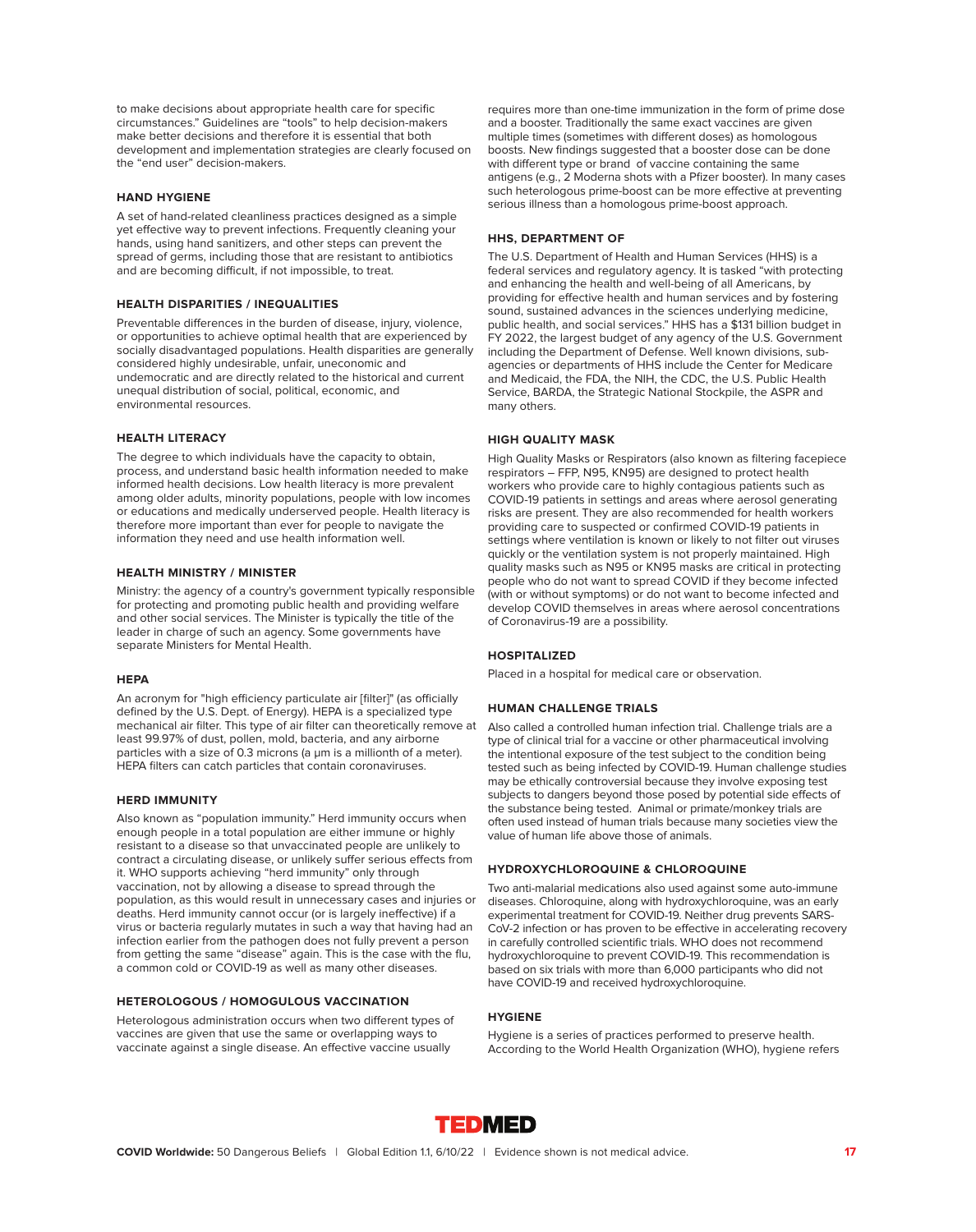to make decisions about appropriate health care for specific circumstances." Guidelines are "tools" to help decision-makers make better decisions and therefore it is essential that both development and implementation strategies are clearly focused on the "end user" decision-makers.

### HAND HYGIENE

A set of hand-related cleanliness practices designed as a simple yet effective way to prevent infections. Frequently cleaning your hands, using hand sanitizers, and other steps can prevent the spread of germs, including those that are resistant to antibiotics and are becoming difficult, if not impossible, to treat.

### HEALTH DISPARITIES / INEQUALITIES

Preventable differences in the burden of disease, injury, violence, or opportunities to achieve optimal health that are experienced by socially disadvantaged populations. Health disparities are generally considered highly undesirable, unfair, uneconomic and undemocratic and are directly related to the historical and current unequal distribution of social, political, economic, and environmental resources.

### HEALTH LITERACY

The degree to which individuals have the capacity to obtain, process, and understand basic health information needed to make informed health decisions. Low health literacy is more prevalent among older adults, minority populations, people with low incomes or educations and medically underserved people. Health literacy is therefore more important than ever for people to navigate the information they need and use health information well.

### HEALTH MINISTRY / MINISTER

Ministry: the agency of a country's government typically responsible for protecting and promoting public health and providing welfare and other social services. The Minister is typically the title of the leader in charge of such an agency. Some governments have separate Ministers for Mental Health.

### HEPA

An acronym for "high efficiency particulate air [filter]" (as officially defined by the U.S. Dept. of Energy). HEPA is a specialized type mechanical air filter. This type of air filter can theoretically remove at least 99.97% of dust, pollen, mold, bacteria, and any airborne particles with a size of 0.3 microns (a µm is a millionth of a meter). HEPA filters can catch particles that contain coronaviruses.

### HERD IMMUNITY

Also known as "population immunity." Herd immunity occurs when enough people in a total population are either immune or highly resistant to a disease so that unvaccinated people are unlikely to contract a circulating disease, or unlikely suffer serious effects from it. WHO supports achieving "herd immunity" only through vaccination, not by allowing a disease to spread through the population, as this would result in unnecessary cases and injuries or deaths. Herd immunity cannot occur (or is largely ineffective) if a virus or bacteria regularly mutates in such a way that having had an infection earlier from the pathogen does not fully prevent a person from getting the same "disease" again. This is the case with the flu, a common cold or COVID-19 as well as many other diseases.

### HETEROLOGOUS / HOMOGULOUS VACCINATION

Heterologous administration occurs when two different types of vaccines are given that use the same or overlapping ways to vaccinate against a single disease. An effective vaccine usually requires more than one-time immunization in the form of prime dose and a booster. Traditionally the same exact vaccines are given multiple times (sometimes with different doses) as homologous boosts. New findings suggested that a booster dose can be done with different type or brand of vaccine containing the same antigens (e.g., 2 Moderna shots with a Pfizer booster). In many cases such heterologous prime-boost can be more effective at preventing serious illness than a homologous prime-boost approach.

### HHS, DEPARTMENT OF

The U.S. Department of Health and Human Services (HHS) is a federal services and regulatory agency. It is tasked "with protecting and enhancing the health and well-being of all Americans, by providing for effective health and human services and by fostering sound, sustained advances in the sciences underlying medicine, public health, and social services." HHS has a $131 billion budget in FY 2022, the largest budget of any agency of the U.S. Government including the Department of Defense. Well known divisions, sub-agencies or departments of HHS include the Center for Medicare and Medicaid, the FDA, the NIH, the CDC, the U.S. Public Health Service, BARDA, the Strategic National Stockpile, the ASPR and many others.

### HIGH QUALITY MASK

High Quality Masks or Respirators (also known as filtering facepiece respirators – FFP, N95, KN95) are designed to protect health workers who provide care to highly contagious patients such as COVID-19 patients in settings and areas where aerosol generating risks are present. They are also recommended for health workers providing care to suspected or confirmed COVID-19 patients in settings where ventilation is known or likely to not filter out viruses quickly or the ventilation system is not properly maintained. High quality masks such as N95 or KN95 masks are critical in protecting people who do not want to spread COVID if they become infected (with or without symptoms) or do not want to become infected and develop COVID themselves in areas where aerosol concentrations of Coronavirus-19 are a possibility.

### HOSPITALIZED

Placed in a hospital for medical care or observation.

### HUMAN CHALLENGE TRIALS

Also called a controlled human infection trial. Challenge trials are a type of clinical trial for a vaccine or other pharmaceutical involving the intentional exposure of the test subject to the condition being tested such as being infected by COVID-19. Human challenge studies may be ethically controversial because they involve exposing test subjects to dangers beyond those posed by potential side effects of the substance being tested. Animal or primate/monkey trials are often used instead of human trials because many societies view the value of human life above those of animals.

### HYDROXYCHLOROQUINE & CHLOROQUINE

Two anti-malarial medications also used against some auto-immune diseases. Chloroquine, along with hydroxychloroquine, was an early experimental treatment for COVID-19. Neither drug prevents SARS-CoV-2 infection or has proven to be effective in accelerating recovery in carefully controlled scientific trials. WHO does not recommend hydroxychloroquine to prevent COVID-19. This recommendation is based on six trials with more than 6,000 participants who did not have COVID-19 and received hydroxychloroquine.

### HYGIENE

Hygiene is a series of practices performed to preserve health. According to the World Health Organization (WHO), hygiene refers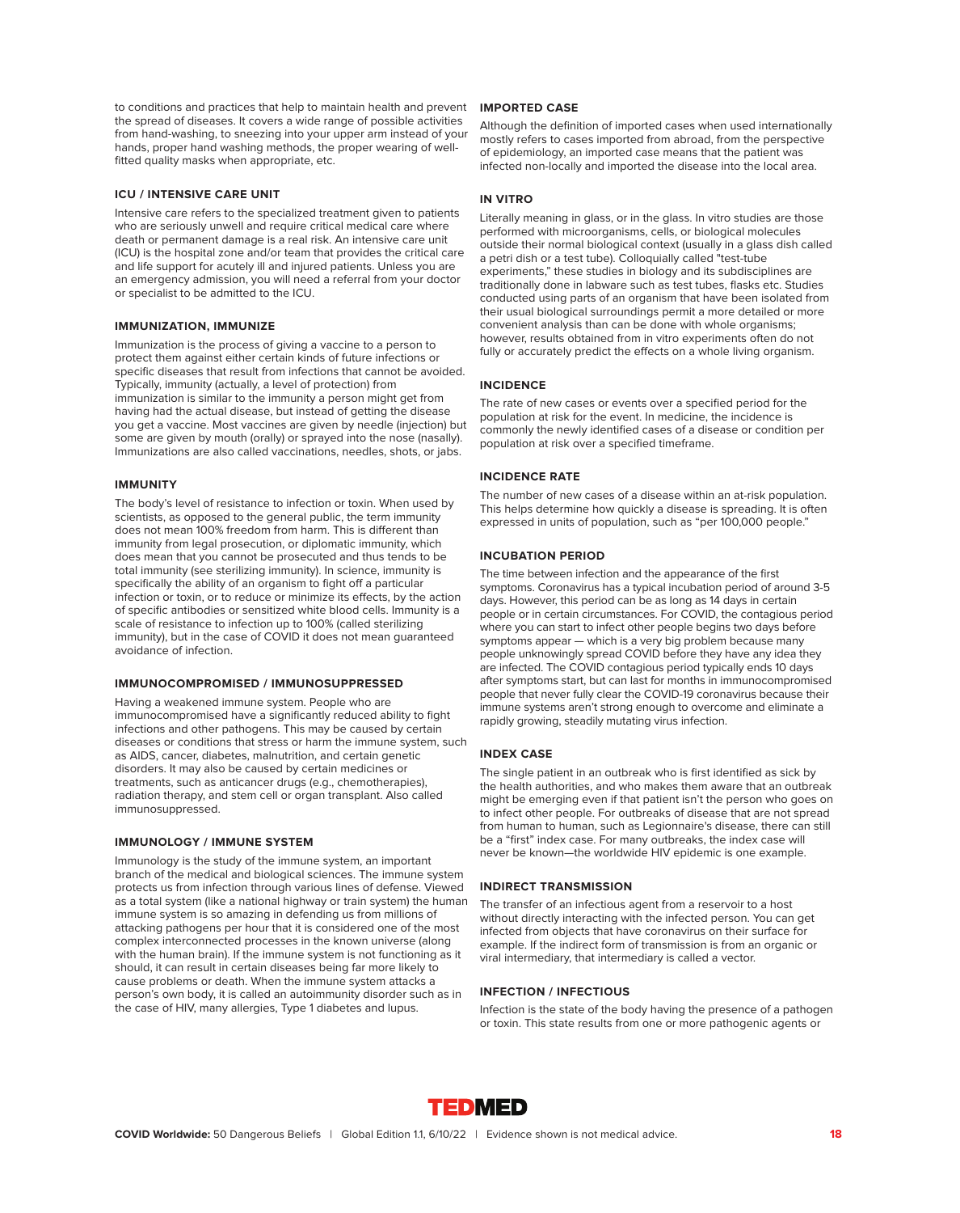to conditions and practices that help to maintain health and prevent the spread of diseases. It covers a wide range of possible activities from hand-washing, to sneezing into your upper arm instead of your hands, proper hand washing methods, the proper wearing of well-fitted quality masks when appropriate, etc.

### ICU / INTENSIVE CARE UNIT

Intensive care refers to the specialized treatment given to patients who are seriously unwell and require critical medical care where death or permanent damage is a real risk. An intensive care unit (ICU) is the hospital zone and/or team that provides the critical care and life support for acutely ill and injured patients. Unless you are an emergency admission, you will need a referral from your doctor or specialist to be admitted to the ICU.

### IMMUNIZATION, IMMUNIZE

Immunization is the process of giving a vaccine to a person to protect them against either certain kinds of future infections or specific diseases that result from infections that cannot be avoided. Typically, immunity (actually, a level of protection) from immunization is similar to the immunity a person might get from having had the actual disease, but instead of getting the disease you get a vaccine. Most vaccines are given by needle (injection) but some are given by mouth (orally) or sprayed into the nose (nasally). Immunizations are also called vaccinations, needles, shots, or jabs.

### IMMUNITY

The body's level of resistance to infection or toxin. When used by scientists, as opposed to the general public, the term immunity does not mean 100% freedom from harm. This is different than immunity from legal prosecution, or diplomatic immunity, which does mean that you cannot be prosecuted and thus tends to be total immunity (see sterilizing immunity). In science, immunity is specifically the ability of an organism to fight off a particular infection or toxin, or to reduce or minimize its effects, by the action of specific antibodies or sensitized white blood cells. Immunity is a scale of resistance to infection up to 100% (called sterilizing immunity), but in the case of COVID it does not mean guaranteed avoidance of infection.

### IMMUNOCOMPROMISED / IMMUNOSUPPRESSED

Having a weakened immune system. People who are immunocompromised have a significantly reduced ability to fight infections and other pathogens. This may be caused by certain diseases or conditions that stress or harm the immune system, such as AIDS, cancer, diabetes, malnutrition, and certain genetic disorders. It may also be caused by certain medicines or treatments, such as anticancer drugs (e.g., chemotherapies), radiation therapy, and stem cell or organ transplant. Also called immunosuppressed.

### IMMUNOLOGY / IMMUNE SYSTEM

Immunology is the study of the immune system, an important branch of the medical and biological sciences. The immune system protects us from infection through various lines of defense. Viewed as a total system (like a national highway or train system) the human immune system is so amazing in defending us from millions of attacking pathogens per hour that it is considered one of the most complex interconnected processes in the known universe (along with the human brain). If the immune system is not functioning as it should, it can result in certain diseases being far more likely to cause problems or death. When the immune system attacks a person's own body, it is called an autoimmunity disorder such as in the case of HIV, many allergies, Type 1 diabetes and lupus.

### IMPORTED CASE

Although the definition of imported cases when used internationally mostly refers to cases imported from abroad, from the perspective of epidemiology, an imported case means that the patient was infected non-locally and imported the disease into the local area.

### IN VITRO

Literally meaning in glass, or in the glass. In vitro studies are those performed with microorganisms, cells, or biological molecules outside their normal biological context (usually in a glass dish called a petri dish or a test tube). Colloquially called "test-tube experiments," these studies in biology and its subdisciplines are traditionally done in labware such as test tubes, flasks etc. Studies conducted using parts of an organism that have been isolated from their usual biological surroundings permit a more detailed or more convenient analysis than can be done with whole organisms; however, results obtained from in vitro experiments often do not fully or accurately predict the effects on a whole living organism.

### INCIDENCE

The rate of new cases or events over a specified period for the population at risk for the event. In medicine, the incidence is commonly the newly identified cases of a disease or condition per population at risk over a specified timeframe.

### INCIDENCE RATE

The number of new cases of a disease within an at-risk population. This helps determine how quickly a disease is spreading. It is often expressed in units of population, such as "per 100,000 people."

### INCUBATION PERIOD

The time between infection and the appearance of the first symptoms. Coronavirus has a typical incubation period of around 3-5 days. However, this period can be as long as 14 days in certain people or in certain circumstances. For COVID, the contagious period where you can start to infect other people begins two days before symptoms appear — which is a very big problem because many people unknowingly spread COVID before they have any idea they are infected. The COVID contagious period typically ends 10 days after symptoms start, but can last for months in immunocompromised people that never fully clear the COVID-19 coronavirus because their immune systems aren't strong enough to overcome and eliminate a rapidly growing, steadily mutating virus infection.

### INDEX CASE

The single patient in an outbreak who is first identified as sick by the health authorities, and who makes them aware that an outbreak might be emerging even if that patient isn't the person who goes on to infect other people. For outbreaks of disease that are not spread from human to human, such as Legionnaire's disease, there can still be a "first" index case. For many outbreaks, the index case will never be known—the worldwide HIV epidemic is one example.

### INDIRECT TRANSMISSION

The transfer of an infectious agent from a reservoir to a host without directly interacting with the infected person. You can get infected from objects that have coronavirus on their surface for example. If the indirect form of transmission is from an organic or viral intermediary, that intermediary is called a vector.

### INFECTION / INFECTIOUS

Infection is the state of the body having the presence of a pathogen or toxin. This state results from one or more pathogenic agents or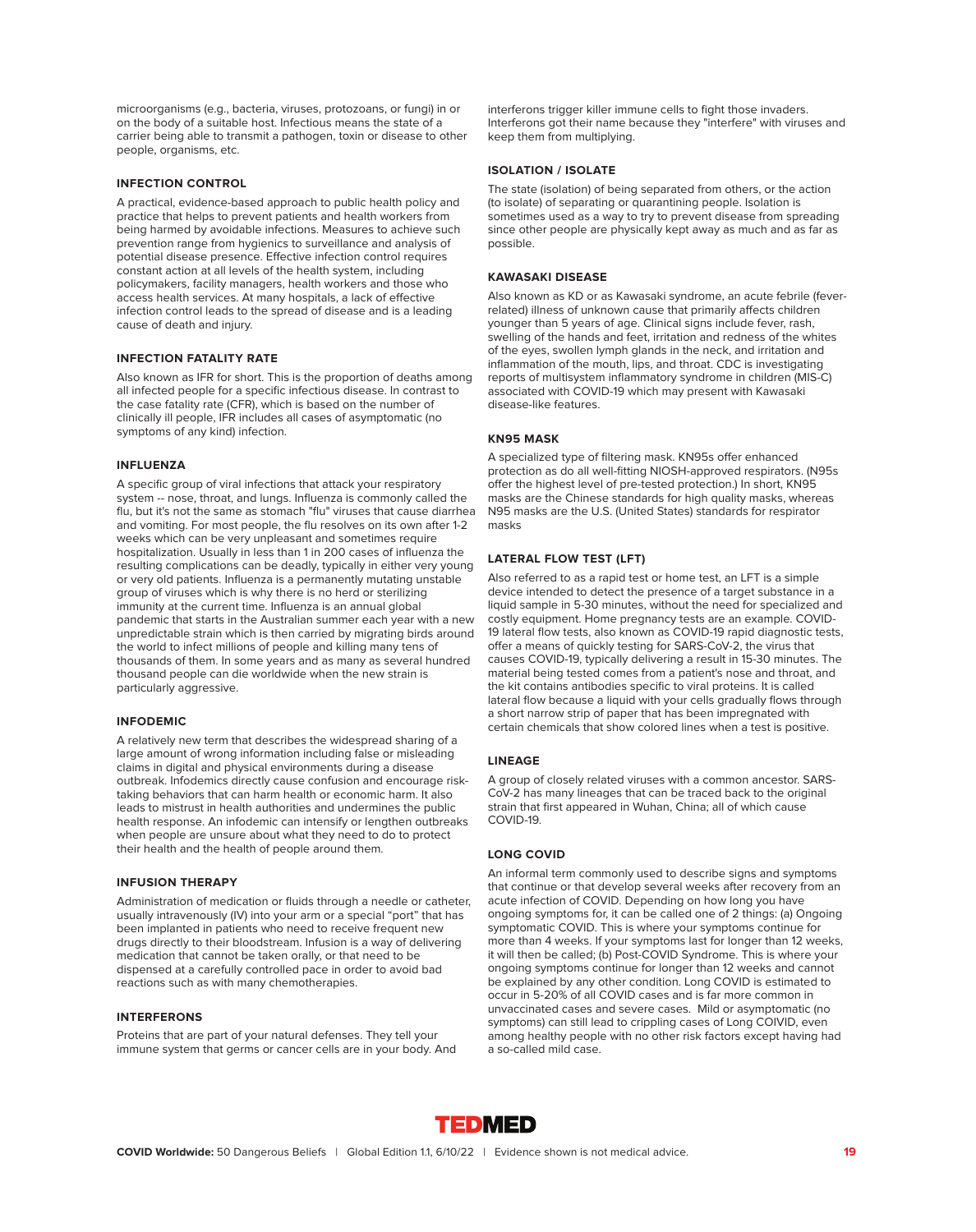microorganisms (e.g., bacteria, viruses, protozoans, or fungi) in or on the body of a suitable host. Infectious means the state of a carrier being able to transmit a pathogen, toxin or disease to other people, organisms, etc.

### INFECTION CONTROL

A practical, evidence-based approach to public health policy and practice that helps to prevent patients and health workers from being harmed by avoidable infections. Measures to achieve such prevention range from hygienics to surveillance and analysis of potential disease presence. Effective infection control requires constant action at all levels of the health system, including policymakers, facility managers, health workers and those who access health services. At many hospitals, a lack of effective infection control leads to the spread of disease and is a leading cause of death and injury.

### INFECTION FATALITY RATE

Also known as IFR for short. This is the proportion of deaths among all infected people for a specific infectious disease. In contrast to the case fatality rate (CFR), which is based on the number of clinically ill people, IFR includes all cases of asymptomatic (no symptoms of any kind) infection.

### INFLUENZA

A specific group of viral infections that attack your respiratory system -- nose, throat, and lungs. Influenza is commonly called the flu, but it's not the same as stomach "flu" viruses that cause diarrhea and vomiting. For most people, the flu resolves on its own after 1-2 weeks which can be very unpleasant and sometimes require hospitalization. Usually in less than 1 in 200 cases of influenza the resulting complications can be deadly, typically in either very young or very old patients. Influenza is a permanently mutating unstable group of viruses which is why there is no herd or sterilizing immunity at the current time. Influenza is an annual global pandemic that starts in the Australian summer each year with a new unpredictable strain which is then carried by migrating birds around the world to infect millions of people and killing many tens of thousands of them. In some years and as many as several hundred thousand people can die worldwide when the new strain is particularly aggressive.

### INFODEMIC

A relatively new term that describes the widespread sharing of a large amount of wrong information including false or misleading claims in digital and physical environments during a disease outbreak. Infodemics directly cause confusion and encourage risk-taking behaviors that can harm health or economic harm. It also leads to mistrust in health authorities and undermines the public health response. An infodemic can intensify or lengthen outbreaks when people are unsure about what they need to do to protect their health and the health of people around them.

### INFUSION THERAPY

Administration of medication or fluids through a needle or catheter, usually intravenously (IV) into your arm or a special "port" that has been implanted in patients who need to receive frequent new drugs directly to their bloodstream. Infusion is a way of delivering medication that cannot be taken orally, or that need to be dispensed at a carefully controlled pace in order to avoid bad reactions such as with many chemotherapies.

### INTERFERONS

Proteins that are part of your natural defenses. They tell your immune system that germs or cancer cells are in your body. And interferons trigger killer immune cells to fight those invaders. Interferons got their name because they "interfere" with viruses and keep them from multiplying.

### ISOLATION / ISOLATE

The state (isolation) of being separated from others, or the action (to isolate) of separating or quarantining people. Isolation is sometimes used as a way to try to prevent disease from spreading since other people are physically kept away as much and as far as possible.

### KAWASAKI DISEASE

Also known as KD or as Kawasaki syndrome, an acute febrile (fever-related) illness of unknown cause that primarily affects children younger than 5 years of age. Clinical signs include fever, rash, swelling of the hands and feet, irritation and redness of the whites of the eyes, swollen lymph glands in the neck, and irritation and inflammation of the mouth, lips, and throat. CDC is investigating reports of multisystem inflammatory syndrome in children (MIS-C) associated with COVID-19 which may present with Kawasaki disease-like features.

### KN95 MASK

A specialized type of filtering mask. KN95s offer enhanced protection as do all well-fitting NIOSH-approved respirators. (N95s offer the highest level of pre-tested protection.) In short, KN95 masks are the Chinese standards for high quality masks, whereas N95 masks are the U.S. (United States) standards for respirator masks

### LATERAL FLOW TEST (LFT)

Also referred to as a rapid test or home test, an LFT is a simple device intended to detect the presence of a target substance in a liquid sample in 5-30 minutes, without the need for specialized and costly equipment. Home pregnancy tests are an example. COVID-19 lateral flow tests, also known as COVID-19 rapid diagnostic tests, offer a means of quickly testing for SARS-CoV-2, the virus that causes COVID-19, typically delivering a result in 15-30 minutes. The material being tested comes from a patient's nose and throat, and the kit contains antibodies specific to viral proteins. It is called lateral flow because a liquid with your cells gradually flows through a short narrow strip of paper that has been impregnated with certain chemicals that show colored lines when a test is positive.

### LINEAGE

A group of closely related viruses with a common ancestor. SARS-CoV-2 has many lineages that can be traced back to the original strain that first appeared in Wuhan, China; all of which cause COVID-19.

### LONG COVID

An informal term commonly used to describe signs and symptoms that continue or that develop several weeks after recovery from an acute infection of COVID. Depending on how long you have ongoing symptoms for, it can be called one of 2 things: (a) Ongoing symptomatic COVID. This is where your symptoms continue for more than 4 weeks. If your symptoms last for longer than 12 weeks, it will then be called; (b) Post-COVID Syndrome. This is where your ongoing symptoms continue for longer than 12 weeks and cannot be explained by any other condition. Long COVID is estimated to occur in 5-20% of all COVID cases and is far more common in unvaccinated cases and severe cases. Mild or asymptomatic (no symptoms) can still lead to crippling cases of Long COIVID, even among healthy people with no other risk factors except having had a so-called mild case.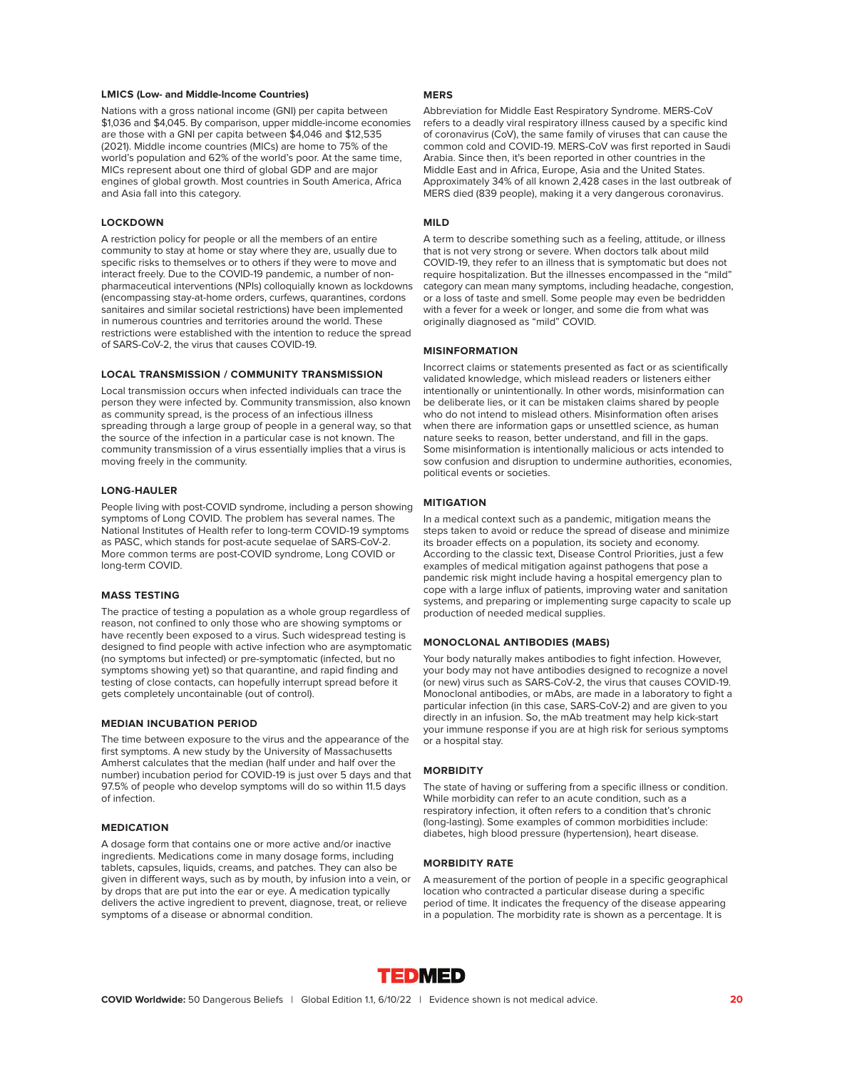### LMICS (Low- and Middle-Income Countries)

Nations with a gross national income (GNI) per capita between $1,036 and $4,045. By comparison, upper middle-income economies are those with a GNI per capita between $4,046 and $12,535 (2021). Middle income countries (MICs) are home to 75% of the world's population and 62% of the world's poor. At the same time, MICs represent about one third of global GDP and are major engines of global growth. Most countries in South America, Africa and Asia fall into this category.

### LOCKDOWN

A restriction policy for people or all the members of an entire community to stay at home or stay where they are, usually due to specific risks to themselves or to others if they were to move and interact freely. Due to the COVID-19 pandemic, a number of non-pharmaceutical interventions (NPIs) colloquially known as lockdowns (encompassing stay-at-home orders, curfews, quarantines, cordons sanitaires and similar societal restrictions) have been implemented in numerous countries and territories around the world. These restrictions were established with the intention to reduce the spread of SARS-CoV-2, the virus that causes COVID-19.

### LOCAL TRANSMISSION / COMMUNITY TRANSMISSION

Local transmission occurs when infected individuals can trace the person they were infected by. Community transmission, also known as community spread, is the process of an infectious illness spreading through a large group of people in a general way, so that the source of the infection in a particular case is not known. The community transmission of a virus essentially implies that a virus is moving freely in the community.

### LONG-HAULER

People living with post-COVID syndrome, including a person showing symptoms of Long COVID. The problem has several names. The National Institutes of Health refer to long-term COVID-19 symptoms as PASC, which stands for post-acute sequelae of SARS-CoV-2. More common terms are post-COVID syndrome, Long COVID or long-term COVID.

### MASS TESTING

The practice of testing a population as a whole group regardless of reason, not confined to only those who are showing symptoms or have recently been exposed to a virus. Such widespread testing is designed to find people with active infection who are asymptomatic (no symptoms but infected) or pre-symptomatic (infected, but no symptoms showing yet) so that quarantine, and rapid finding and testing of close contacts, can hopefully interrupt spread before it gets completely uncontainable (out of control).

### MEDIAN INCUBATION PERIOD

The time between exposure to the virus and the appearance of the first symptoms. A new study by the University of Massachusetts Amherst calculates that the median (half under and half over the number) incubation period for COVID-19 is just over 5 days and that 97.5% of people who develop symptoms will do so within 11.5 days of infection.

### MEDICATION

A dosage form that contains one or more active and/or inactive ingredients. Medications come in many dosage forms, including tablets, capsules, liquids, creams, and patches. They can also be given in different ways, such as by mouth, by infusion into a vein, or by drops that are put into the ear or eye. A medication typically delivers the active ingredient to prevent, diagnose, treat, or relieve symptoms of a disease or abnormal condition.

### MERS

Abbreviation for Middle East Respiratory Syndrome. MERS-CoV refers to a deadly viral respiratory illness caused by a specific kind of coronavirus (CoV), the same family of viruses that can cause the common cold and COVID-19. MERS-CoV was first reported in Saudi Arabia. Since then, it's been reported in other countries in the Middle East and in Africa, Europe, Asia and the United States. Approximately 34% of all known 2,428 cases in the last outbreak of MERS died (839 people), making it a very dangerous coronavirus.

### MILD

A term to describe something such as a feeling, attitude, or illness that is not very strong or severe. When doctors talk about mild COVID-19, they refer to an illness that is symptomatic but does not require hospitalization. But the illnesses encompassed in the "mild" category can mean many symptoms, including headache, congestion, or a loss of taste and smell. Some people may even be bedridden with a fever for a week or longer, and some die from what was originally diagnosed as "mild" COVID.

### MISINFORMATION

Incorrect claims or statements presented as fact or as scientifically validated knowledge, which mislead readers or listeners either intentionally or unintentionally. In other words, misinformation can be deliberate lies, or it can be mistaken claims shared by people who do not intend to mislead others. Misinformation often arises when there are information gaps or unsettled science, as human nature seeks to reason, better understand, and fill in the gaps. Some misinformation is intentionally malicious or acts intended to sow confusion and disruption to undermine authorities, economies, political events or societies.

### MITIGATION

In a medical context such as a pandemic, mitigation means the steps taken to avoid or reduce the spread of disease and minimize its broader effects on a population, its society and economy. According to the classic text, Disease Control Priorities, just a few examples of medical mitigation against pathogens that pose a pandemic risk might include having a hospital emergency plan to cope with a large influx of patients, improving water and sanitation systems, and preparing or implementing surge capacity to scale up production of needed medical supplies.

### MONOCLONAL ANTIBODIES (MABS)

Your body naturally makes antibodies to fight infection. However, your body may not have antibodies designed to recognize a novel (or new) virus such as SARS-CoV-2, the virus that causes COVID-19. Monoclonal antibodies, or mAbs, are made in a laboratory to fight a particular infection (in this case, SARS-CoV-2) and are given to you directly in an infusion. So, the mAb treatment may help kick-start your immune response if you are at high risk for serious symptoms or a hospital stay.

### MORBIDITY

The state of having or suffering from a specific illness or condition. While morbidity can refer to an acute condition, such as a respiratory infection, it often refers to a condition that's chronic (long-lasting). Some examples of common morbidities include: diabetes, high blood pressure (hypertension), heart disease.

### MORBIDITY RATE

A measurement of the portion of people in a specific geographical location who contracted a particular disease during a specific period of time. It indicates the frequency of the disease appearing in a population. The morbidity rate is shown as a percentage. It is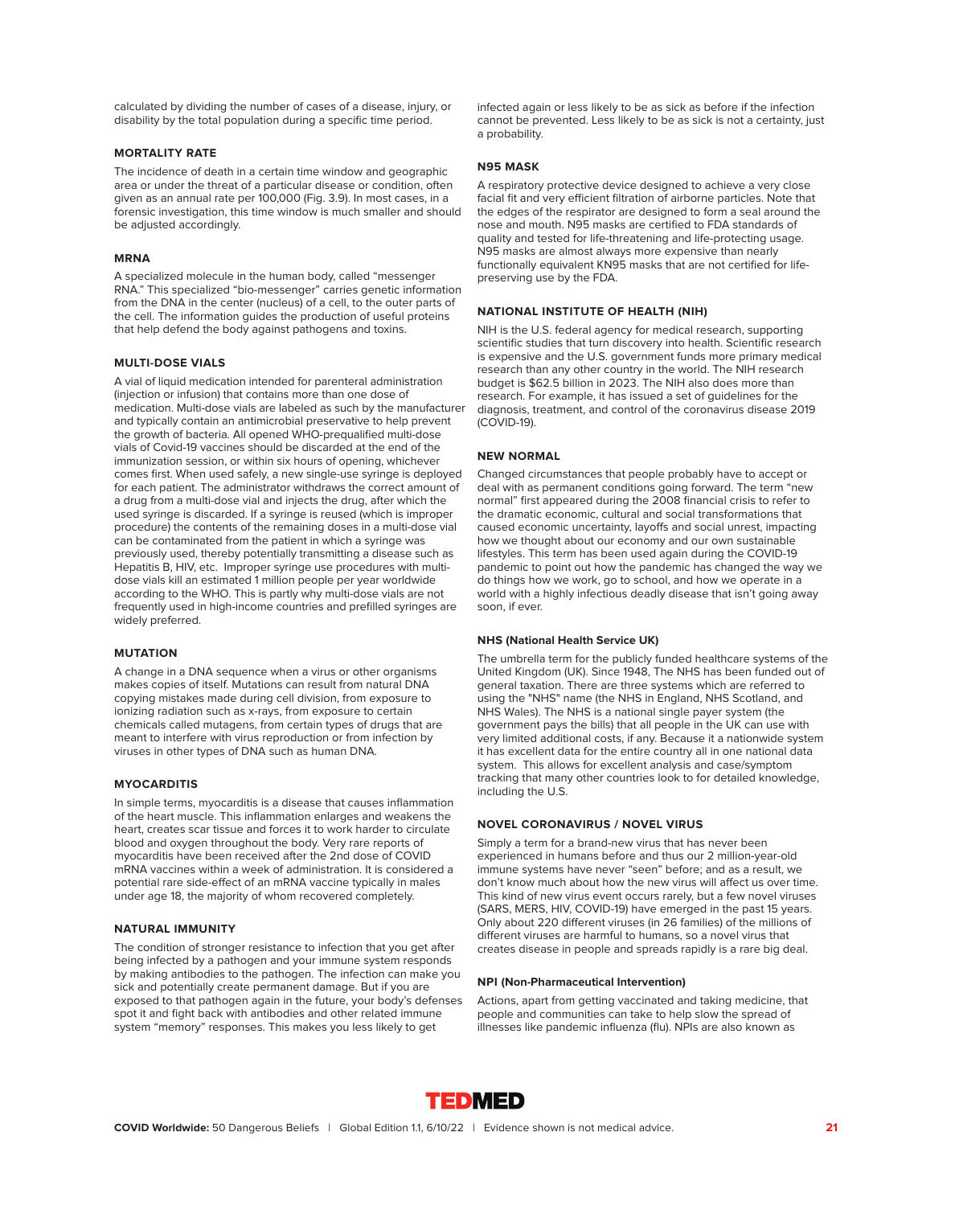calculated by dividing the number of cases of a disease, injury, or disability by the total population during a specific time period.

### MORTALITY RATE

The incidence of death in a certain time window and geographic area or under the threat of a particular disease or condition, often given as an annual rate per 100,000 (Fig. 3.9). In most cases, in a forensic investigation, this time window is much smaller and should be adjusted accordingly.

### MRNA

A specialized molecule in the human body, called "messenger RNA." This specialized "bio-messenger" carries genetic information from the DNA in the center (nucleus) of a cell, to the outer parts of the cell. The information guides the production of useful proteins that help defend the body against pathogens and toxins.

### MULTI-DOSE VIALS

A vial of liquid medication intended for parenteral administration (injection or infusion) that contains more than one dose of medication. Multi-dose vials are labeled as such by the manufacturer and typically contain an antimicrobial preservative to help prevent the growth of bacteria. All opened WHO-prequalified multi-dose vials of Covid-19 vaccines should be discarded at the end of the immunization session, or within six hours of opening, whichever comes first. When used safely, a new single-use syringe is deployed for each patient. The administrator withdraws the correct amount of a drug from a multi-dose vial and injects the drug, after which the used syringe is discarded. If a syringe is reused (which is improper procedure) the contents of the remaining doses in a multi-dose vial can be contaminated from the patient in which a syringe was previously used, thereby potentially transmitting a disease such as Hepatitis B, HIV, etc. Improper syringe use procedures with multi-dose vials kill an estimated 1 million people per year worldwide according to the WHO. This is partly why multi-dose vials are not frequently used in high-income countries and prefilled syringes are widely preferred.

### MUTATION

A change in a DNA sequence when a virus or other organisms makes copies of itself. Mutations can result from natural DNA copying mistakes made during cell division, from exposure to ionizing radiation such as x-rays, from exposure to certain chemicals called mutagens, from certain types of drugs that are meant to interfere with virus reproduction or from infection by viruses in other types of DNA such as human DNA.

### MYOCARDITIS

In simple terms, myocarditis is a disease that causes inflammation of the heart muscle. This inflammation enlarges and weakens the heart, creates scar tissue and forces it to work harder to circulate blood and oxygen throughout the body. Very rare reports of myocarditis have been received after the 2nd dose of COVID mRNA vaccines within a week of administration. It is considered a potential rare side-effect of an mRNA vaccine typically in males under age 18, the majority of whom recovered completely.

### NATURAL IMMUNITY

The condition of stronger resistance to infection that you get after being infected by a pathogen and your immune system responds by making antibodies to the pathogen. The infection can make you sick and potentially create permanent damage. But if you are exposed to that pathogen again in the future, your body's defenses spot it and fight back with antibodies and other related immune system "memory" responses. This makes you less likely to get infected again or less likely to be as sick as before if the infection cannot be prevented. Less likely to be as sick is not a certainty, just a probability.

### N95 MASK

A respiratory protective device designed to achieve a very close facial fit and very efficient filtration of airborne particles. Note that the edges of the respirator are designed to form a seal around the nose and mouth. N95 masks are certified to FDA standards of quality and tested for life-threatening and life-protecting usage. N95 masks are almost always more expensive than nearly functionally equivalent KN95 masks that are not certified for life-preserving use by the FDA.

### NATIONAL INSTITUTE OF HEALTH (NIH)

NIH is the U.S. federal agency for medical research, supporting scientific studies that turn discovery into health. Scientific research is expensive and the U.S. government funds more primary medical research than any other country in the world. The NIH research budget is $62.5 billion in 2023. The NIH also does more than research. For example, it has issued a set of guidelines for the diagnosis, treatment, and control of the coronavirus disease 2019 (COVID-19).

### NEW NORMAL

Changed circumstances that people probably have to accept or deal with as permanent conditions going forward. The term "new normal" first appeared during the 2008 financial crisis to refer to the dramatic economic, cultural and social transformations that caused economic uncertainty, layoffs and social unrest, impacting how we thought about our economy and our own sustainable lifestyles. This term has been used again during the COVID-19 pandemic to point out how the pandemic has changed the way we do things how we work, go to school, and how we operate in a world with a highly infectious deadly disease that isn't going away soon, if ever.

### NHS (National Health Service UK)

The umbrella term for the publicly funded healthcare systems of the United Kingdom (UK). Since 1948, The NHS has been funded out of general taxation. There are three systems which are referred to using the "NHS" name (the NHS in England, NHS Scotland, and NHS Wales). The NHS is a national single payer system (the government pays the bills) that all people in the UK can use with very limited additional costs, if any. Because it a nationwide system it has excellent data for the entire country all in one national data system. This allows for excellent analysis and case/symptom tracking that many other countries look to for detailed knowledge, including the U.S.

### NOVEL CORONAVIRUS / NOVEL VIRUS

Simply a term for a brand-new virus that has never been experienced in humans before and thus our 2 million-year-old immune systems have never "seen" before; and as a result, we don't know much about how the new virus will affect us over time. This kind of new virus event occurs rarely, but a few novel viruses (SARS, MERS, HIV, COVID-19) have emerged in the past 15 years. Only about 220 different viruses (in 26 families) of the millions of different viruses are harmful to humans, so a novel virus that creates disease in people and spreads rapidly is a rare big deal.

### NPI (Non-Pharmaceutical Intervention)

Actions, apart from getting vaccinated and taking medicine, that people and communities can take to help slow the spread of illnesses like pandemic influenza (flu). NPIs are also known as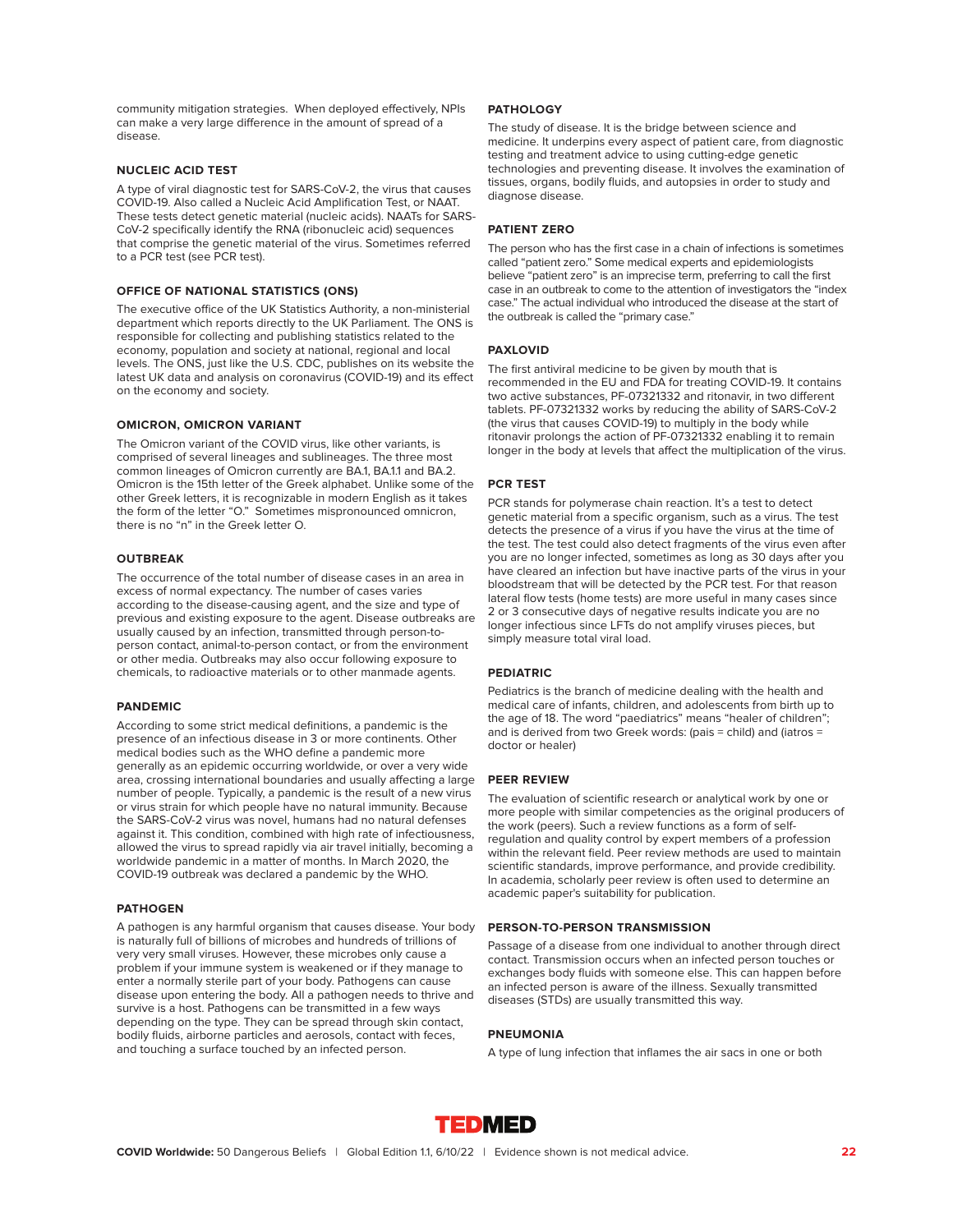community mitigation strategies. When deployed effectively, NPIs can make a very large difference in the amount of spread of a disease.

### NUCLEIC ACID TEST

A type of viral diagnostic test for SARS-CoV-2, the virus that causes COVID-19. Also called a Nucleic Acid Amplification Test, or NAAT. These tests detect genetic material (nucleic acids). NAATs for SARS-CoV-2 specifically identify the RNA (ribonucleic acid) sequences that comprise the genetic material of the virus. Sometimes referred to a PCR test (see PCR test).

### OFFICE OF NATIONAL STATISTICS (ONS)

The executive office of the UK Statistics Authority, a non-ministerial department which reports directly to the UK Parliament. The ONS is responsible for collecting and publishing statistics related to the economy, population and society at national, regional and local levels. The ONS, just like the U.S. CDC, publishes on its website the latest UK data and analysis on coronavirus (COVID-19) and its effect on the economy and society.

### OMICRON, OMICRON VARIANT

The Omicron variant of the COVID virus, like other variants, is comprised of several lineages and sublineages. The three most common lineages of Omicron currently are BA.1, BA.1.1 and BA.2. Omicron is the 15th letter of the Greek alphabet. Unlike some of the other Greek letters, it is recognizable in modern English as it takes the form of the letter "O." Sometimes mispronounced omnicron, there is no "n" in the Greek letter O.

### OUTBREAK

The occurrence of the total number of disease cases in an area in excess of normal expectancy. The number of cases varies according to the disease-causing agent, and the size and type of previous and existing exposure to the agent. Disease outbreaks are usually caused by an infection, transmitted through person-to-person contact, animal-to-person contact, or from the environment or other media. Outbreaks may also occur following exposure to chemicals, to radioactive materials or to other manmade agents.

### PANDEMIC

According to some strict medical definitions, a pandemic is the presence of an infectious disease in 3 or more continents. Other medical bodies such as the WHO define a pandemic more generally as an epidemic occurring worldwide, or over a very wide area, crossing international boundaries and usually affecting a large number of people. Typically, a pandemic is the result of a new virus or virus strain for which people have no natural immunity. Because the SARS-CoV-2 virus was novel, humans had no natural defenses against it. This condition, combined with high rate of infectiousness, allowed the virus to spread rapidly via air travel initially, becoming a worldwide pandemic in a matter of months. In March 2020, the COVID-19 outbreak was declared a pandemic by the WHO.

### PATHOGEN

A pathogen is any harmful organism that causes disease. Your body is naturally full of billions of microbes and hundreds of trillions of very very small viruses. However, these microbes only cause a problem if your immune system is weakened or if they manage to enter a normally sterile part of your body. Pathogens can cause disease upon entering the body. All a pathogen needs to thrive and survive is a host. Pathogens can be transmitted in a few ways depending on the type. They can be spread through skin contact, bodily fluids, airborne particles and aerosols, contact with feces, and touching a surface touched by an infected person.

### PATHOLOGY

The study of disease. It is the bridge between science and medicine. It underpins every aspect of patient care, from diagnostic testing and treatment advice to using cutting-edge genetic technologies and preventing disease. It involves the examination of tissues, organs, bodily fluids, and autopsies in order to study and diagnose disease.

### PATIENT ZERO

The person who has the first case in a chain of infections is sometimes called "patient zero." Some medical experts and epidemiologists believe "patient zero" is an imprecise term, preferring to call the first case in an outbreak to come to the attention of investigators the "index case." The actual individual who introduced the disease at the start of the outbreak is called the "primary case."

### PAXLOVID

The first antiviral medicine to be given by mouth that is recommended in the EU and FDA for treating COVID-19. It contains two active substances, PF-07321332 and ritonavir, in two different tablets. PF-07321332 works by reducing the ability of SARS-CoV-2 (the virus that causes COVID-19) to multiply in the body while ritonavir prolongs the action of PF-07321332 enabling it to remain longer in the body at levels that affect the multiplication of the virus.

### PCR TEST

PCR stands for polymerase chain reaction. It's a test to detect genetic material from a specific organism, such as a virus. The test detects the presence of a virus if you have the virus at the time of the test. The test could also detect fragments of the virus even after you are no longer infected, sometimes as long as 30 days after you have cleared an infection but have inactive parts of the virus in your bloodstream that will be detected by the PCR test. For that reason lateral flow tests (home tests) are more useful in many cases since 2 or 3 consecutive days of negative results indicate you are no longer infectious since LFTs do not amplify viruses pieces, but simply measure total viral load.

### PEDIATRIC

Pediatrics is the branch of medicine dealing with the health and medical care of infants, children, and adolescents from birth up to the age of 18. The word "paediatrics" means "healer of children"; and is derived from two Greek words: (pais = child) and (iatros = doctor or healer)

### PEER REVIEW

The evaluation of scientific research or analytical work by one or more people with similar competencies as the original producers of the work (peers). Such a review functions as a form of self-regulation and quality control by expert members of a profession within the relevant field. Peer review methods are used to maintain scientific standards, improve performance, and provide credibility. In academia, scholarly peer review is often used to determine an academic paper's suitability for publication.

### PERSON-TO-PERSON TRANSMISSION

Passage of a disease from one individual to another through direct contact. Transmission occurs when an infected person touches or exchanges body fluids with someone else. This can happen before an infected person is aware of the illness. Sexually transmitted diseases (STDs) are usually transmitted this way.

### PNEUMONIA

A type of lung infection that inflames the air sacs in one or both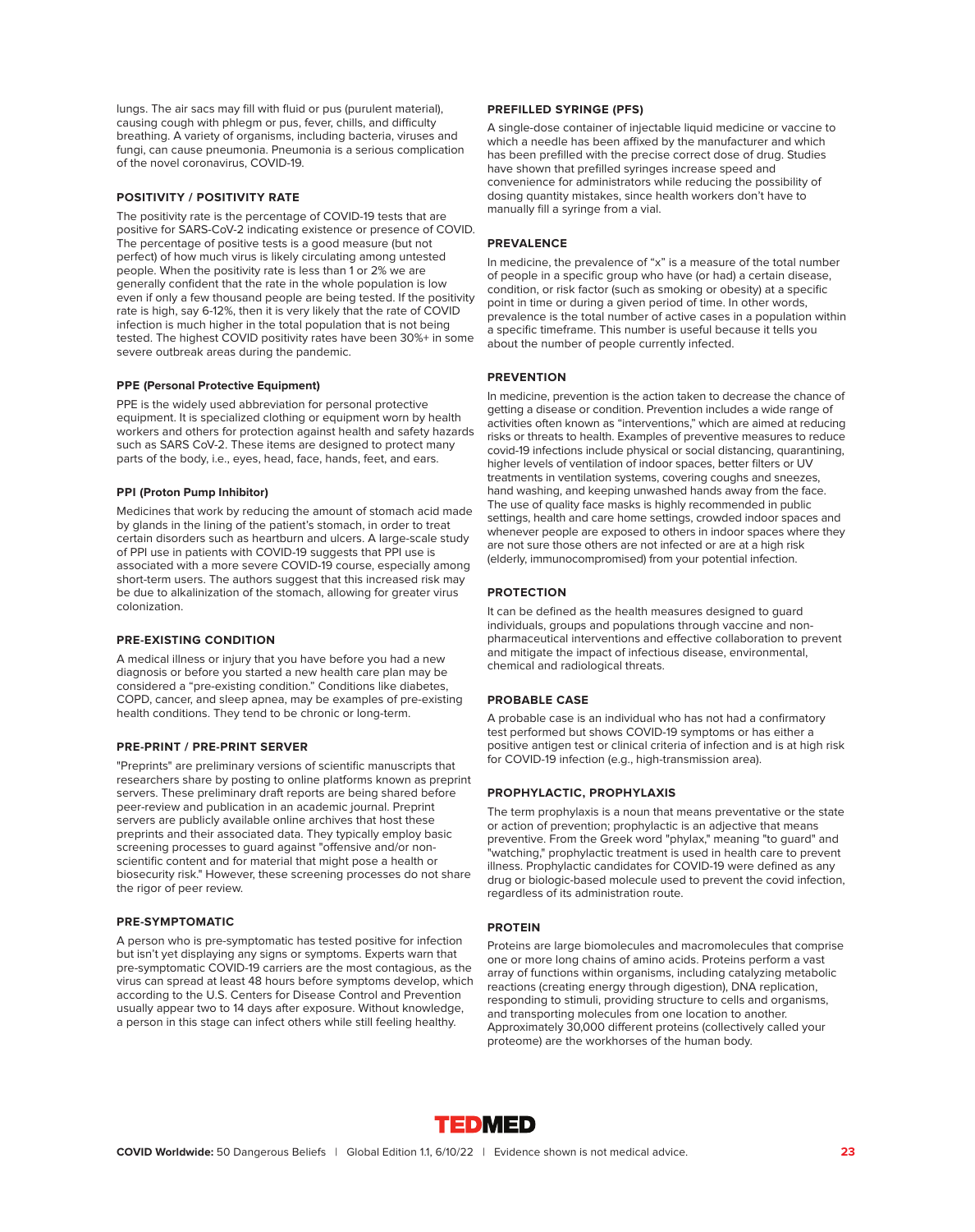lungs. The air sacs may fill with fluid or pus (purulent material), causing cough with phlegm or pus, fever, chills, and difficulty breathing. A variety of organisms, including bacteria, viruses and fungi, can cause pneumonia. Pneumonia is a serious complication of the novel coronavirus, COVID-19.

### POSITIVITY / POSITIVITY RATE

The positivity rate is the percentage of COVID-19 tests that are positive for SARS-CoV-2 indicating existence or presence of COVID. The percentage of positive tests is a good measure (but not perfect) of how much virus is likely circulating among untested people. When the positivity rate is less than 1 or 2% we are generally confident that the rate in the whole population is low even if only a few thousand people are being tested. If the positivity rate is high, say 6-12%, then it is very likely that the rate of COVID infection is much higher in the total population that is not being tested. The highest COVID positivity rates have been 30%+ in some severe outbreak areas during the pandemic.

### PPE (Personal Protective Equipment)

PPE is the widely used abbreviation for personal protective equipment. It is specialized clothing or equipment worn by health workers and others for protection against health and safety hazards such as SARS CoV-2. These items are designed to protect many parts of the body, i.e., eyes, head, face, hands, feet, and ears.

### PPI (Proton Pump Inhibitor)

Medicines that work by reducing the amount of stomach acid made by glands in the lining of the patient's stomach, in order to treat certain disorders such as heartburn and ulcers. A large-scale study of PPI use in patients with COVID-19 suggests that PPI use is associated with a more severe COVID-19 course, especially among short-term users. The authors suggest that this increased risk may be due to alkalinization of the stomach, allowing for greater virus colonization.

### PRE-EXISTING CONDITION

A medical illness or injury that you have before you had a new diagnosis or before you started a new health care plan may be considered a "pre-existing condition." Conditions like diabetes, COPD, cancer, and sleep apnea, may be examples of pre-existing health conditions. They tend to be chronic or long-term.

### PRE-PRINT / PRE-PRINT SERVER

"Preprints" are preliminary versions of scientific manuscripts that researchers share by posting to online platforms known as preprint servers. These preliminary draft reports are being shared before peer-review and publication in an academic journal. Preprint servers are publicly available online archives that host these preprints and their associated data. They typically employ basic screening processes to guard against "offensive and/or non-scientific content and for material that might pose a health or biosecurity risk." However, these screening processes do not share the rigor of peer review.

### PRE-SYMPTOMATIC

A person who is pre-symptomatic has tested positive for infection but isn't yet displaying any signs or symptoms. Experts warn that pre-symptomatic COVID-19 carriers are the most contagious, as the virus can spread at least 48 hours before symptoms develop, which according to the U.S. Centers for Disease Control and Prevention usually appear two to 14 days after exposure. Without knowledge, a person in this stage can infect others while still feeling healthy.

### PREFILLED SYRINGE (PFS)

A single-dose container of injectable liquid medicine or vaccine to which a needle has been affixed by the manufacturer and which has been prefilled with the precise correct dose of drug. Studies have shown that prefilled syringes increase speed and convenience for administrators while reducing the possibility of dosing quantity mistakes, since health workers don't have to manually fill a syringe from a vial.

### PREVALENCE

In medicine, the prevalence of "x" is a measure of the total number of people in a specific group who have (or had) a certain disease, condition, or risk factor (such as smoking or obesity) at a specific point in time or during a given period of time. In other words, prevalence is the total number of active cases in a population within a specific timeframe. This number is useful because it tells you about the number of people currently infected.

### PREVENTION

In medicine, prevention is the action taken to decrease the chance of getting a disease or condition. Prevention includes a wide range of activities often known as "interventions," which are aimed at reducing risks or threats to health. Examples of preventive measures to reduce covid-19 infections include physical or social distancing, quarantining, higher levels of ventilation of indoor spaces, better filters or UV treatments in ventilation systems, covering coughs and sneezes, hand washing, and keeping unwashed hands away from the face. The use of quality face masks is highly recommended in public settings, health and care home settings, crowded indoor spaces and whenever people are exposed to others in indoor spaces where they are not sure those others are not infected or are at a high risk (elderly, immunocompromised) from your potential infection.

### PROTECTION

It can be defined as the health measures designed to guard individuals, groups and populations through vaccine and non-pharmaceutical interventions and effective collaboration to prevent and mitigate the impact of infectious disease, environmental, chemical and radiological threats.

### PROBABLE CASE

A probable case is an individual who has not had a confirmatory test performed but shows COVID-19 symptoms or has either a positive antigen test or clinical criteria of infection and is at high risk for COVID-19 infection (e.g., high-transmission area).

### PROPHYLACTIC, PROPHYLAXIS

The term prophylaxis is a noun that means preventative or the state or action of prevention; prophylactic is an adjective that means preventive. From the Greek word "phylax," meaning "to guard" and "watching," prophylactic treatment is used in health care to prevent illness. Prophylactic candidates for COVID-19 were defined as any drug or biologic-based molecule used to prevent the covid infection, regardless of its administration route.

### PROTEIN

Proteins are large biomolecules and macromolecules that comprise one or more long chains of amino acids. Proteins perform a vast array of functions within organisms, including catalyzing metabolic reactions (creating energy through digestion), DNA replication, responding to stimuli, providing structure to cells and organisms, and transporting molecules from one location to another. Approximately 30,000 different proteins (collectively called your proteome) are the workhorses of the human body.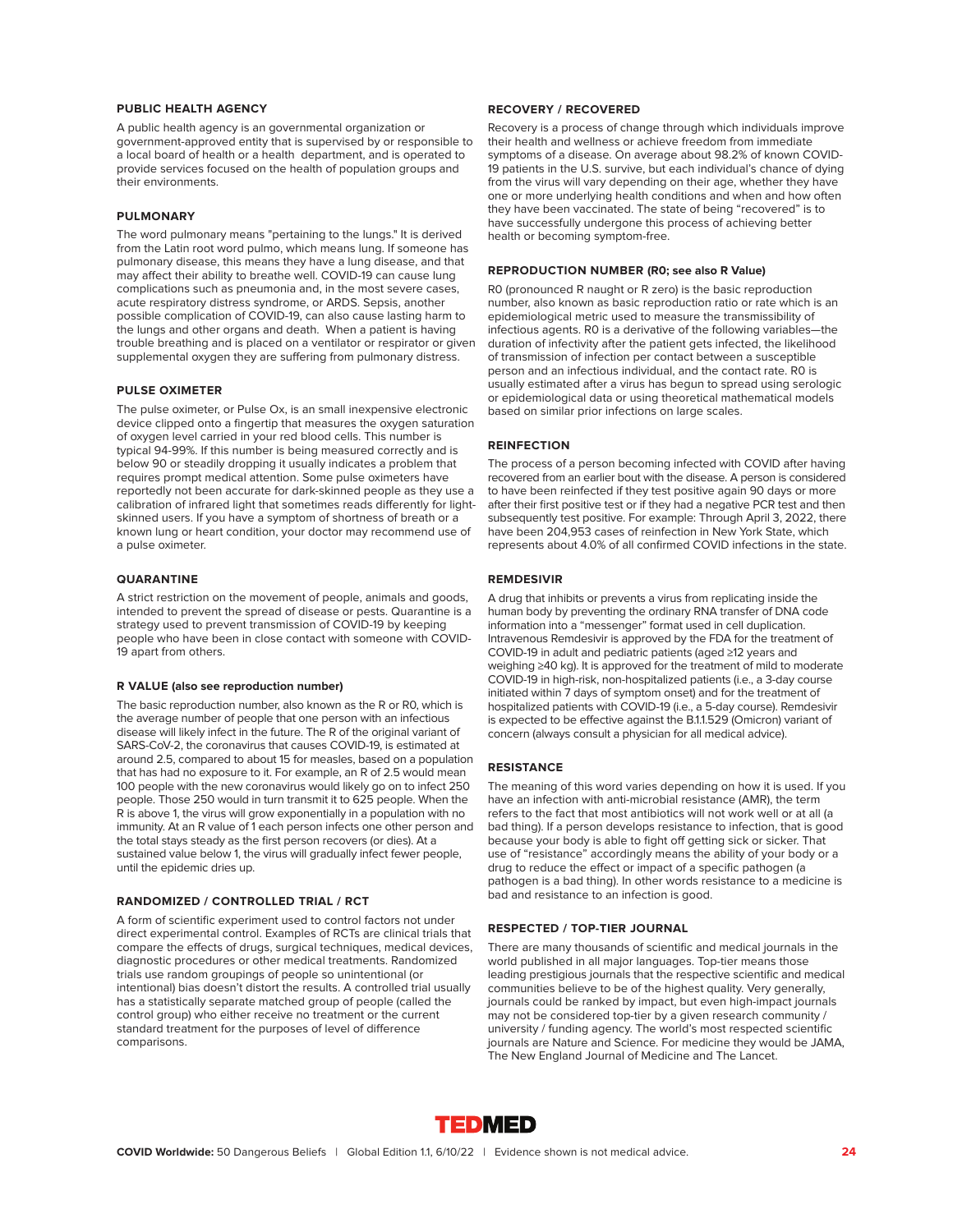### PUBLIC HEALTH AGENCY

A public health agency is an governmental organization or government-approved entity that is supervised by or responsible to a local board of health or a health department, and is operated to provide services focused on the health of population groups and their environments.

### PULMONARY

The word pulmonary means "pertaining to the lungs." It is derived from the Latin root word pulmo, which means lung. If someone has pulmonary disease, this means they have a lung disease, and that may affect their ability to breathe well. COVID-19 can cause lung complications such as pneumonia and, in the most severe cases, acute respiratory distress syndrome, or ARDS. Sepsis, another possible complication of COVID-19, can also cause lasting harm to the lungs and other organs and death. When a patient is having trouble breathing and is placed on a ventilator or respirator or given supplemental oxygen they are suffering from pulmonary distress.

### PULSE OXIMETER

The pulse oximeter, or Pulse Ox, is an small inexpensive electronic device clipped onto a fingertip that measures the oxygen saturation of oxygen level carried in your red blood cells. This number is typical 94-99%. If this number is being measured correctly and is below 90 or steadily dropping it usually indicates a problem that requires prompt medical attention. Some pulse oximeters have reportedly not been accurate for dark-skinned people as they use a calibration of infrared light that sometimes reads differently for light-skinned users. If you have a symptom of shortness of breath or a known lung or heart condition, your doctor may recommend use of a pulse oximeter.

### QUARANTINE

A strict restriction on the movement of people, animals and goods, intended to prevent the spread of disease or pests. Quarantine is a strategy used to prevent transmission of COVID-19 by keeping people who have been in close contact with someone with COVID-19 apart from others.

### R VALUE (also see reproduction number)

The basic reproduction number, also known as the R or R0, which is the average number of people that one person with an infectious disease will likely infect in the future. The R of the original variant of SARS-CoV-2, the coronavirus that causes COVID-19, is estimated at around 2.5, compared to about 15 for measles, based on a population that has had no exposure to it. For example, an R of 2.5 would mean 100 people with the new coronavirus would likely go on to infect 250 people. Those 250 would in turn transmit it to 625 people. When the R is above 1, the virus will grow exponentially in a population with no immunity. At an R value of 1 each person infects one other person and the total stays steady as the first person recovers (or dies). At a sustained value below 1, the virus will gradually infect fewer people, until the epidemic dries up.

### RANDOMIZED / CONTROLLED TRIAL / RCT

A form of scientific experiment used to control factors not under direct experimental control. Examples of RCTs are clinical trials that compare the effects of drugs, surgical techniques, medical devices, diagnostic procedures or other medical treatments. Randomized trials use random groupings of people so unintentional (or intentional) bias doesn't distort the results. A controlled trial usually has a statistically separate matched group of people (called the control group) who either receive no treatment or the current standard treatment for the purposes of level of difference comparisons.

### RECOVERY / RECOVERED

Recovery is a process of change through which individuals improve their health and wellness or achieve freedom from immediate symptoms of a disease. On average about 98.2% of known COVID-19 patients in the U.S. survive, but each individual's chance of dying from the virus will vary depending on their age, whether they have one or more underlying health conditions and when and how often they have been vaccinated. The state of being "recovered" is to have successfully undergone this process of achieving better health or becoming symptom-free.

### REPRODUCTION NUMBER (R0; see also R Value)

R0 (pronounced R naught or R zero) is the basic reproduction number, also known as basic reproduction ratio or rate which is an epidemiological metric used to measure the transmissibility of infectious agents. R0 is a derivative of the following variables—the duration of infectivity after the patient gets infected, the likelihood of transmission of infection per contact between a susceptible person and an infectious individual, and the contact rate. R0 is usually estimated after a virus has begun to spread using serologic or epidemiological data or using theoretical mathematical models based on similar prior infections on large scales.

### REINFECTION

The process of a person becoming infected with COVID after having recovered from an earlier bout with the disease. A person is considered to have been reinfected if they test positive again 90 days or more after their first positive test or if they had a negative PCR test and then subsequently test positive. For example: Through April 3, 2022, there have been 204,953 cases of reinfection in New York State, which represents about 4.0% of all confirmed COVID infections in the state.

### REMDESIVIR

A drug that inhibits or prevents a virus from replicating inside the human body by preventing the ordinary RNA transfer of DNA code information into a "messenger" format used in cell duplication. Intravenous Remdesivir is approved by the FDA for the treatment of COVID-19 in adult and pediatric patients (aged ≥12 years and weighing ≥40 kg). It is approved for the treatment of mild to moderate COVID-19 in high-risk, non-hospitalized patients (i.e., a 3-day course initiated within 7 days of symptom onset) and for the treatment of hospitalized patients with COVID-19 (i.e., a 5-day course). Remdesivir is expected to be effective against the B.1.1.529 (Omicron) variant of concern (always consult a physician for all medical advice).

### RESISTANCE

The meaning of this word varies depending on how it is used. If you have an infection with anti-microbial resistance (AMR), the term refers to the fact that most antibiotics will not work well or at all (a bad thing). If a person develops resistance to infection, that is good because your body is able to fight off getting sick or sicker. That use of "resistance" accordingly means the ability of your body or a drug to reduce the effect or impact of a specific pathogen (a pathogen is a bad thing). In other words resistance to a medicine is bad and resistance to an infection is good.

### RESPECTED / TOP-TIER JOURNAL

There are many thousands of scientific and medical journals in the world published in all major languages. Top-tier means those leading prestigious journals that the respective scientific and medical communities believe to be of the highest quality. Very generally, journals could be ranked by impact, but even high-impact journals may not be considered top-tier by a given research community / university / funding agency. The world's most respected scientific journals are Nature and Science. For medicine they would be JAMA, The New England Journal of Medicine and The Lancet.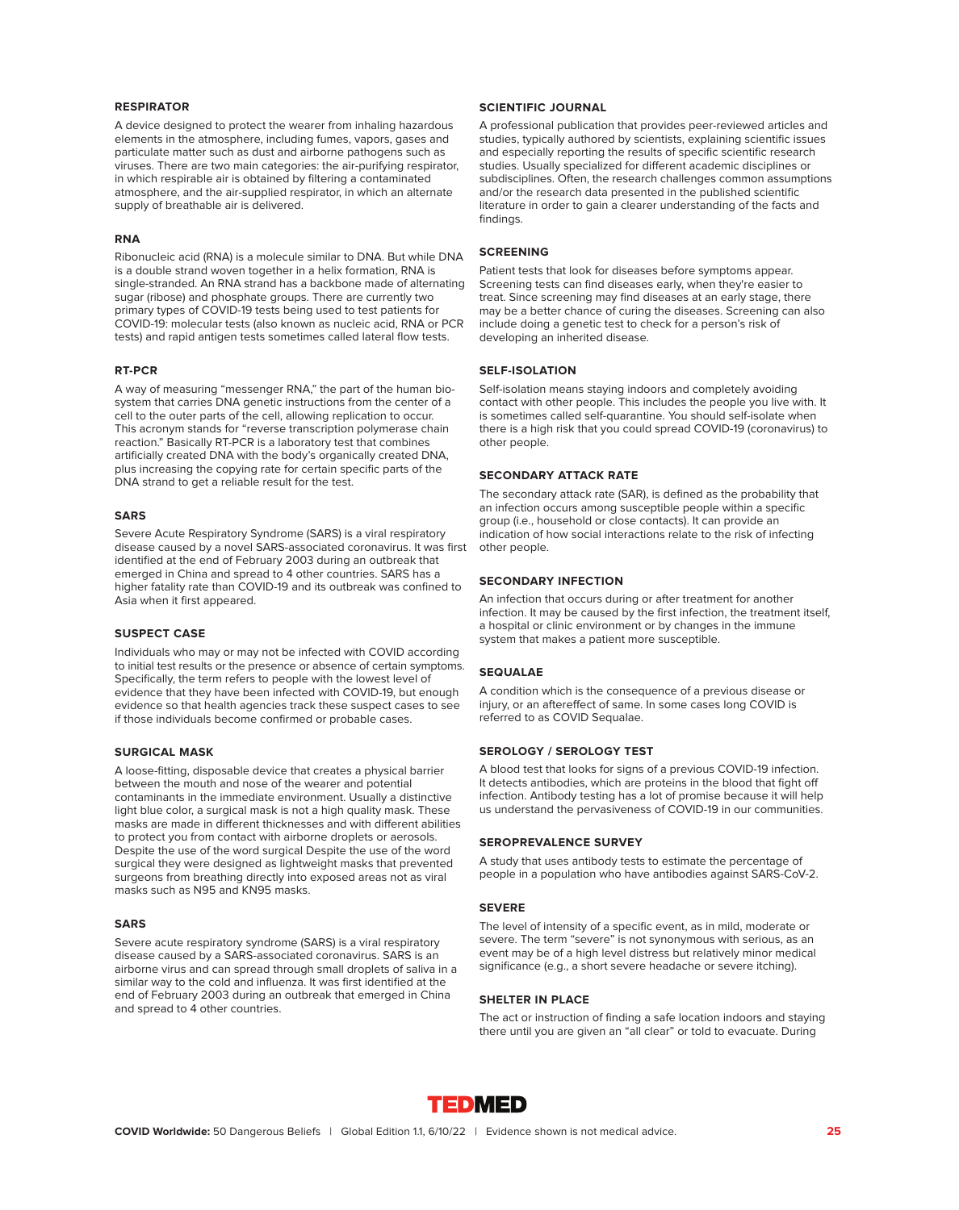### RESPIRATOR

A device designed to protect the wearer from inhaling hazardous elements in the atmosphere, including fumes, vapors, gases and particulate matter such as dust and airborne pathogens such as viruses. There are two main categories: the air-purifying respirator, in which respirable air is obtained by filtering a contaminated atmosphere, and the air-supplied respirator, in which an alternate supply of breathable air is delivered.

### RNA

Ribonucleic acid (RNA) is a molecule similar to DNA. But while DNA is a double strand woven together in a helix formation, RNA is single-stranded. An RNA strand has a backbone made of alternating sugar (ribose) and phosphate groups. There are currently two primary types of COVID-19 tests being used to test patients for COVID-19: molecular tests (also known as nucleic acid, RNA or PCR tests) and rapid antigen tests sometimes called lateral flow tests.

### RT-PCR

A way of measuring "messenger RNA," the part of the human bio-system that carries DNA genetic instructions from the center of a cell to the outer parts of the cell, allowing replication to occur. This acronym stands for "reverse transcription polymerase chain reaction." Basically RT-PCR is a laboratory test that combines artificially created DNA with the body's organically created DNA, plus increasing the copying rate for certain specific parts of the DNA strand to get a reliable result for the test.

### SARS

Severe Acute Respiratory Syndrome (SARS) is a viral respiratory disease caused by a novel SARS-associated coronavirus. It was first identified at the end of February 2003 during an outbreak that emerged in China and spread to 4 other countries. SARS has a higher fatality rate than COVID-19 and its outbreak was confined to Asia when it first appeared.

### SUSPECT CASE

Individuals who may or may not be infected with COVID according to initial test results or the presence or absence of certain symptoms. Specifically, the term refers to people with the lowest level of evidence that they have been infected with COVID-19, but enough evidence so that health agencies track these suspect cases to see if those individuals become confirmed or probable cases.

### SURGICAL MASK

A loose-fitting, disposable device that creates a physical barrier between the mouth and nose of the wearer and potential contaminants in the immediate environment. Usually a distinctive light blue color, a surgical mask is not a high quality mask. These masks are made in different thicknesses and with different abilities to protect you from contact with airborne droplets or aerosols. Despite the use of the word surgical Despite the use of the word surgical they were designed as lightweight masks that prevented surgeons from breathing directly into exposed areas not as viral masks such as N95 and KN95 masks.

### SARS

Severe acute respiratory syndrome (SARS) is a viral respiratory disease caused by a SARS-associated coronavirus. SARS is an airborne virus and can spread through small droplets of saliva in a similar way to the cold and influenza. It was first identified at the end of February 2003 during an outbreak that emerged in China and spread to 4 other countries.

### SCIENTIFIC JOURNAL

A professional publication that provides peer-reviewed articles and studies, typically authored by scientists, explaining scientific issues and especially reporting the results of specific scientific research studies. Usually specialized for different academic disciplines or subdisciplines. Often, the research challenges common assumptions and/or the research data presented in the published scientific literature in order to gain a clearer understanding of the facts and findings.

### SCREENING

Patient tests that look for diseases before symptoms appear. Screening tests can find diseases early, when they're easier to treat. Since screening may find diseases at an early stage, there may be a better chance of curing the diseases. Screening can also include doing a genetic test to check for a person's risk of developing an inherited disease.

### SELF-ISOLATION

Self-isolation means staying indoors and completely avoiding contact with other people. This includes the people you live with. It is sometimes called self-quarantine. You should self-isolate when there is a high risk that you could spread COVID-19 (coronavirus) to other people.

### SECONDARY ATTACK RATE

The secondary attack rate (SAR), is defined as the probability that an infection occurs among susceptible people within a specific group (i.e., household or close contacts). It can provide an indication of how social interactions relate to the risk of infecting other people.

### SECONDARY INFECTION

An infection that occurs during or after treatment for another infection. It may be caused by the first infection, the treatment itself, a hospital or clinic environment or by changes in the immune system that makes a patient more susceptible.

### SEQUALAE

A condition which is the consequence of a previous disease or injury, or an aftereffect of same. In some cases long COVID is referred to as COVID Sequalae.

### SEROLOGY / SEROLOGY TEST

A blood test that looks for signs of a previous COVID-19 infection. It detects antibodies, which are proteins in the blood that fight off infection. Antibody testing has a lot of promise because it will help us understand the pervasiveness of COVID-19 in our communities.

### SEROPREVALENCE SURVEY

A study that uses antibody tests to estimate the percentage of people in a population who have antibodies against SARS-CoV-2.

### SEVERE

The level of intensity of a specific event, as in mild, moderate or severe. The term "severe" is not synonymous with serious, as an event may be of a high level distress but relatively minor medical significance (e.g., a short severe headache or severe itching).

### SHELTER IN PLACE

The act or instruction of finding a safe location indoors and staying there until you are given an "all clear" or told to evacuate. During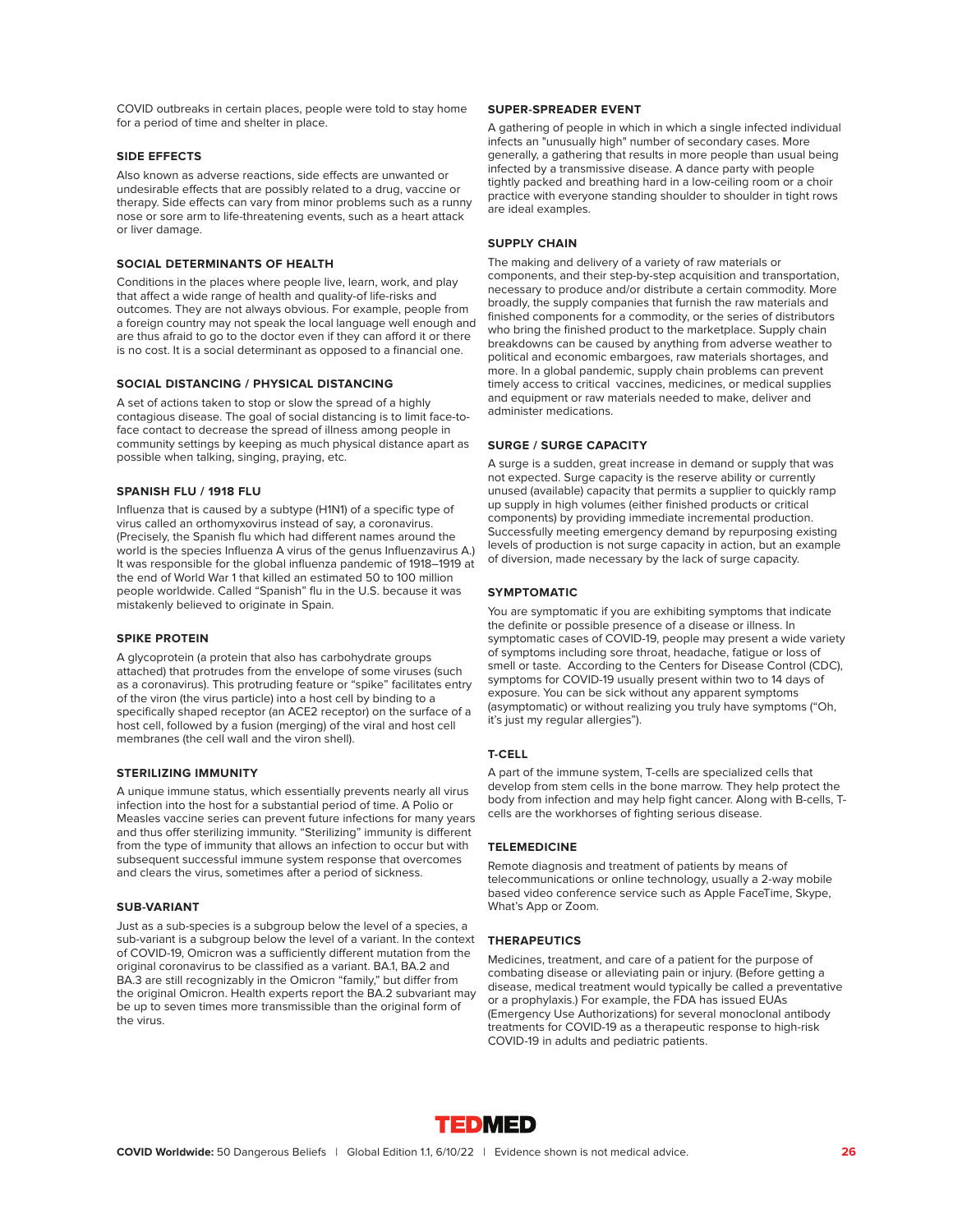COVID outbreaks in certain places, people were told to stay home for a period of time and shelter in place.

### SIDE EFFECTS

Also known as adverse reactions, side effects are unwanted or undesirable effects that are possibly related to a drug, vaccine or therapy. Side effects can vary from minor problems such as a runny nose or sore arm to life-threatening events, such as a heart attack or liver damage.

### SOCIAL DETERMINANTS OF HEALTH

Conditions in the places where people live, learn, work, and play that affect a wide range of health and quality-of life-risks and outcomes. They are not always obvious. For example, people from a foreign country may not speak the local language well enough and are thus afraid to go to the doctor even if they can afford it or there is no cost. It is a social determinant as opposed to a financial one.

### SOCIAL DISTANCING / PHYSICAL DISTANCING

A set of actions taken to stop or slow the spread of a highly contagious disease. The goal of social distancing is to limit face-to-face contact to decrease the spread of illness among people in community settings by keeping as much physical distance apart as possible when talking, singing, praying, etc.

### SPANISH FLU / 1918 FLU

Influenza that is caused by a subtype (H1N1) of a specific type of virus called an orthomyxovirus instead of say, a coronavirus. (Precisely, the Spanish flu which had different names around the world is the species Influenza A virus of the genus Influenzavirus A.) It was responsible for the global influenza pandemic of 1918–1919 at the end of World War 1 that killed an estimated 50 to 100 million people worldwide. Called "Spanish" flu in the U.S. because it was mistakenly believed to originate in Spain.

### SPIKE PROTEIN

A glycoprotein (a protein that also has carbohydrate groups attached) that protrudes from the envelope of some viruses (such as a coronavirus). This protruding feature or "spike" facilitates entry of the viron (the virus particle) into a host cell by binding to a specifically shaped receptor (an ACE2 receptor) on the surface of a host cell, followed by a fusion (merging) of the viral and host cell membranes (the cell wall and the viron shell).

### STERILIZING IMMUNITY

A unique immune status, which essentially prevents nearly all virus infection into the host for a substantial period of time. A Polio or Measles vaccine series can prevent future infections for many years and thus offer sterilizing immunity. "Sterilizing" immunity is different from the type of immunity that allows an infection to occur but with subsequent successful immune system response that overcomes and clears the virus, sometimes after a period of sickness.

### SUB-VARIANT

Just as a sub-species is a subgroup below the level of a species, a sub-variant is a subgroup below the level of a variant. In the context of COVID-19, Omicron was a sufficiently different mutation from the original coronavirus to be classified as a variant. BA.1, BA.2 and BA.3 are still recognizably in the Omicron "family," but differ from the original Omicron. Health experts report the BA.2 subvariant may be up to seven times more transmissible than the original form of the virus.

### SUPER-SPREADER EVENT

A gathering of people in which in which a single infected individual infects an "unusually high" number of secondary cases. More generally, a gathering that results in more people than usual being infected by a transmissive disease. A dance party with people tightly packed and breathing hard in a low-ceiling room or a choir practice with everyone standing shoulder to shoulder in tight rows are ideal examples.

### SUPPLY CHAIN

The making and delivery of a variety of raw materials or components, and their step-by-step acquisition and transportation, necessary to produce and/or distribute a certain commodity. More broadly, the supply companies that furnish the raw materials and finished components for a commodity, or the series of distributors who bring the finished product to the marketplace. Supply chain breakdowns can be caused by anything from adverse weather to political and economic embargoes, raw materials shortages, and more. In a global pandemic, supply chain problems can prevent timely access to critical vaccines, medicines, or medical supplies and equipment or raw materials needed to make, deliver and administer medications.

### SURGE / SURGE CAPACITY

A surge is a sudden, great increase in demand or supply that was not expected. Surge capacity is the reserve ability or currently unused (available) capacity that permits a supplier to quickly ramp up supply in high volumes (either finished products or critical components) by providing immediate incremental production. Successfully meeting emergency demand by repurposing existing levels of production is not surge capacity in action, but an example of diversion, made necessary by the lack of surge capacity.

### SYMPTOMATIC

You are symptomatic if you are exhibiting symptoms that indicate the definite or possible presence of a disease or illness. In symptomatic cases of COVID-19, people may present a wide variety of symptoms including sore throat, headache, fatigue or loss of smell or taste. According to the Centers for Disease Control (CDC), symptoms for COVID-19 usually present within two to 14 days of exposure. You can be sick without any apparent symptoms (asymptomatic) or without realizing you truly have symptoms ("Oh, it's just my regular allergies").

### T-CELL

A part of the immune system, T-cells are specialized cells that develop from stem cells in the bone marrow. They help protect the body from infection and may help fight cancer. Along with B-cells, T-cells are the workhorses of fighting serious disease.

### TELEMEDICINE

Remote diagnosis and treatment of patients by means of telecommunications or online technology, usually a 2-way mobile based video conference service such as Apple FaceTime, Skype, What's App or Zoom.

### THERAPEUTICS

Medicines, treatment, and care of a patient for the purpose of combating disease or alleviating pain or injury. (Before getting a disease, medical treatment would typically be called a preventative or a prophylaxis.) For example, the FDA has issued EUAs (Emergency Use Authorizations) for several monoclonal antibody treatments for COVID-19 as a therapeutic response to high-risk COVID-19 in adults and pediatric patients.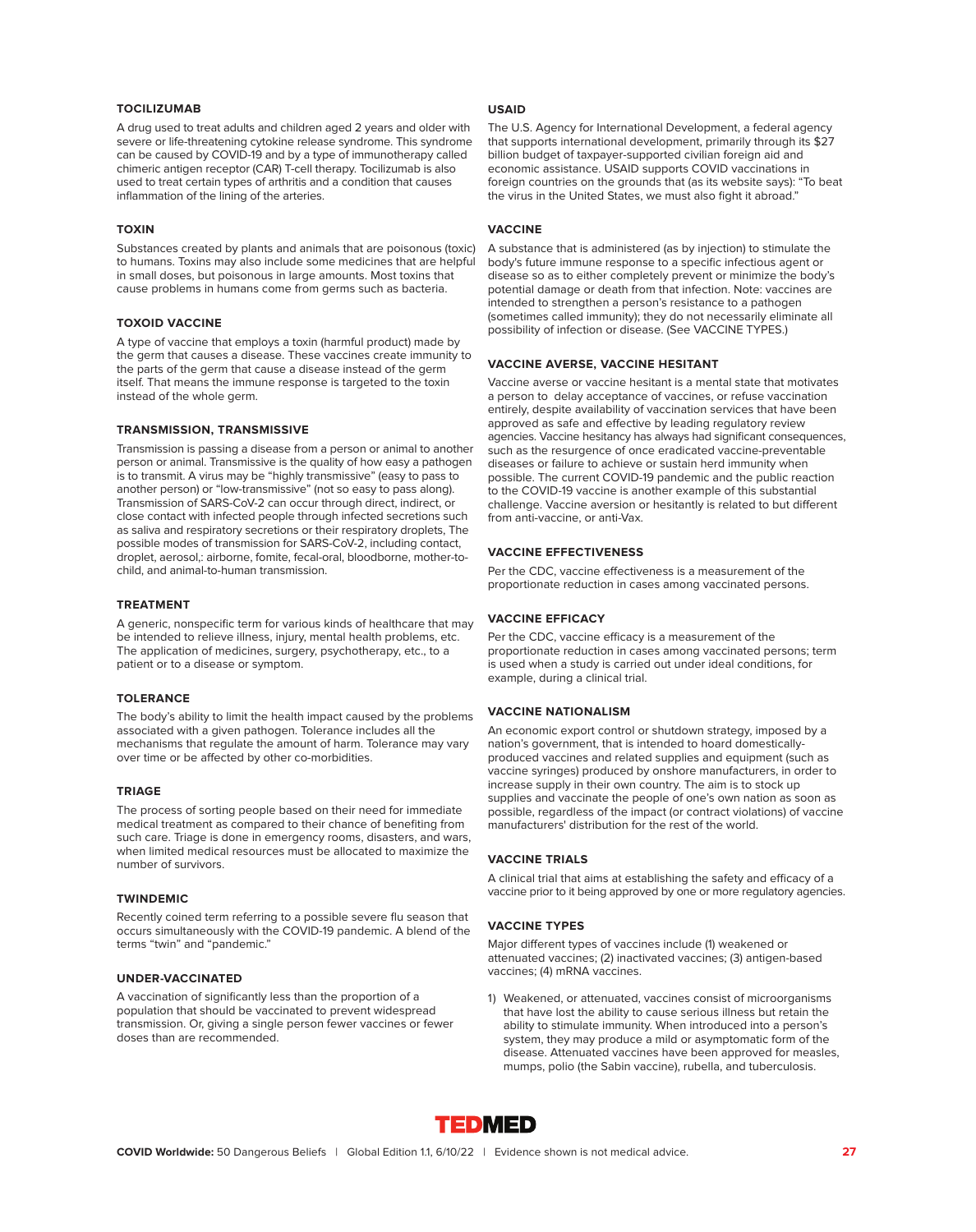### TOCILIZUMAB

A drug used to treat adults and children aged 2 years and older with severe or life-threatening cytokine release syndrome. This syndrome can be caused by COVID-19 and by a type of immunotherapy called chimeric antigen receptor (CAR) T-cell therapy. Tocilizumab is also used to treat certain types of arthritis and a condition that causes inflammation of the lining of the arteries.

### TOXIN

Substances created by plants and animals that are poisonous (toxic) to humans. Toxins may also include some medicines that are helpful in small doses, but poisonous in large amounts. Most toxins that cause problems in humans come from germs such as bacteria.

### TOXOID VACCINE

A type of vaccine that employs a toxin (harmful product) made by the germ that causes a disease. These vaccines create immunity to the parts of the germ that cause a disease instead of the germ itself. That means the immune response is targeted to the toxin instead of the whole germ.

### TRANSMISSION, TRANSMISSIVE

Transmission is passing a disease from a person or animal to another person or animal. Transmissive is the quality of how easy a pathogen is to transmit. A virus may be "highly transmissive" (easy to pass to another person) or "low-transmissive" (not so easy to pass along). Transmission of SARS-CoV-2 can occur through direct, indirect, or close contact with infected people through infected secretions such as saliva and respiratory secretions or their respiratory droplets, The possible modes of transmission for SARS-CoV-2, including contact, droplet, aerosol,: airborne, fomite, fecal-oral, bloodborne, mother-to-child, and animal-to-human transmission.

### TREATMENT

A generic, nonspecific term for various kinds of healthcare that may be intended to relieve illness, injury, mental health problems, etc. The application of medicines, surgery, psychotherapy, etc., to a patient or to a disease or symptom.

### TOLERANCE

The body's ability to limit the health impact caused by the problems associated with a given pathogen. Tolerance includes all the mechanisms that regulate the amount of harm. Tolerance may vary over time or be affected by other co-morbidities.

### TRIAGE

The process of sorting people based on their need for immediate medical treatment as compared to their chance of benefiting from such care. Triage is done in emergency rooms, disasters, and wars, when limited medical resources must be allocated to maximize the number of survivors.

### TWINDEMIC

Recently coined term referring to a possible severe flu season that occurs simultaneously with the COVID-19 pandemic. A blend of the terms "twin" and "pandemic."

### UNDER-VACCINATED

A vaccination of significantly less than the proportion of a population that should be vaccinated to prevent widespread transmission. Or, giving a single person fewer vaccines or fewer doses than are recommended.

### USAID

The U.S. Agency for International Development, a federal agency that supports international development, primarily through its $27 billion budget of taxpayer-supported civilian foreign aid and economic assistance. USAID supports COVID vaccinations in foreign countries on the grounds that (as its website says): "To beat the virus in the United States, we must also fight it abroad."

### VACCINE

A substance that is administered (as by injection) to stimulate the body's future immune response to a specific infectious agent or disease so as to either completely prevent or minimize the body's potential damage or death from that infection. Note: vaccines are intended to strengthen a person's resistance to a pathogen (sometimes called immunity); they do not necessarily eliminate all possibility of infection or disease. (See VACCINE TYPES.)

### VACCINE AVERSE, VACCINE HESITANT

Vaccine averse or vaccine hesitant is a mental state that motivates a person to delay acceptance of vaccines, or refuse vaccination entirely, despite availability of vaccination services that have been approved as safe and effective by leading regulatory review agencies. Vaccine hesitancy has always had significant consequences, such as the resurgence of once eradicated vaccine-preventable diseases or failure to achieve or sustain herd immunity when possible. The current COVID-19 pandemic and the public reaction to the COVID-19 vaccine is another example of this substantial challenge. Vaccine aversion or hesitantly is related to but different from anti-vaccine, or anti-Vax.

### VACCINE EFFECTIVENESS

Per the CDC, vaccine effectiveness is a measurement of the proportionate reduction in cases among vaccinated persons.

### VACCINE EFFICACY

Per the CDC, vaccine efficacy is a measurement of the proportionate reduction in cases among vaccinated persons; term is used when a study is carried out under ideal conditions, for example, during a clinical trial.

### VACCINE NATIONALISM

An economic export control or shutdown strategy, imposed by a nation's government, that is intended to hoard domestically-produced vaccines and related supplies and equipment (such as vaccine syringes) produced by onshore manufacturers, in order to increase supply in their own country. The aim is to stock up supplies and vaccinate the people of one's own nation as soon as possible, regardless of the impact (or contract violations) of vaccine manufacturers' distribution for the rest of the world.

### VACCINE TRIALS

A clinical trial that aims at establishing the safety and efficacy of a vaccine prior to it being approved by one or more regulatory agencies.

### VACCINE TYPES

Major different types of vaccines include (1) weakened or attenuated vaccines; (2) inactivated vaccines; (3) antigen-based vaccines; (4) mRNA vaccines.

1) Weakened, or attenuated, vaccines consist of microorganisms that have lost the ability to cause serious illness but retain the ability to stimulate immunity. When introduced into a person's system, they may produce a mild or asymptomatic form of the disease. Attenuated vaccines have been approved for measles, mumps, polio (the Sabin vaccine), rubella, and tuberculosis.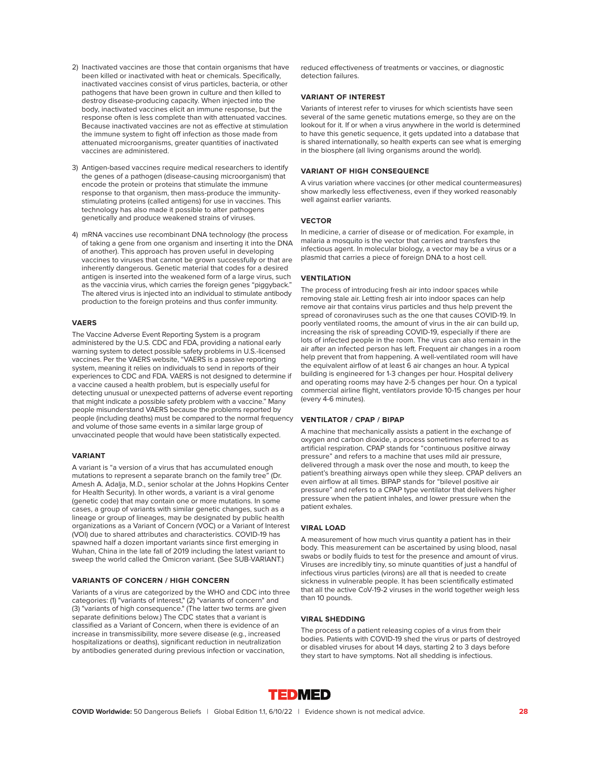2) Inactivated vaccines are those that contain organisms that have been killed or inactivated with heat or chemicals. Specifically, inactivated vaccines consist of virus particles, bacteria, or other pathogens that have been grown in culture and then killed to destroy disease-producing capacity. When injected into the body, inactivated vaccines elicit an immune response, but the response often is less complete than with attenuated vaccines. Because inactivated vaccines are not as effective at stimulation the immune system to fight off infection as those made from attenuated microorganisms, greater quantities of inactivated vaccines are administered.

3) Antigen-based vaccines require medical researchers to identify the genes of a pathogen (disease-causing microorganism) that encode the protein or proteins that stimulate the immune response to that organism, then mass-produce the immunity-stimulating proteins (called antigens) for use in vaccines. This technology has also made it possible to alter pathogens genetically and produce weakened strains of viruses.

4) mRNA vaccines use recombinant DNA technology (the process of taking a gene from one organism and inserting it into the DNA of another). This approach has proven useful in developing vaccines to viruses that cannot be grown successfully or that are inherently dangerous. Genetic material that codes for a desired antigen is inserted into the weakened form of a large virus, such as the vaccinia virus, which carries the foreign genes "piggyback." The altered virus is injected into an individual to stimulate antibody production to the foreign proteins and thus confer immunity.

#### VAERS

The Vaccine Adverse Event Reporting System is a program administered by the U.S. CDC and FDA, providing a national early warning system to detect possible safety problems in U.S.-licensed vaccines. Per the VAERS website, "VAERS is a passive reporting system, meaning it relies on individuals to send in reports of their experiences to CDC and FDA. VAERS is not designed to determine if a vaccine caused a health problem, but is especially useful for detecting unusual or unexpected patterns of adverse event reporting that might indicate a possible safety problem with a vaccine." Many people misunderstand VAERS because the problems reported by people (including deaths) must be compared to the normal frequency and volume of those same events in a similar large group of unvaccinated people that would have been statistically expected.

#### VARIANT

A variant is "a version of a virus that has accumulated enough mutations to represent a separate branch on the family tree" (Dr. Amesh A. Adalja, M.D., senior scholar at the Johns Hopkins Center for Health Security). In other words, a variant is a viral genome (genetic code) that may contain one or more mutations. In some cases, a group of variants with similar genetic changes, such as a lineage or group of lineages, may be designated by public health organizations as a Variant of Concern (VOC) or a Variant of Interest (VOI) due to shared attributes and characteristics. COVID-19 has spawned half a dozen important variants since first emerging in Wuhan, China in the late fall of 2019 including the latest variant to sweep the world called the Omicron variant. (See SUB-VARIANT.)

#### VARIANTS OF CONCERN / HIGH CONCERN

Variants of a virus are categorized by the WHO and CDC into three categories: (1) "variants of interest," (2) "variants of concern" and (3) "variants of high consequence." (The latter two terms are given separate definitions below.) The CDC states that a variant is classified as a Variant of Concern, when there is evidence of an increase in transmissibility, more severe disease (e.g., increased hospitalizations or deaths), significant reduction in neutralization by antibodies generated during previous infection or vaccination, reduced effectiveness of treatments or vaccines, or diagnostic detection failures.

#### VARIANT OF INTEREST

Variants of interest refer to viruses for which scientists have seen several of the same genetic mutations emerge, so they are on the lookout for it. If or when a virus anywhere in the world is determined to have this genetic sequence, it gets updated into a database that is shared internationally, so health experts can see what is emerging in the biosphere (all living organisms around the world).

#### VARIANT OF HIGH CONSEQUENCE

A virus variation where vaccines (or other medical countermeasures) show markedly less effectiveness, even if they worked reasonably well against earlier variants.

#### VECTOR

In medicine, a carrier of disease or of medication. For example, in malaria a mosquito is the vector that carries and transfers the infectious agent. In molecular biology, a vector may be a virus or a plasmid that carries a piece of foreign DNA to a host cell.

#### VENTILATION

The process of introducing fresh air into indoor spaces while removing stale air. Letting fresh air into indoor spaces can help remove air that contains virus particles and thus help prevent the spread of coronaviruses such as the one that causes COVID-19. In poorly ventilated rooms, the amount of virus in the air can build up, increasing the risk of spreading COVID-19, especially if there are lots of infected people in the room. The virus can also remain in the air after an infected person has left. Frequent air changes in a room help prevent that from happening. A well-ventilated room will have the equivalent airflow of at least 6 air changes an hour. A typical building is engineered for 1-3 changes per hour. Hospital delivery and operating rooms may have 2-5 changes per hour. On a typical commercial airline flight, ventilators provide 10-15 changes per hour (every 4-6 minutes).

#### VENTILATOR / CPAP / BIPAP

A machine that mechanically assists a patient in the exchange of oxygen and carbon dioxide, a process sometimes referred to as artificial respiration. CPAP stands for "continuous positive airway pressure" and refers to a machine that uses mild air pressure, delivered through a mask over the nose and mouth, to keep the patient's breathing airways open while they sleep. CPAP delivers an even airflow at all times. BIPAP stands for "bilevel positive air pressure" and refers to a CPAP type ventilator that delivers higher pressure when the patient inhales, and lower pressure when the patient exhales.

#### VIRAL LOAD

A measurement of how much virus quantity a patient has in their body. This measurement can be ascertained by using blood, nasal swabs or bodily fluids to test for the presence and amount of virus. Viruses are incredibly tiny, so minute quantities of just a handful of infectious virus particles (virons) are all that is needed to create sickness in vulnerable people. It has been scientifically estimated that all the active CoV-19-2 viruses in the world together weigh less than 10 pounds.

#### VIRAL SHEDDING

The process of a patient releasing copies of a virus from their bodies. Patients with COVID-19 shed the virus or parts of destroyed or disabled viruses for about 14 days, starting 2 to 3 days before they start to have symptoms. Not all shedding is infectious.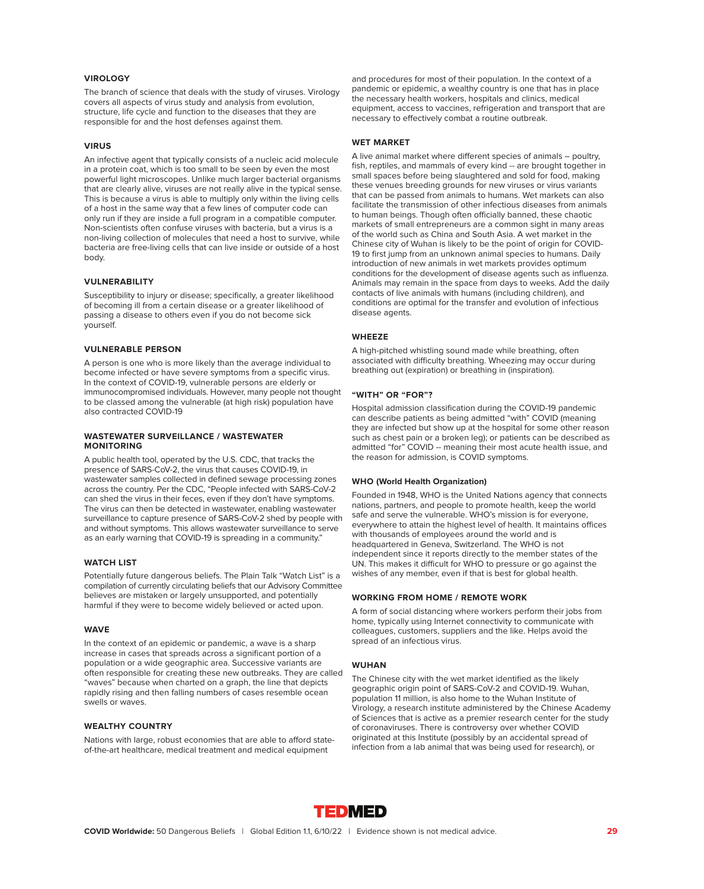### VIROLOGY

The branch of science that deals with the study of viruses. Virology covers all aspects of virus study and analysis from evolution, structure, life cycle and function to the diseases that they are responsible for and the host defenses against them.

### VIRUS

An infective agent that typically consists of a nucleic acid molecule in a protein coat, which is too small to be seen by even the most powerful light microscopes. Unlike much larger bacterial organisms that are clearly alive, viruses are not really alive in the typical sense. This is because a virus is able to multiply only within the living cells of a host in the same way that a few lines of computer code can only run if they are inside a full program in a compatible computer. Non-scientists often confuse viruses with bacteria, but a virus is a non-living collection of molecules that need a host to survive, while bacteria are free-living cells that can live inside or outside of a host body.

### VULNERABILITY

Susceptibility to injury or disease; specifically, a greater likelihood of becoming ill from a certain disease or a greater likelihood of passing a disease to others even if you do not become sick yourself.

### VULNERABLE PERSON

A person is one who is more likely than the average individual to become infected or have severe symptoms from a specific virus. In the context of COVID-19, vulnerable persons are elderly or immunocompromised individuals. However, many people not thought to be classed among the vulnerable (at high risk) population have also contracted COVID-19

### WASTEWATER SURVEILLANCE / WASTEWATER MONITORING

A public health tool, operated by the U.S. CDC, that tracks the presence of SARS-CoV-2, the virus that causes COVID-19, in wastewater samples collected in defined sewage processing zones across the country. Per the CDC, "People infected with SARS-CoV-2 can shed the virus in their feces, even if they don't have symptoms. The virus can then be detected in wastewater, enabling wastewater surveillance to capture presence of SARS-CoV-2 shed by people with and without symptoms. This allows wastewater surveillance to serve as an early warning that COVID-19 is spreading in a community."

### WATCH LIST

Potentially future dangerous beliefs. The Plain Talk "Watch List" is a compilation of currently circulating beliefs that our Advisory Committee believes are mistaken or largely unsupported, and potentially harmful if they were to become widely believed or acted upon.

### WAVE

In the context of an epidemic or pandemic, a wave is a sharp increase in cases that spreads across a significant portion of a population or a wide geographic area. Successive variants are often responsible for creating these new outbreaks. They are called "waves" because when charted on a graph, the line that depicts rapidly rising and then falling numbers of cases resemble ocean swells or waves.

### WEALTHY COUNTRY

Nations with large, robust economies that are able to afford state-of-the-art healthcare, medical treatment and medical equipment and procedures for most of their population. In the context of a pandemic or epidemic, a wealthy country is one that has in place the necessary health workers, hospitals and clinics, medical equipment, access to vaccines, refrigeration and transport that are necessary to effectively combat a routine outbreak.

### WET MARKET

A live animal market where different species of animals – poultry, fish, reptiles, and mammals of every kind -- are brought together in small spaces before being slaughtered and sold for food, making these venues breeding grounds for new viruses or virus variants that can be passed from animals to humans. Wet markets can also facilitate the transmission of other infectious diseases from animals to human beings. Though often officially banned, these chaotic markets of small entrepreneurs are a common sight in many areas of the world such as China and South Asia. A wet market in the Chinese city of Wuhan is likely to be the point of origin for COVID-19 to first jump from an unknown animal species to humans. Daily introduction of new animals in wet markets provides optimum conditions for the development of disease agents such as influenza. Animals may remain in the space from days to weeks. Add the daily contacts of live animals with humans (including children), and conditions are optimal for the transfer and evolution of infectious disease agents.

### WHEEZE

A high-pitched whistling sound made while breathing, often associated with difficulty breathing. Wheezing may occur during breathing out (expiration) or breathing in (inspiration).

### "WITH" OR "FOR"?

Hospital admission classification during the COVID-19 pandemic can describe patients as being admitted "with" COVID (meaning they are infected but show up at the hospital for some other reason such as chest pain or a broken leg); or patients can be described as admitted "for" COVID -- meaning their most acute health issue, and the reason for admission, is COVID symptoms.

### WHO (World Health Organization)

Founded in 1948, WHO is the United Nations agency that connects nations, partners, and people to promote health, keep the world safe and serve the vulnerable. WHO's mission is for everyone, everywhere to attain the highest level of health. It maintains offices with thousands of employees around the world and is headquartered in Geneva, Switzerland. The WHO is not independent since it reports directly to the member states of the UN. This makes it difficult for WHO to pressure or go against the wishes of any member, even if that is best for global health.

### WORKING FROM HOME / REMOTE WORK

A form of social distancing where workers perform their jobs from home, typically using Internet connectivity to communicate with colleagues, customers, suppliers and the like. Helps avoid the spread of an infectious virus.

### WUHAN

The Chinese city with the wet market identified as the likely geographic origin point of SARS-CoV-2 and COVID-19. Wuhan, population 11 million, is also home to the Wuhan Institute of Virology, a research institute administered by the Chinese Academy of Sciences that is active as a premier research center for the study of coronaviruses. There is controversy over whether COVID originated at this Institute (possibly by an accidental spread of infection from a lab animal that was being used for research), or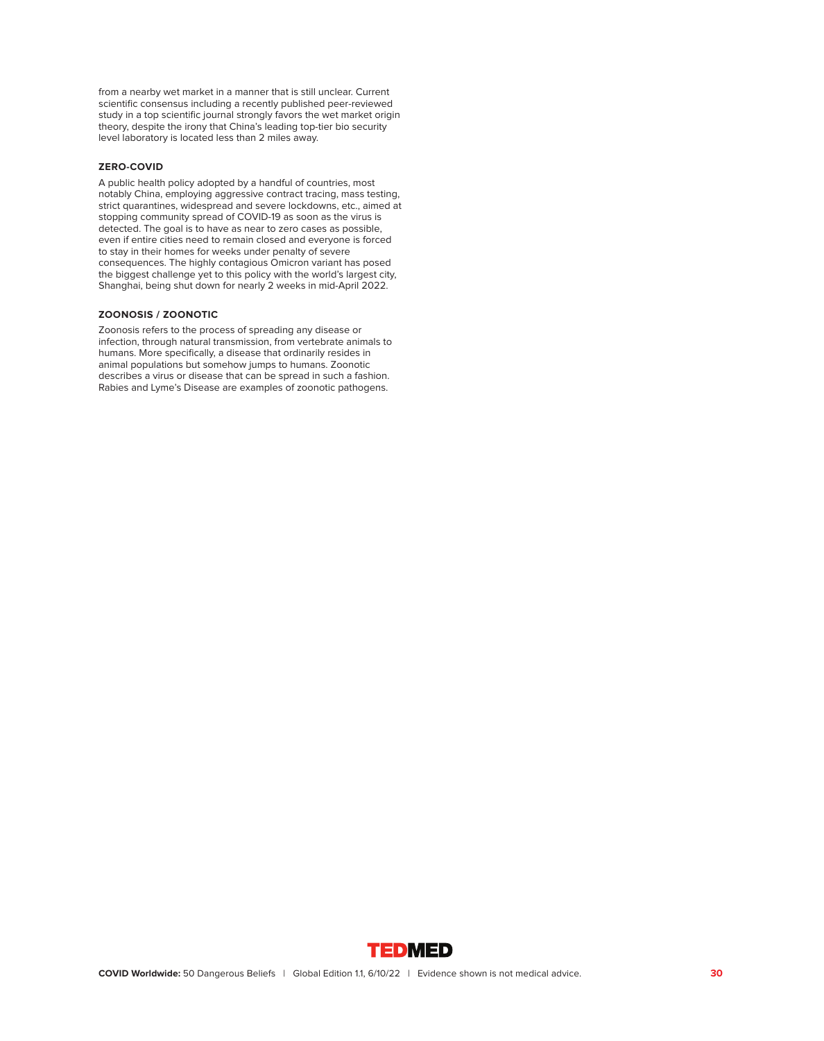from a nearby wet market in a manner that is still unclear. Current scientific consensus including a recently published peer-reviewed study in a top scientific journal strongly favors the wet market origin theory, despite the irony that China's leading top-tier bio security level laboratory is located less than 2 miles away.

**ZERO-COVID**

A public health policy adopted by a handful of countries, most notably China, employing aggressive contract tracing, mass testing, strict quarantines, widespread and severe lockdowns, etc., aimed at stopping community spread of COVID-19 as soon as the virus is detected. The goal is to have as near to zero cases as possible, even if entire cities need to remain closed and everyone is forced to stay in their homes for weeks under penalty of severe consequences. The highly contagious Omicron variant has posed the biggest challenge yet to this policy with the world's largest city, Shanghai, being shut down for nearly 2 weeks in mid-April 2022.

**ZOONOSIS / ZOONOTIC**

Zoonosis refers to the process of spreading any disease or infection, through natural transmission, from vertebrate animals to humans. More specifically, a disease that ordinarily resides in animal populations but somehow jumps to humans. Zoonotic describes a virus or disease that can be spread in such a fashion. Rabies and Lyme's Disease are examples of zoonotic pathogens.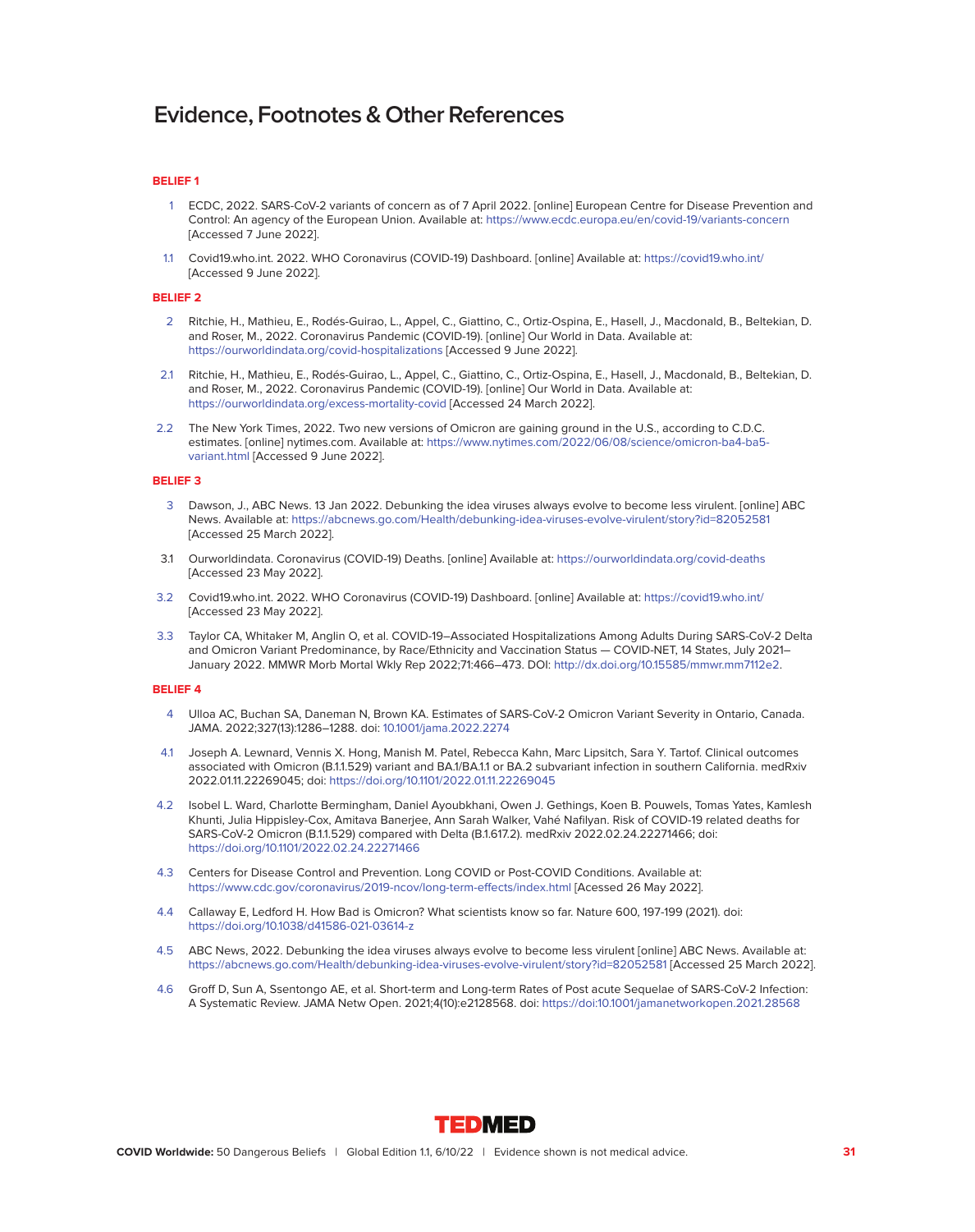# Evidence, Footnotes & Other References

## BELIEF 1

1 ECDC, 2022. SARS-CoV-2 variants of concern as of 7 April 2022. [online] European Centre for Disease Prevention and Control: An agency of the European Union. Available at: https://www.ecdc.europa.eu/en/covid-19/variants-concern [Accessed 7 June 2022].

1.1 Covid19.who.int. 2022. WHO Coronavirus (COVID-19) Dashboard. [online] Available at: https://covid19.who.int/ [Accessed 9 June 2022].

## BELIEF 2

2 Ritchie, H., Mathieu, E., Rodés-Guirao, L., Appel, C., Giattino, C., Ortiz-Ospina, E., Hasell, J., Macdonald, B., Beltekian, D. and Roser, M., 2022. Coronavirus Pandemic (COVID-19). [online] Our World in Data. Available at: https://ourworldindata.org/covid-hospitalizations [Accessed 9 June 2022].

2.1 Ritchie, H., Mathieu, E., Rodés-Guirao, L., Appel, C., Giattino, C., Ortiz-Ospina, E., Hasell, J., Macdonald, B., Beltekian, D. and Roser, M., 2022. Coronavirus Pandemic (COVID-19). [online] Our World in Data. Available at: https://ourworldindata.org/excess-mortality-covid [Accessed 24 March 2022].

2.2 The New York Times, 2022. Two new versions of Omicron are gaining ground in the U.S., according to C.D.C. estimates. [online] nytimes.com. Available at: https://www.nytimes.com/2022/06/08/science/omicron-ba4-ba5-variant.html [Accessed 9 June 2022].

## BELIEF 3

3 Dawson, J., ABC News. 13 Jan 2022. Debunking the idea viruses always evolve to become less virulent. [online] ABC News. Available at: https://abcnews.go.com/Health/debunking-idea-viruses-evolve-virulent/story?id=82052581 [Accessed 25 March 2022].

3.1 Ourworldindata. Coronavirus (COVID-19) Deaths. [online] Available at: https://ourworldindata.org/covid-deaths [Accessed 23 May 2022].

3.2 Covid19.who.int. 2022. WHO Coronavirus (COVID-19) Dashboard. [online] Available at: https://covid19.who.int/ [Accessed 23 May 2022].

3.3 Taylor CA, Whitaker M, Anglin O, et al. COVID-19–Associated Hospitalizations Among Adults During SARS-CoV-2 Delta and Omicron Variant Predominance, by Race/Ethnicity and Vaccination Status — COVID-NET, 14 States, July 2021–January 2022. MMWR Morb Mortal Wkly Rep 2022;71:466–473. DOI: http://dx.doi.org/10.15585/mmwr.mm7112e2.

## BELIEF 4

4 Ulloa AC, Buchan SA, Daneman N, Brown KA. Estimates of SARS-CoV-2 Omicron Variant Severity in Ontario, Canada. JAMA. 2022;327(13):1286–1288. doi: 10.1001/jama.2022.2274

4.1 Joseph A. Lewnard, Vennis X. Hong, Manish M. Patel, Rebecca Kahn, Marc Lipsitch, Sara Y. Tartof. Clinical outcomes associated with Omicron (B.1.1.529) variant and BA.1/BA.1.1 or BA.2 subvariant infection in southern California. medRxiv 2022.01.11.22269045; doi: https://doi.org/10.1101/2022.01.11.22269045

4.2 Isobel L. Ward, Charlotte Bermingham, Daniel Ayoubkhani, Owen J. Gethings, Koen B. Pouwels, Tomas Yates, Kamlesh Khunti, Julia Hippisley-Cox, Amitava Banerjee, Ann Sarah Walker, Vahé Nafilyan. Risk of COVID-19 related deaths for SARS-CoV-2 Omicron (B.1.1.529) compared with Delta (B.1.617.2). medRxiv 2022.02.24.22271466; doi: https://doi.org/10.1101/2022.02.24.22271466

4.3 Centers for Disease Control and Prevention. Long COVID or Post-COVID Conditions. Available at: https://www.cdc.gov/coronavirus/2019-ncov/long-term-effects/index.html [Acessed 26 May 2022].

4.4 Callaway E, Ledford H. How Bad is Omicron? What scientists know so far. Nature 600, 197-199 (2021). doi: https://doi.org/10.1038/d41586-021-03614-z

4.5 ABC News, 2022. Debunking the idea viruses always evolve to become less virulent [online] ABC News. Available at: https://abcnews.go.com/Health/debunking-idea-viruses-evolve-virulent/story?id=82052581 [Accessed 25 March 2022].

4.6 Groff D, Sun A, Ssentongo AE, et al. Short-term and Long-term Rates of Post acute Sequelae of SARS-CoV-2 Infection: A Systematic Review. JAMA Netw Open. 2021;4(10):e2128568. doi: https://doi:10.1001/jamanetworkopen.2021.28568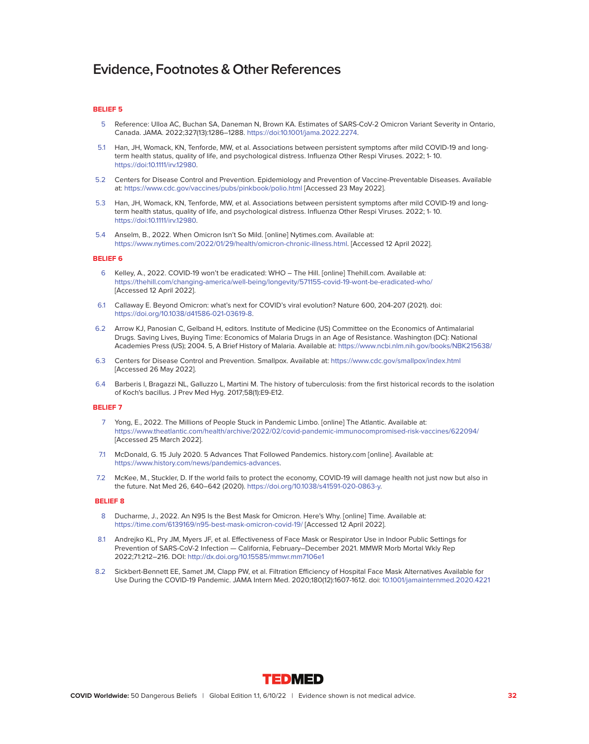# Evidence, Footnotes & Other References

### BELIEF 5

5 Reference: Ulloa AC, Buchan SA, Daneman N, Brown KA. Estimates of SARS-CoV-2 Omicron Variant Severity in Ontario, Canada. JAMA. 2022;327(13):1286–1288. https://doi:10.1001/jama.2022.2274.

5.1 Han, JH, Womack, KN, Tenforde, MW, et al. Associations between persistent symptoms after mild COVID-19 and long-term health status, quality of life, and psychological distress. Influenza Other Respi Viruses. 2022; 1- 10. https://doi:10.1111/irv.12980.

5.2 Centers for Disease Control and Prevention. Epidemiology and Prevention of Vaccine-Preventable Diseases. Available at: https://www.cdc.gov/vaccines/pubs/pinkbook/polio.html [Accessed 23 May 2022].

5.3 Han, JH, Womack, KN, Tenforde, MW, et al. Associations between persistent symptoms after mild COVID-19 and long-term health status, quality of life, and psychological distress. Influenza Other Respi Viruses. 2022; 1- 10. https://doi:10.1111/irv.12980.

5.4 Anselm, B., 2022. When Omicron Isn't So Mild. [online] Nytimes.com. Available at: https://www.nytimes.com/2022/01/29/health/omicron-chronic-illness.html. [Accessed 12 April 2022].

### BELIEF 6

6 Kelley, A., 2022. COVID-19 won't be eradicated: WHO – The Hill. [online] Thehill.com. Available at: https://thehill.com/changing-america/well-being/longevity/571155-covid-19-wont-be-eradicated-who/ [Accessed 12 April 2022].

6.1 Callaway E. Beyond Omicron: what's next for COVID's viral evolution? Nature 600, 204-207 (2021). doi: https://doi.org/10.1038/d41586-021-03619-8.

6.2 Arrow KJ, Panosian C, Gelband H, editors. Institute of Medicine (US) Committee on the Economics of Antimalarial Drugs. Saving Lives, Buying Time: Economics of Malaria Drugs in an Age of Resistance. Washington (DC): National Academies Press (US); 2004. 5, A Brief History of Malaria. Available at: https://www.ncbi.nlm.nih.gov/books/NBK215638/

6.3 Centers for Disease Control and Prevention. Smallpox. Available at: https://www.cdc.gov/smallpox/index.html [Accessed 26 May 2022].

6.4 Barberis I, Bragazzi NL, Galluzzo L, Martini M. The history of tuberculosis: from the first historical records to the isolation of Koch's bacillus. J Prev Med Hyg. 2017;58(1):E9-E12.

### BELIEF 7

7 Yong, E., 2022. The Millions of People Stuck in Pandemic Limbo. [online] The Atlantic. Available at: https://www.theatlantic.com/health/archive/2022/02/covid-pandemic-immunocompromised-risk-vaccines/622094/ [Accessed 25 March 2022].

7.1 McDonald, G. 15 July 2020. 5 Advances That Followed Pandemics. history.com [online]. Available at: https://www.history.com/news/pandemics-advances.

7.2 McKee, M., Stuckler, D. If the world fails to protect the economy, COVID-19 will damage health not just now but also in the future. Nat Med 26, 640–642 (2020). https://doi.org/10.1038/s41591-020-0863-y.

### BELIEF 8

8 Ducharme, J., 2022. An N95 Is the Best Mask for Omicron. Here's Why. [online] Time. Available at: https://time.com/6139169/n95-best-mask-omicron-covid-19/ [Accessed 12 April 2022].

8.1 Andrejko KL, Pry JM, Myers JF, et al. Effectiveness of Face Mask or Respirator Use in Indoor Public Settings for Prevention of SARS-CoV-2 Infection — California, February–December 2021. MMWR Morb Mortal Wkly Rep 2022;71:212–216. DOI: http://dx.doi.org/10.15585/mmwr.mm7106e1

8.2 Sickbert-Bennett EE, Samet JM, Clapp PW, et al. Filtration Efficiency of Hospital Face Mask Alternatives Available for Use During the COVID-19 Pandemic. JAMA Intern Med. 2020;180(12):1607-1612. doi: 10.1001/jamainternmed.2020.4221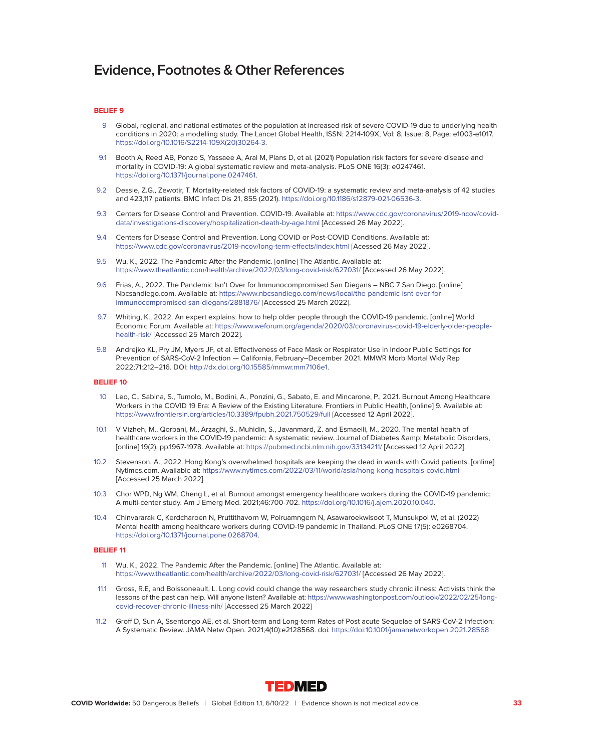# Evidence, Footnotes & Other References

**BELIEF 9**

9 Global, regional, and national estimates of the population at increased risk of severe COVID-19 due to underlying health conditions in 2020: a modelling study. The Lancet Global Health, ISSN: 2214-109X, Vol: 8, Issue: 8, Page: e1003-e1017. https://doi.org/10.1016/S2214-109X(20)30264-3.

9.1 Booth A, Reed AB, Ponzo S, Yassaee A, Aral M, Plans D, et al. (2021) Population risk factors for severe disease and mortality in COVID-19: A global systematic review and meta-analysis. PLoS ONE 16(3): e0247461. https://doi.org/10.1371/journal.pone.0247461.

9.2 Dessie, Z.G., Zewotir, T. Mortality-related risk factors of COVID-19: a systematic review and meta-analysis of 42 studies and 423,117 patients. BMC Infect Dis 21, 855 (2021). https://doi.org/10.1186/s12879-021-06536-3.

9.3 Centers for Disease Control and Prevention. COVID-19. Available at: https://www.cdc.gov/coronavirus/2019-ncov/covid-data/investigations-discovery/hospitalization-death-by-age.html [Accessed 26 May 2022].

9.4 Centers for Disease Control and Prevention. Long COVID or Post-COVID Conditions. Available at: https://www.cdc.gov/coronavirus/2019-ncov/long-term-effects/index.html [Acessed 26 May 2022].

9.5 Wu, K., 2022. The Pandemic After the Pandemic. [online] The Atlantic. Available at: https://www.theatlantic.com/health/archive/2022/03/long-covid-risk/627031/ [Accessed 26 May 2022].

9.6 Frias, A., 2022. The Pandemic Isn't Over for Immunocompromised San Diegans – NBC 7 San Diego. [online] Nbcsandiego.com. Available at: https://www.nbcsandiego.com/news/local/the-pandemic-isnt-over-for-immunocompromised-san-diegans/2881876/ [Accessed 25 March 2022].

9.7 Whiting, K., 2022. An expert explains: how to help older people through the COVID-19 pandemic. [online] World Economic Forum. Available at: https://www.weforum.org/agenda/2020/03/coronavirus-covid-19-elderly-older-people-health-risk/ [Accessed 25 March 2022].

9.8 Andrejko KL, Pry JM, Myers JF, et al. Effectiveness of Face Mask or Respirator Use in Indoor Public Settings for Prevention of SARS-CoV-2 Infection — California, February–December 2021. MMWR Morb Mortal Wkly Rep 2022;71:212–216. DOI: http://dx.doi.org/10.15585/mmwr.mm7106e1.

**BELIEF 10**

10 Leo, C., Sabina, S., Tumolo, M., Bodini, A., Ponzini, G., Sabato, E. and Mincarone, P., 2021. Burnout Among Healthcare Workers in the COVID 19 Era: A Review of the Existing Literature. Frontiers in Public Health, [online] 9. Available at: https://www.frontiersin.org/articles/10.3389/fpubh.2021.750529/full [Accessed 12 April 2022].

10.1 V Vizheh, M., Qorbani, M., Arzaghi, S., Muhidin, S., Javanmard, Z. and Esmaeili, M., 2020. The mental health of healthcare workers in the COVID-19 pandemic: A systematic review. Journal of Diabetes &amp; Metabolic Disorders, [online] 19(2), pp.1967-1978. Available at: https://pubmed.ncbi.nlm.nih.gov/33134211/ [Accessed 12 April 2022].

10.2 Stevenson, A., 2022. Hong Kong's overwhelmed hospitals are keeping the dead in wards with Covid patients. [online] Nytimes.com. Available at: https://www.nytimes.com/2022/03/11/world/asia/hong-kong-hospitals-covid.html [Accessed 25 March 2022].

10.3 Chor WPD, Ng WM, Cheng L, et al. Burnout amongst emergency healthcare workers during the COVID-19 pandemic: A multi-center study. Am J Emerg Med. 2021;46:700-702. https://doi.org/10.1016/j.ajem.2020.10.040.

10.4 Chinvararak C, Kerdcharoen N, Pruttithavorn W, Polruamngern N, Asawaroekwisoot T, Munsukpol W, et al. (2022) Mental health among healthcare workers during COVID-19 pandemic in Thailand. PLoS ONE 17(5): e0268704. https://doi.org/10.1371/journal.pone.0268704.

**BELIEF 11**

11 Wu, K., 2022. The Pandemic After the Pandemic. [online] The Atlantic. Available at: https://www.theatlantic.com/health/archive/2022/03/long-covid-risk/627031/ [Accessed 26 May 2022].

11.1 Gross, R.E, and Boissoneault, L. Long covid could change the way researchers study chronic illness: Activists think the lessons of the past can help. Will anyone listen? Available at: https://www.washingtonpost.com/outlook/2022/02/25/long-covid-recover-chronic-illness-nih/ [Accessed 25 March 2022]

11.2 Groff D, Sun A, Ssentongo AE, et al. Short-term and Long-term Rates of Post acute Sequelae of SARS-CoV-2 Infection: A Systematic Review. JAMA Netw Open. 2021;4(10):e2128568. doi: https://doi:10.1001/jamanetworkopen.2021.28568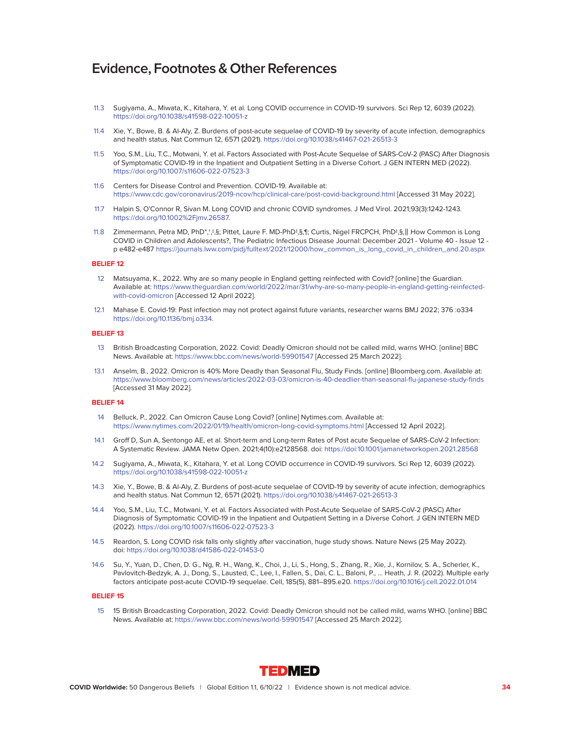# Evidence, Footnotes & Other References

11.3 Sugiyama, A., Miwata, K., Kitahara, Y. et al. Long COVID occurrence in COVID-19 survivors. Sci Rep 12, 6039 (2022). https://doi.org/10.1038/s41598-022-10051-z

11.4 Xie, Y., Bowe, B. & Al-Aly, Z. Burdens of post-acute sequelae of COVID-19 by severity of acute infection, demographics and health status. Nat Commun 12, 6571 (2021). https://doi.org/10.1038/s41467-021-26513-3

11.5 Yoo, S.M., Liu, T.C., Motwani, Y. et al. Factors Associated with Post-Acute Sequelae of SARS-CoV-2 (PASC) After Diagnosis of Symptomatic COVID-19 in the Inpatient and Outpatient Setting in a Diverse Cohort. J GEN INTERN MED (2022). https://doi.org/10.1007/s11606-022-07523-3

11.6 Centers for Disease Control and Prevention. COVID-19. Available at: https://www.cdc.gov/coronavirus/2019-ncov/hcp/clinical-care/post-covid-background.html [Accessed 31 May 2022].

11.7 Halpin S, O'Connor R, Sivan M. Long COVID and chronic COVID syndromes. J Med Virol. 2021;93(3):1242-1243. https://doi.org/10.1002%2Fjmv.26587.

11.8 Zimmermann, Petra MD, PhD*,†,‡,§; Pittet, Laure F. MD-PhD‡,§,¶; Curtis, Nigel FRCPCH, PhD‡,§,‖ How Common is Long COVID in Children and Adolescents?, The Pediatric Infectious Disease Journal: December 2021 - Volume 40 - Issue 12 - p e482-e487 https://journals.lww.com/pidj/fulltext/2021/12000/how_common_is_long_covid_in_children_and.20.aspx

**BELIEF 12**

12 Matsuyama, K., 2022. Why are so many people in England getting reinfected with Covid? [online] the Guardian. Available at: https://www.theguardian.com/world/2022/mar/31/why-are-so-many-people-in-england-getting-reinfected-with-covid-omicron [Accessed 12 April 2022].

12.1 Mahase E. Covid-19: Past infection may not protect against future variants, researcher warns BMJ 2022; 376 :o334 https://doi.org/10.1136/bmj.o334.

**BELIEF 13**

13 British Broadcasting Corporation, 2022. Covid: Deadly Omicron should not be called mild, warns WHO. [online] BBC News. Available at: https://www.bbc.com/news/world-59901547 [Accessed 25 March 2022].

13.1 Anselm, B., 2022. Omicron is 40% More Deadly than Seasonal Flu, Study Finds. [online] Bloomberg.com. Available at: https://www.bloomberg.com/news/articles/2022-03-03/omicron-is-40-deadlier-than-seasonal-flu-japanese-study-finds [Accessed 31 May 2022].

**BELIEF 14**

14 Belluck, P., 2022. Can Omicron Cause Long Covid? [online] Nytimes.com. Available at: https://www.nytimes.com/2022/01/19/health/omicron-long-covid-symptoms.html [Accessed 12 April 2022].

14.1 Groff D, Sun A, Sentongo AE, et al. Short-term and Long-term Rates of Post acute Sequelae of SARS-CoV-2 Infection: A Systematic Review. JAMA Netw Open. 2021;4(10):e2128568. doi: https://doi:10.1001/jamanetworkopen.2021.28568

14.2 Sugiyama, A., Miwata, K., Kitahara, Y. et al. Long COVID occurrence in COVID-19 survivors. Sci Rep 12, 6039 (2022). https://doi.org/10.1038/s41598-022-10051-z

14.3 Xie, Y., Bowe, B. & Al-Aly, Z. Burdens of post-acute sequelae of COVID-19 by severity of acute infection, demographics and health status. Nat Commun 12, 6571 (2021). https://doi.org/10.1038/s41467-021-26513-3

14.4 Yoo, S.M., Liu, T.C., Motwani, Y. et al. Factors Associated with Post-Acute Sequelae of SARS-CoV-2 (PASC) After Diagnosis of Symptomatic COVID-19 in the Inpatient and Outpatient Setting in a Diverse Cohort. J GEN INTERN MED (2022). https://doi.org/10.1007/s11606-022-07523-3

14.5 Reardon, S. Long COVID risk falls only slightly after vaccination, huge study shows. Nature News (25 May 2022). doi: https://doi.org/10.1038/d41586-022-01453-0

14.6 Su, Y., Yuan, D., Chen, D. G., Ng, R. H., Wang, K., Choi, J., Li, S., Hong, S., Zhang, R., Xie, J., Kornilov, S. A., Scherler, K., Pavlovitch-Bedzyk, A. J., Dong, S., Lausted, C., Lee, I., Fallen, S., Dai, C. L., Baloni, P., … Heath, J. R. (2022). Multiple early factors anticipate post-acute COVID-19 sequelae. Cell, 185(5), 881–895.e20. https://doi.org/10.1016/j.cell.2022.01.014

**BELIEF 15**

15 15 British Broadcasting Corporation, 2022. Covid: Deadly Omicron should not be called mild, warns WHO. [online] BBC News. Available at: https://www.bbc.com/news/world-59901547 [Accessed 25 March 2022].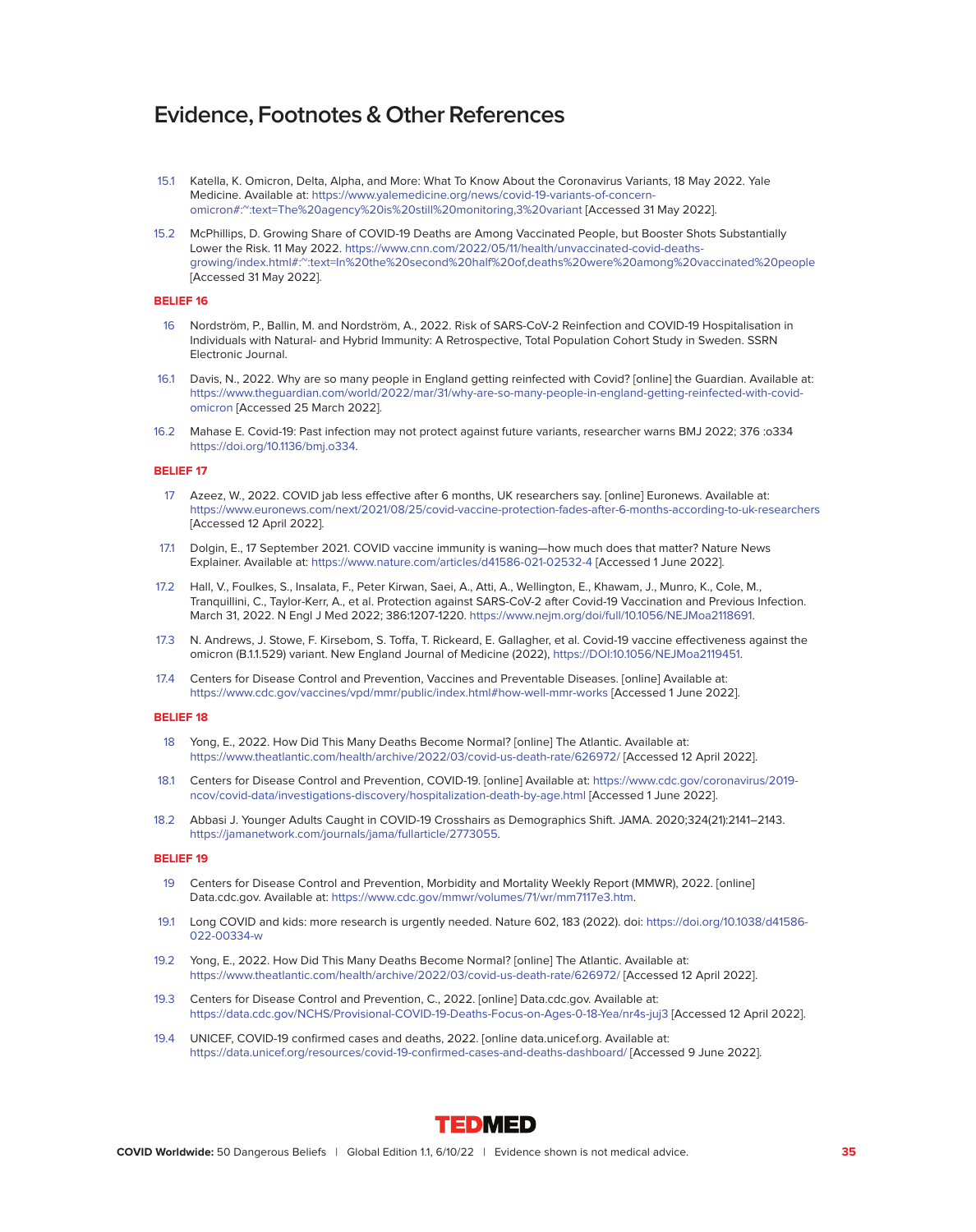# Evidence, Footnotes & Other References

15.1 Katella, K. Omicron, Delta, Alpha, and More: What To Know About the Coronavirus Variants, 18 May 2022. Yale Medicine. Available at: https://www.yalemedicine.org/news/covid-19-variants-of-concern-omicron#:~:text=The%20agency%20is%20still%20monitoring,3%20variant [Accessed 31 May 2022].

15.2 McPhillips, D. Growing Share of COVID-19 Deaths are Among Vaccinated People, but Booster Shots Substantially Lower the Risk. 11 May 2022. https://www.cnn.com/2022/05/11/health/unvaccinated-covid-deaths-growing/index.html#:~:text=In%20the%20second%20half%20of,deaths%20were%20among%20vaccinated%20people [Accessed 31 May 2022].

**BELIEF 16**

16 Nordström, P., Ballin, M. and Nordström, A., 2022. Risk of SARS-CoV-2 Reinfection and COVID-19 Hospitalisation in Individuals with Natural- and Hybrid Immunity: A Retrospective, Total Population Cohort Study in Sweden. SSRN Electronic Journal.

16.1 Davis, N., 2022. Why are so many people in England getting reinfected with Covid? [online] the Guardian. Available at: https://www.theguardian.com/world/2022/mar/31/why-are-so-many-people-in-england-getting-reinfected-with-covid-omicron [Accessed 25 March 2022].

16.2 Mahase E. Covid-19: Past infection may not protect against future variants, researcher warns BMJ 2022; 376 :o334 https://doi.org/10.1136/bmj.o334.

**BELIEF 17**

17 Azeez, W., 2022. COVID jab less effective after 6 months, UK researchers say. [online] Euronews. Available at: https://www.euronews.com/next/2021/08/25/covid-vaccine-protection-fades-after-6-months-according-to-uk-researchers [Accessed 12 April 2022].

17.1 Dolgin, E., 17 September 2021. COVID vaccine immunity is waning—how much does that matter? Nature News Explainer. Available at: https://www.nature.com/articles/d41586-021-02532-4 [Accessed 1 June 2022].

17.2 Hall, V., Foulkes, S., Insalata, F., Peter Kirwan, Saei, A., Atti, A., Wellington, E., Khawam, J., Munro, K., Cole, M., Tranquillini, C., Taylor-Kerr, A., et al. Protection against SARS-CoV-2 after Covid-19 Vaccination and Previous Infection. March 31, 2022. N Engl J Med 2022; 386:1207-1220. https://www.nejm.org/doi/full/10.1056/NEJMoa2118691.

17.3 N. Andrews, J. Stowe, F. Kirsebom, S. Toffa, T. Rickeard, E. Gallagher, et al. Covid-19 vaccine effectiveness against the omicron (B.1.1.529) variant. New England Journal of Medicine (2022), https://DOI:10.1056/NEJMoa2119451.

17.4 Centers for Disease Control and Prevention, Vaccines and Preventable Diseases. [online] Available at: https://www.cdc.gov/vaccines/vpd/mmr/public/index.html#how-well-mmr-works [Accessed 1 June 2022].

**BELIEF 18**

18 Yong, E., 2022. How Did This Many Deaths Become Normal? [online] The Atlantic. Available at: https://www.theatlantic.com/health/archive/2022/03/covid-us-death-rate/626972/ [Accessed 12 April 2022].

18.1 Centers for Disease Control and Prevention, COVID-19. [online] Available at: https://www.cdc.gov/coronavirus/2019-ncov/covid-data/investigations-discovery/hospitalization-death-by-age.html [Accessed 1 June 2022].

18.2 Abbasi J. Younger Adults Caught in COVID-19 Crosshairs as Demographics Shift. JAMA. 2020;324(21):2141–2143. https://jamanetwork.com/journals/jama/fullarticle/2773055.

**BELIEF 19**

19 Centers for Disease Control and Prevention, Morbidity and Mortality Weekly Report (MMWR), 2022. [online] Data.cdc.gov. Available at: https://www.cdc.gov/mmwr/volumes/71/wr/mm7117e3.htm.

19.1 Long COVID and kids: more research is urgently needed. Nature 602, 183 (2022). doi: https://doi.org/10.1038/d41586-022-00334-w

19.2 Yong, E., 2022. How Did This Many Deaths Become Normal? [online] The Atlantic. Available at: https://www.theatlantic.com/health/archive/2022/03/covid-us-death-rate/626972/ [Accessed 12 April 2022].

19.3 Centers for Disease Control and Prevention, C., 2022. [online] Data.cdc.gov. Available at: https://data.cdc.gov/NCHS/Provisional-COVID-19-Deaths-Focus-on-Ages-0-18-Yea/nr4s-juj3 [Accessed 12 April 2022].

19.4 UNICEF, COVID-19 confirmed cases and deaths, 2022. [online data.unicef.org. Available at: https://data.unicef.org/resources/covid-19-confirmed-cases-and-deaths-dashboard/ [Accessed 9 June 2022].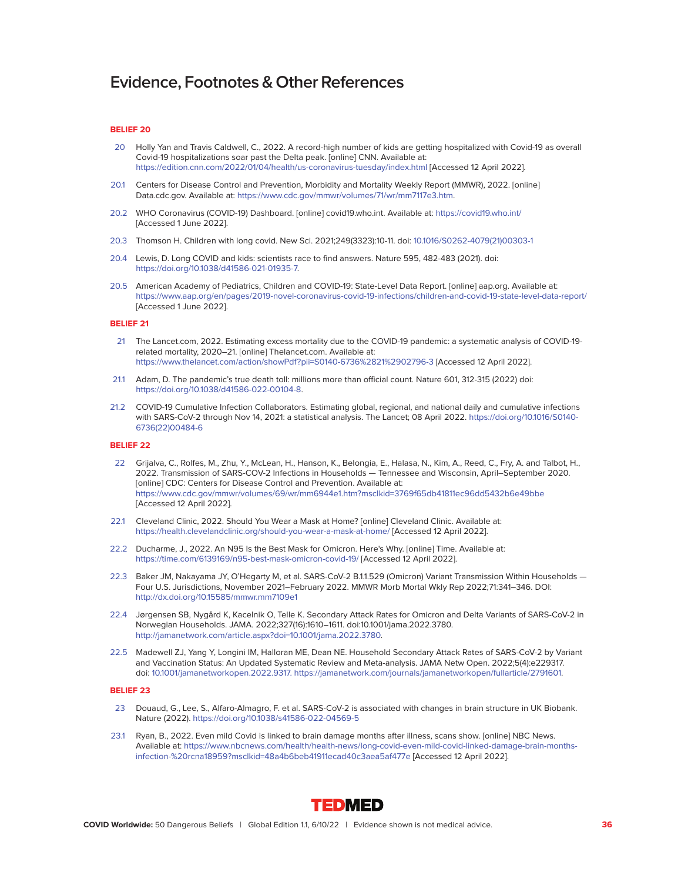# Evidence, Footnotes & Other References

**BELIEF 20**

20 Holly Yan and Travis Caldwell, C., 2022. A record-high number of kids are getting hospitalized with Covid-19 as overall Covid-19 hospitalizations soar past the Delta peak. [online] CNN. Available at: https://edition.cnn.com/2022/01/04/health/us-coronavirus-tuesday/index.html [Accessed 12 April 2022].

20.1 Centers for Disease Control and Prevention, Morbidity and Mortality Weekly Report (MMWR), 2022. [online] Data.cdc.gov. Available at: https://www.cdc.gov/mmwr/volumes/71/wr/mm7117e3.htm.

20.2 WHO Coronavirus (COVID-19) Dashboard. [online] covid19.who.int. Available at: https://covid19.who.int/ [Accessed 1 June 2022].

20.3 Thomson H. Children with long covid. New Sci. 2021;249(3323):10-11. doi: 10.1016/S0262-4079(21)00303-1

20.4 Lewis, D. Long COVID and kids: scientists race to find answers. Nature 595, 482-483 (2021). doi: https://doi.org/10.1038/d41586-021-01935-7.

20.5 American Academy of Pediatrics, Children and COVID-19: State-Level Data Report. [online] aap.org. Available at: https://www.aap.org/en/pages/2019-novel-coronavirus-covid-19-infections/children-and-covid-19-state-level-data-report/ [Accessed 1 June 2022].

**BELIEF 21**

21 The Lancet.com, 2022. Estimating excess mortality due to the COVID-19 pandemic: a systematic analysis of COVID-19-related mortality, 2020–21. [online] Thelancet.com. Available at: https://www.thelancet.com/action/showPdf?pii=S0140-6736%2821%2902796-3 [Accessed 12 April 2022].

21.1 Adam, D. The pandemic's true death toll: millions more than official count. Nature 601, 312-315 (2022) doi: https://doi.org/10.1038/d41586-022-00104-8.

21.2 COVID-19 Cumulative Infection Collaborators. Estimating global, regional, and national daily and cumulative infections with SARS-CoV-2 through Nov 14, 2021: a statistical analysis. The Lancet; 08 April 2022. https://doi.org/10.1016/S0140-6736(22)00484-6

**BELIEF 22**

22 Grijalva, C., Rolfes, M., Zhu, Y., McLean, H., Hanson, K., Belongia, E., Halasa, N., Kim, A., Reed, C., Fry, A. and Talbot, H., 2022. Transmission of SARS-COV-2 Infections in Households — Tennessee and Wisconsin, April–September 2020. [online] CDC: Centers for Disease Control and Prevention. Available at: https://www.cdc.gov/mmwr/volumes/69/wr/mm6944e1.htm?msclkid=3769f65db41811ec96dd5432b6e49bbe [Accessed 12 April 2022].

22.1 Cleveland Clinic, 2022. Should You Wear a Mask at Home? [online] Cleveland Clinic. Available at: https://health.clevelandclinic.org/should-you-wear-a-mask-at-home/ [Accessed 12 April 2022].

22.2 Ducharme, J., 2022. An N95 Is the Best Mask for Omicron. Here's Why. [online] Time. Available at: https://time.com/6139169/n95-best-mask-omicron-covid-19/ [Accessed 12 April 2022].

22.3 Baker JM, Nakayama JY, O'Hegarty M, et al. SARS-CoV-2 B.1.1.529 (Omicron) Variant Transmission Within Households — Four U.S. Jurisdictions, November 2021–February 2022. MMWR Morb Mortal Wkly Rep 2022;71:341–346. DOI: http://dx.doi.org/10.15585/mmwr.mm7109e1

22.4 Jørgensen SB, Nygård K, Kacelnik O, Telle K. Secondary Attack Rates for Omicron and Delta Variants of SARS-CoV-2 in Norwegian Households. JAMA. 2022;327(16):1610–1611. doi:10.1001/jama.2022.3780. http://jamanetwork.com/article.aspx?doi=10.1001/jama.2022.3780.

22.5 Madewell ZJ, Yang Y, Longini IM, Halloran ME, Dean NE. Household Secondary Attack Rates of SARS-CoV-2 by Variant and Vaccination Status: An Updated Systematic Review and Meta-analysis. JAMA Netw Open. 2022;5(4):e229317. doi: 10.1001/jamanetworkopen.2022.9317. https://jamanetwork.com/journals/jamanetworkopen/fullarticle/2791601.

**BELIEF 23**

23 Douaud, G., Lee, S., Alfaro-Almagro, F. et al. SARS-CoV-2 is associated with changes in brain structure in UK Biobank. Nature (2022). https://doi.org/10.1038/s41586-022-04569-5

23.1 Ryan, B., 2022. Even mild Covid is linked to brain damage months after illness, scans show. [online] NBC News. Available at: https://www.nbcnews.com/health/health-news/long-covid-even-mild-covid-linked-damage-brain-months-infection-%20rcna18959?msclkid=48a4b6beb41911ecad40c3aea5af477e [Accessed 12 April 2022].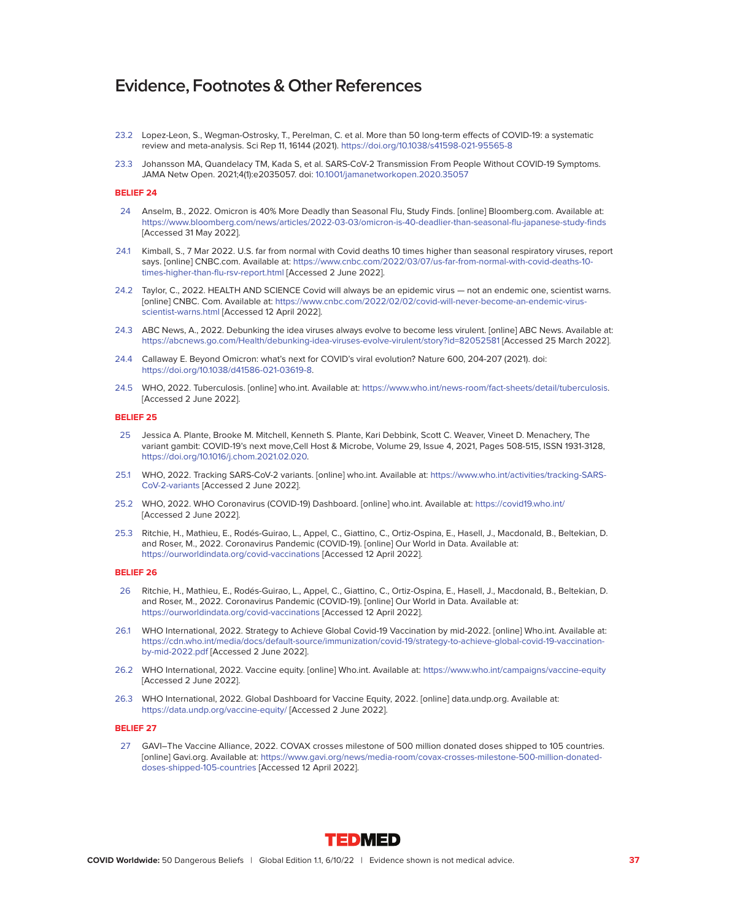# Evidence, Footnotes & Other References

23.2 Lopez-Leon, S., Wegman-Ostrosky, T., Perelman, C. et al. More than 50 long-term effects of COVID-19: a systematic review and meta-analysis. Sci Rep 11, 16144 (2021). https://doi.org/10.1038/s41598-021-95565-8

23.3 Johansson MA, Quandelacy TM, Kada S, et al. SARS-CoV-2 Transmission From People Without COVID-19 Symptoms. JAMA Netw Open. 2021;4(1):e2035057. doi: 10.1001/jamanetworkopen.2020.35057

**BELIEF 24**

24 Anselm, B., 2022. Omicron is 40% More Deadly than Seasonal Flu, Study Finds. [online] Bloomberg.com. Available at: https://www.bloomberg.com/news/articles/2022-03-03/omicron-is-40-deadlier-than-seasonal-flu-japanese-study-finds [Accessed 31 May 2022].

24.1 Kimball, S., 7 Mar 2022. U.S. far from normal with Covid deaths 10 times higher than seasonal respiratory viruses, report says. [online] CNBC.com. Available at: https://www.cnbc.com/2022/03/07/us-far-from-normal-with-covid-deaths-10-times-higher-than-flu-rsv-report.html [Accessed 2 June 2022].

24.2 Taylor, C., 2022. HEALTH AND SCIENCE Covid will always be an epidemic virus — not an endemic one, scientist warns. [online] CNBC. Com. Available at: https://www.cnbc.com/2022/02/02/covid-will-never-become-an-endemic-virus-scientist-warns.html [Accessed 12 April 2022].

24.3 ABC News, A., 2022. Debunking the idea viruses always evolve to become less virulent. [online] ABC News. Available at: https://abcnews.go.com/Health/debunking-idea-viruses-evolve-virulent/story?id=82052581 [Accessed 25 March 2022].

24.4 Callaway E. Beyond Omicron: what's next for COVID's viral evolution? Nature 600, 204-207 (2021). doi: https://doi.org/10.1038/d41586-021-03619-8.

24.5 WHO, 2022. Tuberculosis. [online] who.int. Available at: https://www.who.int/news-room/fact-sheets/detail/tuberculosis. [Accessed 2 June 2022].

**BELIEF 25**

25 Jessica A. Plante, Brooke M. Mitchell, Kenneth S. Plante, Kari Debbink, Scott C. Weaver, Vineet D. Menachery, The variant gambit: COVID-19's next move,Cell Host & Microbe, Volume 29, Issue 4, 2021, Pages 508-515, ISSN 1931-3128, https://doi.org/10.1016/j.chom.2021.02.020.

25.1 WHO, 2022. Tracking SARS-CoV-2 variants. [online] who.int. Available at: https://www.who.int/activities/tracking-SARS-CoV-2-variants [Accessed 2 June 2022].

25.2 WHO, 2022. WHO Coronavirus (COVID-19) Dashboard. [online] who.int. Available at: https://covid19.who.int/ [Accessed 2 June 2022].

25.3 Ritchie, H., Mathieu, E., Rodés-Guirao, L., Appel, C., Giattino, C., Ortiz-Ospina, E., Hasell, J., Macdonald, B., Beltekian, D. and Roser, M., 2022. Coronavirus Pandemic (COVID-19). [online] Our World in Data. Available at: https://ourworldindata.org/covid-vaccinations [Accessed 12 April 2022].

**BELIEF 26**

26 Ritchie, H., Mathieu, E., Rodés-Guirao, L., Appel, C., Giattino, C., Ortiz-Ospina, E., Hasell, J., Macdonald, B., Beltekian, D. and Roser, M., 2022. Coronavirus Pandemic (COVID-19). [online] Our World in Data. Available at: https://ourworldindata.org/covid-vaccinations [Accessed 12 April 2022].

26.1 WHO International, 2022. Strategy to Achieve Global Covid-19 Vaccination by mid-2022. [online] Who.int. Available at: https://cdn.who.int/media/docs/default-source/immunization/covid-19/strategy-to-achieve-global-covid-19-vaccination-by-mid-2022.pdf [Accessed 2 June 2022].

26.2 WHO International, 2022. Vaccine equity. [online] Who.int. Available at: https://www.who.int/campaigns/vaccine-equity [Accessed 2 June 2022].

26.3 WHO International, 2022. Global Dashboard for Vaccine Equity, 2022. [online] data.undp.org. Available at: https://data.undp.org/vaccine-equity/ [Accessed 2 June 2022].

**BELIEF 27**

27 GAVI–The Vaccine Alliance, 2022. COVAX crosses milestone of 500 million donated doses shipped to 105 countries. [online] Gavi.org. Available at: https://www.gavi.org/news/media-room/covax-crosses-milestone-500-million-donated-doses-shipped-105-countries [Accessed 12 April 2022].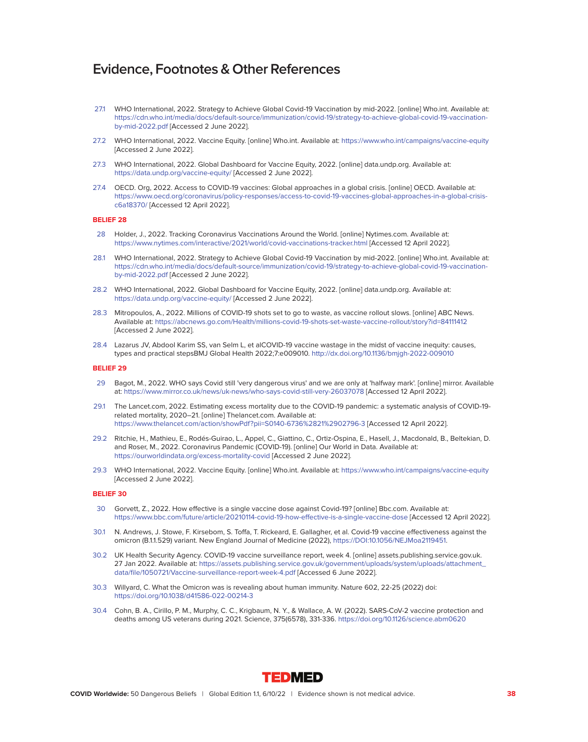# Evidence, Footnotes & Other References

27.1 WHO International, 2022. Strategy to Achieve Global Covid-19 Vaccination by mid-2022. [online] Who.int. Available at: https://cdn.who.int/media/docs/default-source/immunization/covid-19/strategy-to-achieve-global-covid-19-vaccination-by-mid-2022.pdf [Accessed 2 June 2022].

27.2 WHO International, 2022. Vaccine Equity. [online] Who.int. Available at: https://www.who.int/campaigns/vaccine-equity [Accessed 2 June 2022].

27.3 WHO International, 2022. Global Dashboard for Vaccine Equity, 2022. [online] data.undp.org. Available at: https://data.undp.org/vaccine-equity/ [Accessed 2 June 2022].

27.4 OECD. Org, 2022. Access to COVID-19 vaccines: Global approaches in a global crisis. [online] OECD. Available at: https://www.oecd.org/coronavirus/policy-responses/access-to-covid-19-vaccines-global-approaches-in-a-global-crisis-c6a18370/ [Accessed 12 April 2022].

**BELIEF 28**

28 Holder, J., 2022. Tracking Coronavirus Vaccinations Around the World. [online] Nytimes.com. Available at: https://www.nytimes.com/interactive/2021/world/covid-vaccinations-tracker.html [Accessed 12 April 2022].

28.1 WHO International, 2022. Strategy to Achieve Global Covid-19 Vaccination by mid-2022. [online] Who.int. Available at: https://cdn.who.int/media/docs/default-source/immunization/covid-19/strategy-to-achieve-global-covid-19-vaccination-by-mid-2022.pdf [Accessed 2 June 2022].

28.2 WHO International, 2022. Global Dashboard for Vaccine Equity, 2022. [online] data.undp.org. Available at: https://data.undp.org/vaccine-equity/ [Accessed 2 June 2022].

28.3 Mitropoulos, A., 2022. Millions of COVID-19 shots set to go to waste, as vaccine rollout slows. [online] ABC News. Available at: https://abcnews.go.com/Health/millions-covid-19-shots-set-waste-vaccine-rollout/story?id=84111412 [Accessed 2 June 2022].

28.4 Lazarus JV, Abdool Karim SS, van Selm L, et alCOVID-19 vaccine wastage in the midst of vaccine inequity: causes, types and practical stepsBMJ Global Health 2022;7:e009010. http://dx.doi.org/10.1136/bmjgh-2022-009010

**BELIEF 29**

29 Bagot, M., 2022. WHO says Covid still 'very dangerous virus' and we are only at 'halfway mark'. [online] mirror. Available at: https://www.mirror.co.uk/news/uk-news/who-says-covid-still-very-26037078 [Accessed 12 April 2022].

29.1 The Lancet.com, 2022. Estimating excess mortality due to the COVID-19 pandemic: a systematic analysis of COVID-19-related mortality, 2020–21. [online] Thelancet.com. Available at: https://www.thelancet.com/action/showPdf?pii=S0140-6736%2821%2902796-3 [Accessed 12 April 2022].

29.2 Ritchie, H., Mathieu, E., Rodés-Guirao, L., Appel, C., Giattino, C., Ortiz-Ospina, E., Hasell, J., Macdonald, B., Beltekian, D. and Roser, M., 2022. Coronavirus Pandemic (COVID-19). [online] Our World in Data. Available at: https://ourworldindata.org/excess-mortality-covid [Accessed 2 June 2022].

29.3 WHO International, 2022. Vaccine Equity. [online] Who.int. Available at: https://www.who.int/campaigns/vaccine-equity [Accessed 2 June 2022].

**BELIEF 30**

30 Gorvett, Z., 2022. How effective is a single vaccine dose against Covid-19? [online] Bbc.com. Available at: https://www.bbc.com/future/article/20210114-covid-19-how-effective-is-a-single-vaccine-dose [Accessed 12 April 2022].

30.1 N. Andrews, J. Stowe, F. Kirsebom, S. Toffa, T. Rickeard, E. Gallagher, et al. Covid-19 vaccine effectiveness against the omicron (B.1.1.529) variant. New England Journal of Medicine (2022), https://DOI:10.1056/NEJMoa2119451.

30.2 UK Health Security Agency. COVID-19 vaccine surveillance report, week 4. [online] assets.publishing.service.gov.uk. 27 Jan 2022. Available at: https://assets.publishing.service.gov.uk/government/uploads/system/uploads/attachment_data/file/1050721/Vaccine-surveillance-report-week-4.pdf [Accessed 6 June 2022].

30.3 Willyard, C. What the Omicron was is revealing about human immunity. Nature 602, 22-25 (2022) doi: https://doi.org/10.1038/d41586-022-00214-3

30.4 Cohn, B. A., Cirillo, P. M., Murphy, C. C., Krigbaum, N. Y., & Wallace, A. W. (2022). SARS-CoV-2 vaccine protection and deaths among US veterans during 2021. Science, 375(6578), 331-336. https://doi.org/10.1126/science.abm0620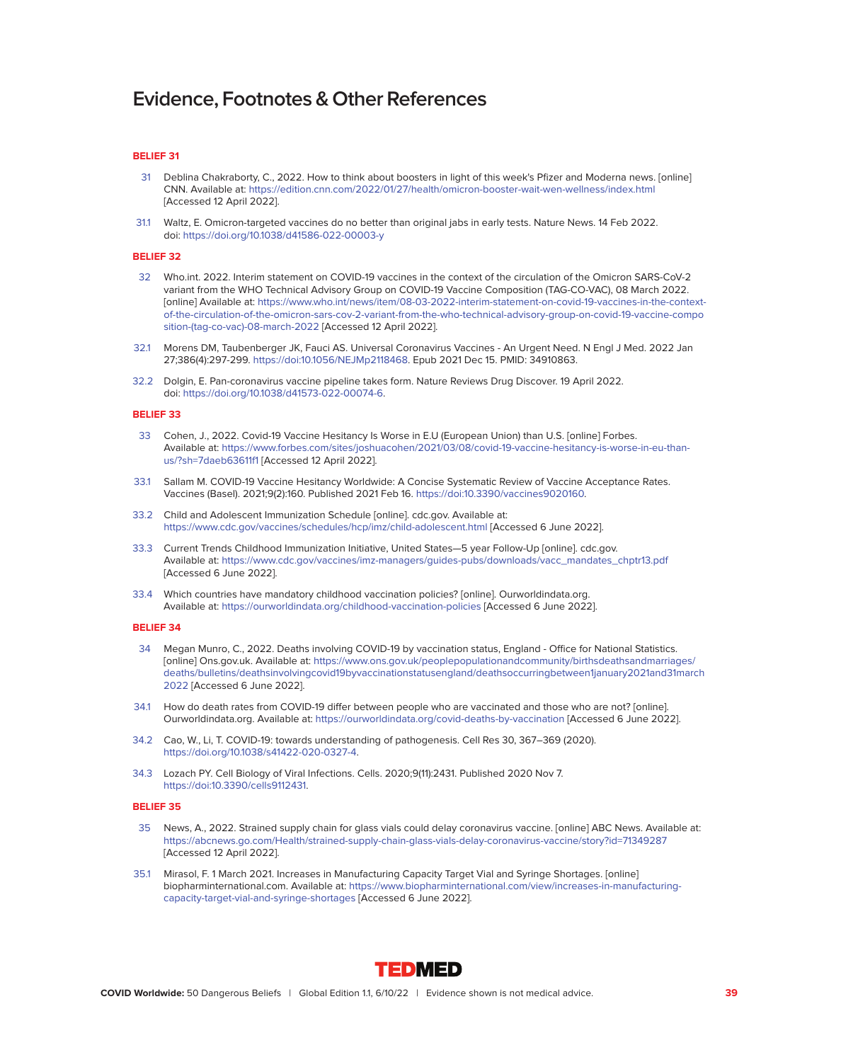# Evidence, Footnotes & Other References

### BELIEF 31

31 Deblina Chakraborty, C., 2022. How to think about boosters in light of this week's Pfizer and Moderna news. [online] CNN. Available at: https://edition.cnn.com/2022/01/27/health/omicron-booster-wait-wen-wellness/index.html [Accessed 12 April 2022].

31.1 Waltz, E. Omicron-targeted vaccines do no better than original jabs in early tests. Nature News. 14 Feb 2022. doi: https://doi.org/10.1038/d41586-022-00003-y

### BELIEF 32

32 Who.int. 2022. Interim statement on COVID-19 vaccines in the context of the circulation of the Omicron SARS-CoV-2 variant from the WHO Technical Advisory Group on COVID-19 Vaccine Composition (TAG-CO-VAC), 08 March 2022. [online] Available at: https://www.who.int/news/item/08-03-2022-interim-statement-on-covid-19-vaccines-in-the-context-of-the-circulation-of-the-omicron-sars-cov-2-variant-from-the-who-technical-advisory-group-on-covid-19-vaccine-composition-(tag-co-vac)-08-march-2022 [Accessed 12 April 2022].

32.1 Morens DM, Taubenberger JK, Fauci AS. Universal Coronavirus Vaccines - An Urgent Need. N Engl J Med. 2022 Jan 27;386(4):297-299. https://doi:10.1056/NEJMp2118468. Epub 2021 Dec 15. PMID: 34910863.

32.2 Dolgin, E. Pan-coronavirus vaccine pipeline takes form. Nature Reviews Drug Discover. 19 April 2022. doi: https://doi.org/10.1038/d41573-022-00074-6.

### BELIEF 33

33 Cohen, J., 2022. Covid-19 Vaccine Hesitancy Is Worse in E.U (European Union) than U.S. [online] Forbes. Available at: https://www.forbes.com/sites/joshuacohen/2021/03/08/covid-19-vaccine-hesitancy-is-worse-in-eu-than-us/?sh=7daeb63611f1 [Accessed 12 April 2022].

33.1 Sallam M. COVID-19 Vaccine Hesitancy Worldwide: A Concise Systematic Review of Vaccine Acceptance Rates. Vaccines (Basel). 2021;9(2):160. Published 2021 Feb 16. https://doi:10.3390/vaccines9020160.

33.2 Child and Adolescent Immunization Schedule [online]. cdc.gov. Available at: https://www.cdc.gov/vaccines/schedules/hcp/imz/child-adolescent.html [Accessed 6 June 2022].

33.3 Current Trends Childhood Immunization Initiative, United States—5 year Follow-Up [online]. cdc.gov. Available at: https://www.cdc.gov/vaccines/imz-managers/guides-pubs/downloads/vacc_mandates_chptr13.pdf [Accessed 6 June 2022].

33.4 Which countries have mandatory childhood vaccination policies? [online]. Ourworldindata.org. Available at: https://ourworldindata.org/childhood-vaccination-policies [Accessed 6 June 2022].

### BELIEF 34

34 Megan Munro, C., 2022. Deaths involving COVID-19 by vaccination status, England - Office for National Statistics. [online] Ons.gov.uk. Available at: https://www.ons.gov.uk/peoplepopulationandcommunity/birthsdeathsandmarriages/deaths/bulletins/deathsinvolvingcovid19byvaccinationstatusengland/deathsoccurringbetween1january2021and31march2022 [Accessed 6 June 2022].

34.1 How do death rates from COVID-19 differ between people who are vaccinated and those who are not? [online]. Ourworldindata.org. Available at: https://ourworldindata.org/covid-deaths-by-vaccination [Accessed 6 June 2022].

34.2 Cao, W., Li, T. COVID-19: towards understanding of pathogenesis. Cell Res 30, 367–369 (2020). https://doi.org/10.1038/s41422-020-0327-4.

34.3 Lozach PY. Cell Biology of Viral Infections. Cells. 2020;9(11):2431. Published 2020 Nov 7. https://doi:10.3390/cells9112431.

### BELIEF 35

35 News, A., 2022. Strained supply chain for glass vials could delay coronavirus vaccine. [online] ABC News. Available at: https://abcnews.go.com/Health/strained-supply-chain-glass-vials-delay-coronavirus-vaccine/story?id=71349287 [Accessed 12 April 2022].

35.1 Mirasol, F. 1 March 2021. Increases in Manufacturing Capacity Target Vial and Syringe Shortages. [online] biopharminternational.com. Available at: https://www.biopharminternational.com/view/increases-in-manufacturing-capacity-target-vial-and-syringe-shortages [Accessed 6 June 2022].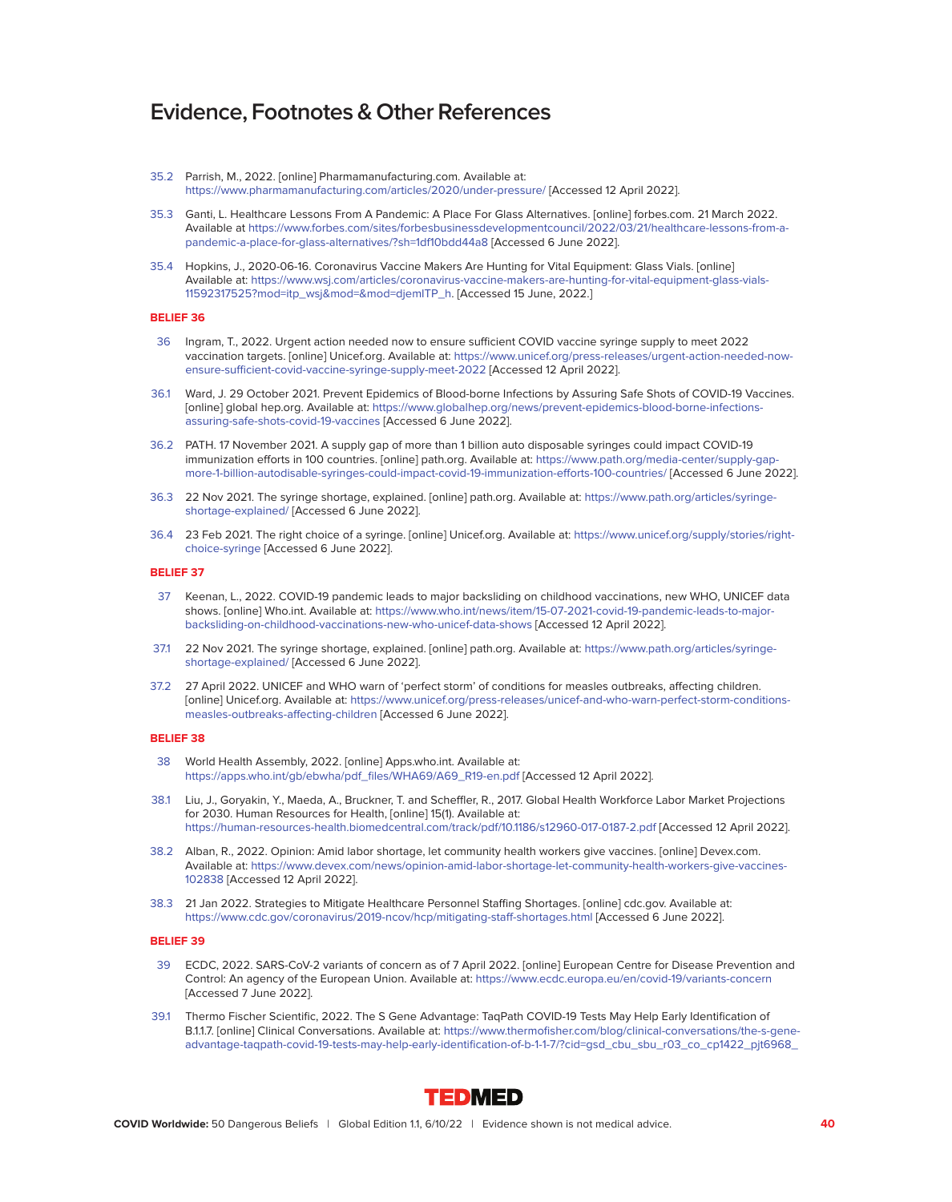# Evidence, Footnotes & Other References

35.2 Parrish, M., 2022. [online] Pharmamanufacturing.com. Available at: https://www.pharmamanufacturing.com/articles/2020/under-pressure/ [Accessed 12 April 2022].

35.3 Ganti, L. Healthcare Lessons From A Pandemic: A Place For Glass Alternatives. [online] forbes.com. 21 March 2022. Available at https://www.forbes.com/sites/forbesbusinessdevelopmentcouncil/2022/03/21/healthcare-lessons-from-a-pandemic-a-place-for-glass-alternatives/?sh=1df10bdd44a8 [Accessed 6 June 2022].

35.4 Hopkins, J., 2020-06-16. Coronavirus Vaccine Makers Are Hunting for Vital Equipment: Glass Vials. [online] Available at: https://www.wsj.com/articles/coronavirus-vaccine-makers-are-hunting-for-vital-equipment-glass-vials-11592317525?mod=itp_wsj&mod=&mod=djemITP_h. [Accessed 15 June, 2022.]

**BELIEF 36**

36 Ingram, T., 2022. Urgent action needed now to ensure sufficient COVID vaccine syringe supply to meet 2022 vaccination targets. [online] Unicef.org. Available at: https://www.unicef.org/press-releases/urgent-action-needed-now-ensure-sufficient-covid-vaccine-syringe-supply-meet-2022 [Accessed 12 April 2022].

36.1 Ward, J. 29 October 2021. Prevent Epidemics of Blood-borne Infections by Assuring Safe Shots of COVID-19 Vaccines. [online] global hep.org. Available at: https://www.globalhep.org/news/prevent-epidemics-blood-borne-infections-assuring-safe-shots-covid-19-vaccines [Accessed 6 June 2022].

36.2 PATH. 17 November 2021. A supply gap of more than 1 billion auto disposable syringes could impact COVID-19 immunization efforts in 100 countries. [online] path.org. Available at: https://www.path.org/media-center/supply-gap-more-1-billion-autodisable-syringes-could-impact-covid-19-immunization-efforts-100-countries/ [Accessed 6 June 2022].

36.3 22 Nov 2021. The syringe shortage, explained. [online] path.org. Available at: https://www.path.org/articles/syringe-shortage-explained/ [Accessed 6 June 2022].

36.4 23 Feb 2021. The right choice of a syringe. [online] Unicef.org. Available at: https://www.unicef.org/supply/stories/right-choice-syringe [Accessed 6 June 2022].

**BELIEF 37**

37 Keenan, L., 2022. COVID-19 pandemic leads to major backsliding on childhood vaccinations, new WHO, UNICEF data shows. [online] Who.int. Available at: https://www.who.int/news/item/15-07-2021-covid-19-pandemic-leads-to-major-backsliding-on-childhood-vaccinations-new-who-unicef-data-shows [Accessed 12 April 2022].

37.1 22 Nov 2021. The syringe shortage, explained. [online] path.org. Available at: https://www.path.org/articles/syringe-shortage-explained/ [Accessed 6 June 2022].

37.2 27 April 2022. UNICEF and WHO warn of 'perfect storm' of conditions for measles outbreaks, affecting children. [online] Unicef.org. Available at: https://www.unicef.org/press-releases/unicef-and-who-warn-perfect-storm-conditions-measles-outbreaks-affecting-children [Accessed 6 June 2022].

**BELIEF 38**

38 World Health Assembly, 2022. [online] Apps.who.int. Available at: https://apps.who.int/gb/ebwha/pdf_files/WHA69/A69_R19-en.pdf [Accessed 12 April 2022].

38.1 Liu, J., Goryakin, Y., Maeda, A., Bruckner, T. and Scheffler, R., 2017. Global Health Workforce Labor Market Projections for 2030. Human Resources for Health, [online] 15(1). Available at: https://human-resources-health.biomedcentral.com/track/pdf/10.1186/s12960-017-0187-2.pdf [Accessed 12 April 2022].

38.2 Alban, R., 2022. Opinion: Amid labor shortage, let community health workers give vaccines. [online] Devex.com. Available at: https://www.devex.com/news/opinion-amid-labor-shortage-let-community-health-workers-give-vaccines-102838 [Accessed 12 April 2022].

38.3 21 Jan 2022. Strategies to Mitigate Healthcare Personnel Staffing Shortages. [online] cdc.gov. Available at: https://www.cdc.gov/coronavirus/2019-ncov/hcp/mitigating-staff-shortages.html [Accessed 6 June 2022].

**BELIEF 39**

39 ECDC, 2022. SARS-CoV-2 variants of concern as of 7 April 2022. [online] European Centre for Disease Prevention and Control: An agency of the European Union. Available at: https://www.ecdc.europa.eu/en/covid-19/variants-concern [Accessed 7 June 2022].

39.1 Thermo Fischer Scientific, 2022. The S Gene Advantage: TaqPath COVID-19 Tests May Help Early Identification of B.1.1.7. [online] Clinical Conversations. Available at: https://www.thermofisher.com/blog/clinical-conversations/the-s-gene-advantage-taqpath-covid-19-tests-may-help-early-identification-of-b-1-1-7/?cid=gsd_cbu_sbu_r03_co_cp1422_pjt6968_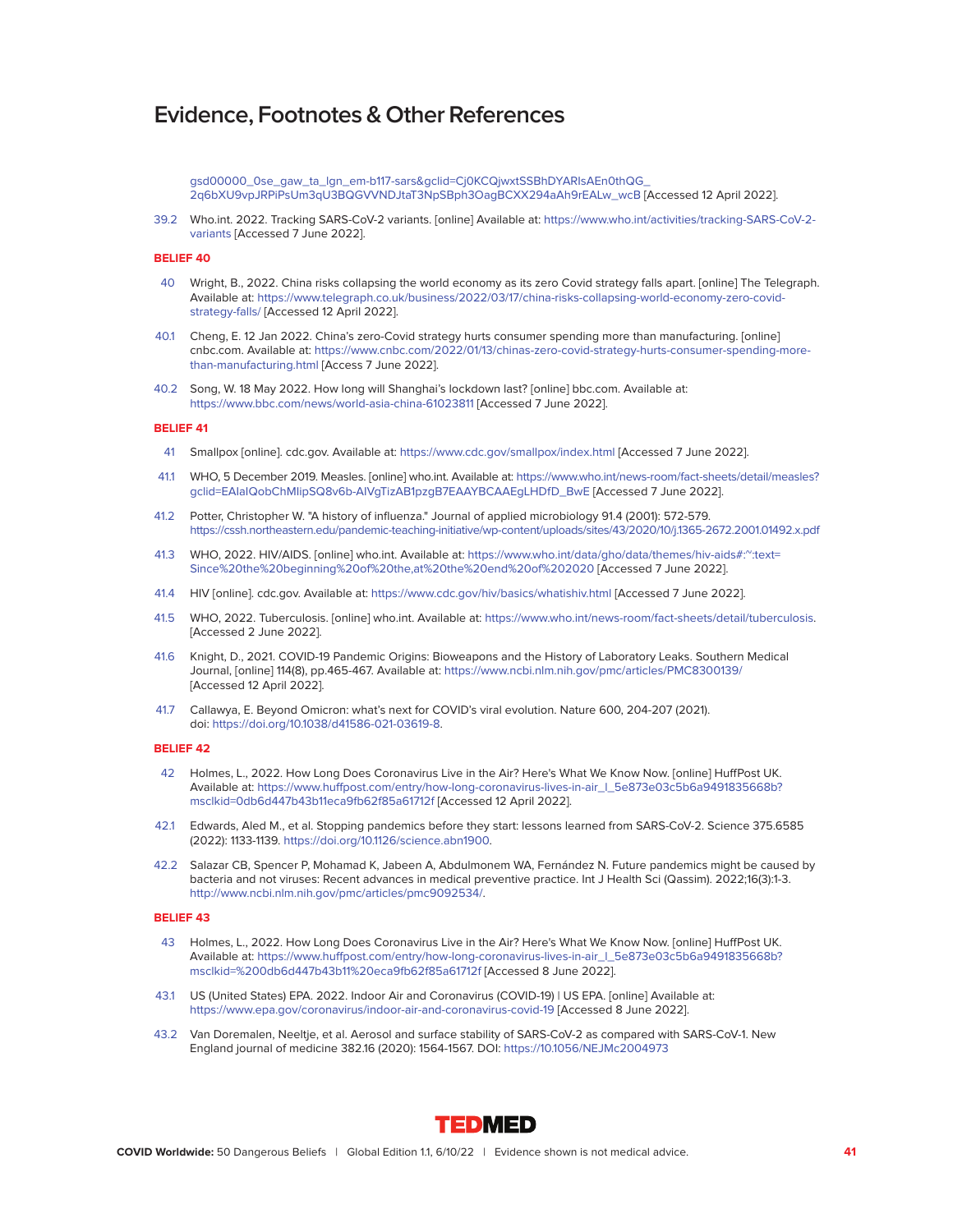## Evidence, Footnotes & Other References

gsd00000_0se_gaw_ta_lgn_em-b117-sars&gclid=Cj0KCQjwxtSSBhDYARIsAEn0thQG_2q6bXU9vpJRPiPsUm3qU3BQGVVNDJtaT3NpSBph3OagBCXX294aAh9rEALw_wcB [Accessed 12 April 2022].

39.2 Who.int. 2022. Tracking SARS-CoV-2 variants. [online] Available at: https://www.who.int/activities/tracking-SARS-CoV-2-variants [Accessed 7 June 2022].

**BELIEF 40**

40 Wright, B., 2022. China risks collapsing the world economy as its zero Covid strategy falls apart. [online] The Telegraph. Available at: https://www.telegraph.co.uk/business/2022/03/17/china-risks-collapsing-world-economy-zero-covid-strategy-falls/ [Accessed 12 April 2022].

40.1 Cheng, E. 12 Jan 2022. China's zero-Covid strategy hurts consumer spending more than manufacturing. [online] cnbc.com. Available at: https://www.cnbc.com/2022/01/13/chinas-zero-covid-strategy-hurts-consumer-spending-more-than-manufacturing.html [Access 7 June 2022].

40.2 Song, W. 18 May 2022. How long will Shanghai's lockdown last? [online] bbc.com. Available at: https://www.bbc.com/news/world-asia-china-61023811 [Accessed 7 June 2022].

**BELIEF 41**

41 Smallpox [online]. cdc.gov. Available at: https://www.cdc.gov/smallpox/index.html [Accessed 7 June 2022].

41.1 WHO, 5 December 2019. Measles. [online] who.int. Available at: https://www.who.int/news-room/fact-sheets/detail/measles?gclid=EAIaIQobChMIipSQ8v6b-AIVgTizAB1pzgB7EAAYBCAAEgLHDfD_BwE [Accessed 7 June 2022].

41.2 Potter, Christopher W. "A history of influenza." Journal of applied microbiology 91.4 (2001): 572-579. https://cssh.northeastern.edu/pandemic-teaching-initiative/wp-content/uploads/sites/43/2020/10/j.1365-2672.2001.01492.x.pdf

41.3 WHO, 2022. HIV/AIDS. [online] who.int. Available at: https://www.who.int/data/gho/data/themes/hiv-aids#:~:text=Since%20the%20beginning%20of%20the,at%20the%20end%20of%202020 [Accessed 7 June 2022].

41.4 HIV [online]. cdc.gov. Available at: https://www.cdc.gov/hiv/basics/whatishiv.html [Accessed 7 June 2022].

41.5 WHO, 2022. Tuberculosis. [online] who.int. Available at: https://www.who.int/news-room/fact-sheets/detail/tuberculosis. [Accessed 2 June 2022].

41.6 Knight, D., 2021. COVID-19 Pandemic Origins: Bioweapons and the History of Laboratory Leaks. Southern Medical Journal, [online] 114(8), pp.465-467. Available at: https://www.ncbi.nlm.nih.gov/pmc/articles/PMC8300139/ [Accessed 12 April 2022].

41.7 Callawya, E. Beyond Omicron: what's next for COVID's viral evolution. Nature 600, 204-207 (2021). doi: https://doi.org/10.1038/d41586-021-03619-8.

**BELIEF 42**

42 Holmes, L., 2022. How Long Does Coronavirus Live in the Air? Here's What We Know Now. [online] HuffPost UK. Available at: https://www.huffpost.com/entry/how-long-coronavirus-lives-in-air_l_5e873e03c5b6a9491835668b?msclkid=0db6d447b43b11eca9fb62f85a61712f [Accessed 12 April 2022].

42.1 Edwards, Aled M., et al. Stopping pandemics before they start: lessons learned from SARS-CoV-2. Science 375.6585 (2022): 1133-1139. https://doi.org/10.1126/science.abn1900.

42.2 Salazar CB, Spencer P, Mohamad K, Jabeen A, Abdulmonem WA, Fernández N. Future pandemics might be caused by bacteria and not viruses: Recent advances in medical preventive practice. Int J Health Sci (Qassim). 2022;16(3):1-3. http://www.ncbi.nlm.nih.gov/pmc/articles/pmc9092534/.

**BELIEF 43**

43 Holmes, L., 2022. How Long Does Coronavirus Live in the Air? Here's What We Know Now. [online] HuffPost UK. Available at: https://www.huffpost.com/entry/how-long-coronavirus-lives-in-air_l_5e873e03c5b6a9491835668b?msclkid=%200db6d447b43b11%20eca9fb62f85a61712f [Accessed 8 June 2022].

43.1 US (United States) EPA. 2022. Indoor Air and Coronavirus (COVID-19) | US EPA. [online] Available at: https://www.epa.gov/coronavirus/indoor-air-and-coronavirus-covid-19 [Accessed 8 June 2022].

43.2 Van Doremalen, Neeltje, et al. Aerosol and surface stability of SARS-CoV-2 as compared with SARS-CoV-1. New England journal of medicine 382.16 (2020): 1564-1567. DOI: https://10.1056/NEJMc2004973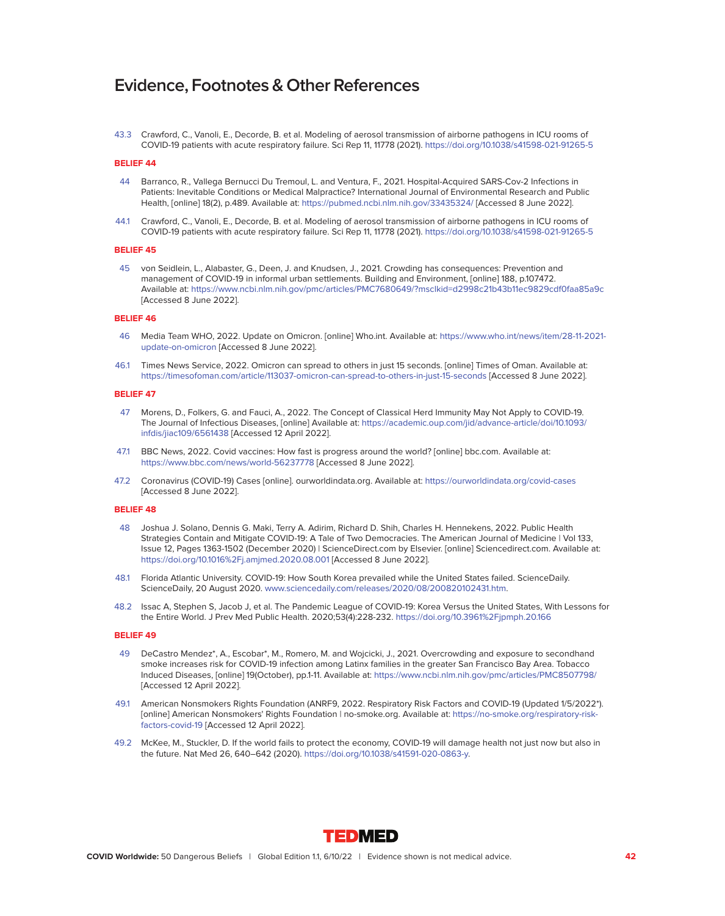# Evidence, Footnotes & Other References

43.3 Crawford, C., Vanoli, E., Decorde, B. et al. Modeling of aerosol transmission of airborne pathogens in ICU rooms of COVID-19 patients with acute respiratory failure. Sci Rep 11, 11778 (2021). https://doi.org/10.1038/s41598-021-91265-5

**BELIEF 44**

44 Barranco, R., Vallega Bernucci Du Tremoul, L. and Ventura, F., 2021. Hospital-Acquired SARS-Cov-2 Infections in Patients: Inevitable Conditions or Medical Malpractice? International Journal of Environmental Research and Public Health, [online] 18(2), p.489. Available at: https://pubmed.ncbi.nlm.nih.gov/33435324/ [Accessed 8 June 2022].

44.1 Crawford, C., Vanoli, E., Decorde, B. et al. Modeling of aerosol transmission of airborne pathogens in ICU rooms of COVID-19 patients with acute respiratory failure. Sci Rep 11, 11778 (2021). https://doi.org/10.1038/s41598-021-91265-5

**BELIEF 45**

45 von Seidlein, L., Alabaster, G., Deen, J. and Knudsen, J., 2021. Crowding has consequences: Prevention and management of COVID-19 in informal urban settlements. Building and Environment, [online] 188, p.107472. Available at: https://www.ncbi.nlm.nih.gov/pmc/articles/PMC7680649/?msclkid=d2998c21b43b11ec9829cdf0faa85a9c [Accessed 8 June 2022].

**BELIEF 46**

46 Media Team WHO, 2022. Update on Omicron. [online] Who.int. Available at: https://www.who.int/news/item/28-11-2021-update-on-omicron [Accessed 8 June 2022].

46.1 Times News Service, 2022. Omicron can spread to others in just 15 seconds. [online] Times of Oman. Available at: https://timesofoman.com/article/113037-omicron-can-spread-to-others-in-just-15-seconds [Accessed 8 June 2022].

**BELIEF 47**

47 Morens, D., Folkers, G. and Fauci, A., 2022. The Concept of Classical Herd Immunity May Not Apply to COVID-19. The Journal of Infectious Diseases, [online] Available at: https://academic.oup.com/jid/advance-article/doi/10.1093/infdis/jiac109/6561438 [Accessed 12 April 2022].

47.1 BBC News, 2022. Covid vaccines: How fast is progress around the world? [online] bbc.com. Available at: https://www.bbc.com/news/world-56237778 [Accessed 8 June 2022].

47.2 Coronavirus (COVID-19) Cases [online]. ourworldindata.org. Available at: https://ourworldindata.org/covid-cases [Accessed 8 June 2022].

**BELIEF 48**

48 Joshua J. Solano, Dennis G. Maki, Terry A. Adirim, Richard D. Shih, Charles H. Hennekens, 2022. Public Health Strategies Contain and Mitigate COVID-19: A Tale of Two Democracies. The American Journal of Medicine | Vol 133, Issue 12, Pages 1363-1502 (December 2020) | ScienceDirect.com by Elsevier. [online] Sciencedirect.com. Available at: https://doi.org/10.1016%2Fj.amjmed.2020.08.001 [Accessed 8 June 2022].

48.1 Florida Atlantic University. COVID-19: How South Korea prevailed while the United States failed. ScienceDaily. ScienceDaily, 20 August 2020. www.sciencedaily.com/releases/2020/08/200820102431.htm.

48.2 Issac A, Stephen S, Jacob J, et al. The Pandemic League of COVID-19: Korea Versus the United States, With Lessons for the Entire World. J Prev Med Public Health. 2020;53(4):228-232. https://doi.org/10.3961%2Fjpmph.20.166

**BELIEF 49**

49 DeCastro Mendez*, A., Escobar*, M., Romero, M. and Wojcicki, J., 2021. Overcrowding and exposure to secondhand smoke increases risk for COVID-19 infection among Latinx families in the greater San Francisco Bay Area. Tobacco Induced Diseases, [online] 19(October), pp.1-11. Available at: https://www.ncbi.nlm.nih.gov/pmc/articles/PMC8507798/ [Accessed 12 April 2022].

49.1 American Nonsmokers Rights Foundation (ANRF9, 2022. Respiratory Risk Factors and COVID-19 (Updated 1/5/2022*). [online] American Nonsmokers' Rights Foundation | no-smoke.org. Available at: https://no-smoke.org/respiratory-risk-factors-covid-19 [Accessed 12 April 2022].

49.2 McKee, M., Stuckler, D. If the world fails to protect the economy, COVID-19 will damage health not just now but also in the future. Nat Med 26, 640–642 (2020). https://doi.org/10.1038/s41591-020-0863-y.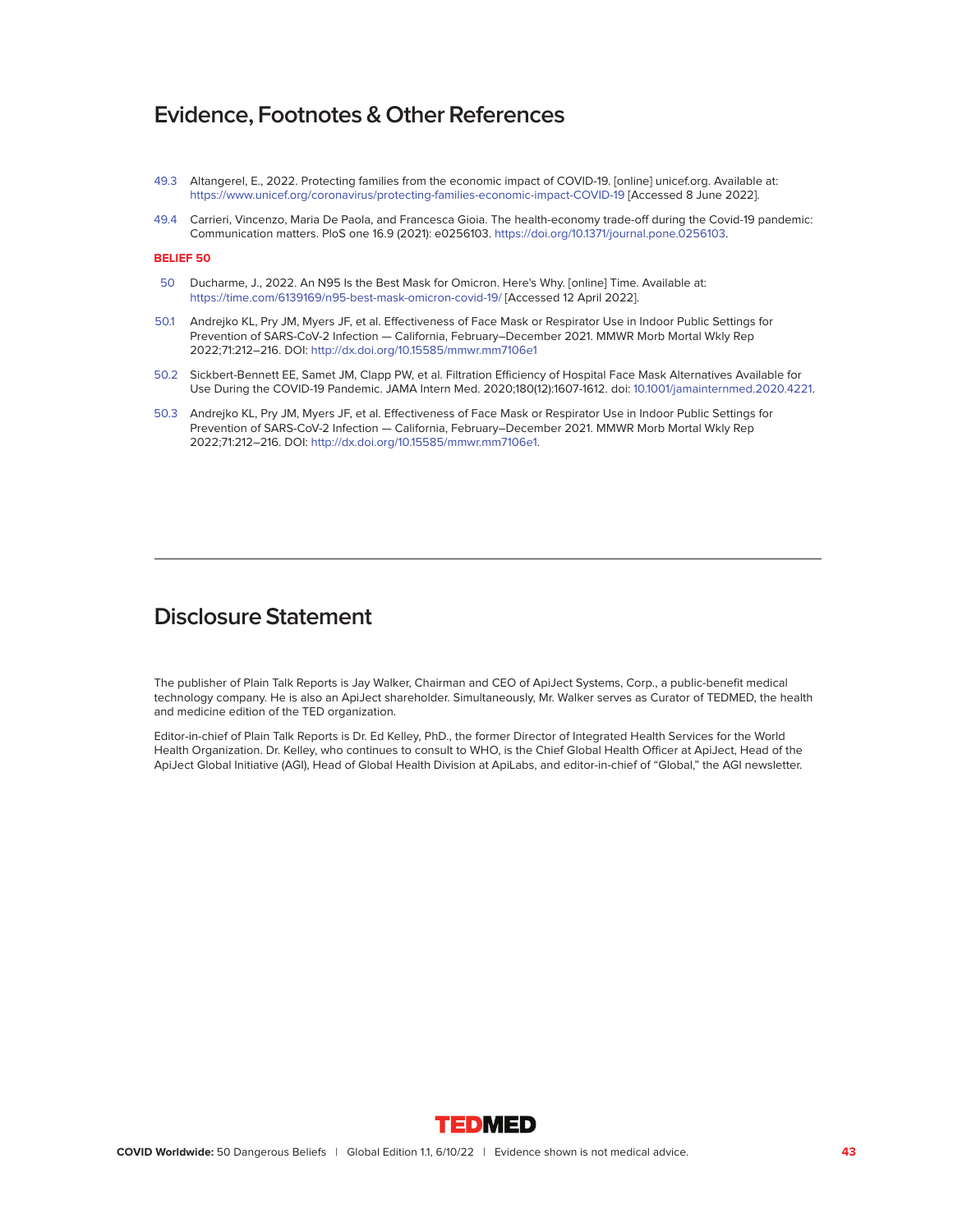## Evidence, Footnotes & Other References

49.3 Altangerel, E., 2022. Protecting families from the economic impact of COVID-19. [online] unicef.org. Available at: https://www.unicef.org/coronavirus/protecting-families-economic-impact-COVID-19 [Accessed 8 June 2022].

49.4 Carrieri, Vincenzo, Maria De Paola, and Francesca Gioia. The health-economy trade-off during the Covid-19 pandemic: Communication matters. PloS one 16.9 (2021): e0256103. https://doi.org/10.1371/journal.pone.0256103.

**BELIEF 50**

50 Ducharme, J., 2022. An N95 Is the Best Mask for Omicron. Here's Why. [online] Time. Available at: https://time.com/6139169/n95-best-mask-omicron-covid-19/ [Accessed 12 April 2022].

50.1 Andrejko KL, Pry JM, Myers JF, et al. Effectiveness of Face Mask or Respirator Use in Indoor Public Settings for Prevention of SARS-CoV-2 Infection — California, February–December 2021. MMWR Morb Mortal Wkly Rep 2022;71:212–216. DOI: http://dx.doi.org/10.15585/mmwr.mm7106e1

50.2 Sickbert-Bennett EE, Samet JM, Clapp PW, et al. Filtration Efficiency of Hospital Face Mask Alternatives Available for Use During the COVID-19 Pandemic. JAMA Intern Med. 2020;180(12):1607-1612. doi: 10.1001/jamainternmed.2020.4221.

50.3 Andrejko KL, Pry JM, Myers JF, et al. Effectiveness of Face Mask or Respirator Use in Indoor Public Settings for Prevention of SARS-CoV-2 Infection — California, February–December 2021. MMWR Morb Mortal Wkly Rep 2022;71:212–216. DOI: http://dx.doi.org/10.15585/mmwr.mm7106e1.

---

## Disclosure Statement

The publisher of Plain Talk Reports is Jay Walker, Chairman and CEO of ApiJect Systems, Corp., a public-benefit medical technology company. He is also an ApiJect shareholder. Simultaneously, Mr. Walker serves as Curator of TEDMED, the health and medicine edition of the TED organization.

Editor-in-chief of Plain Talk Reports is Dr. Ed Kelley, PhD., the former Director of Integrated Health Services for the World Health Organization. Dr. Kelley, who continues to consult to WHO, is the Chief Global Health Officer at ApiJect, Head of the ApiJect Global Initiative (AGI), Head of Global Health Division at ApiLabs, and editor-in-chief of "Global," the AGI newsletter.